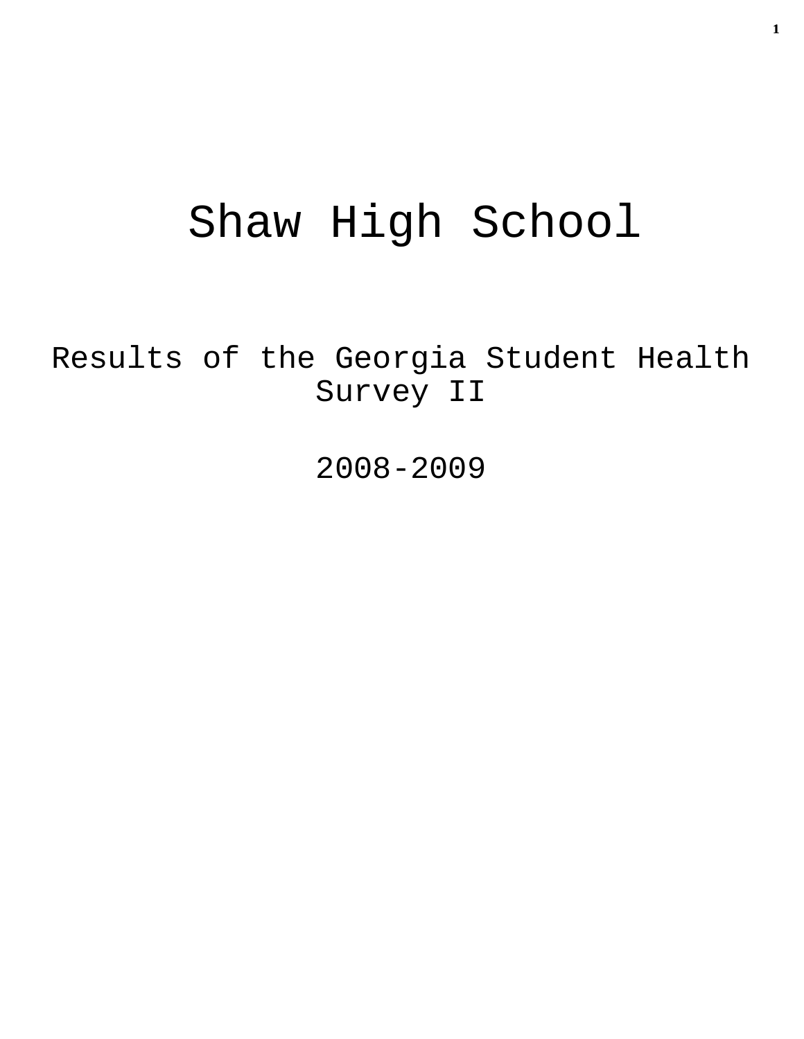# Shaw High School

## Results of the Georgia Student Health Survey II

## 2008-2009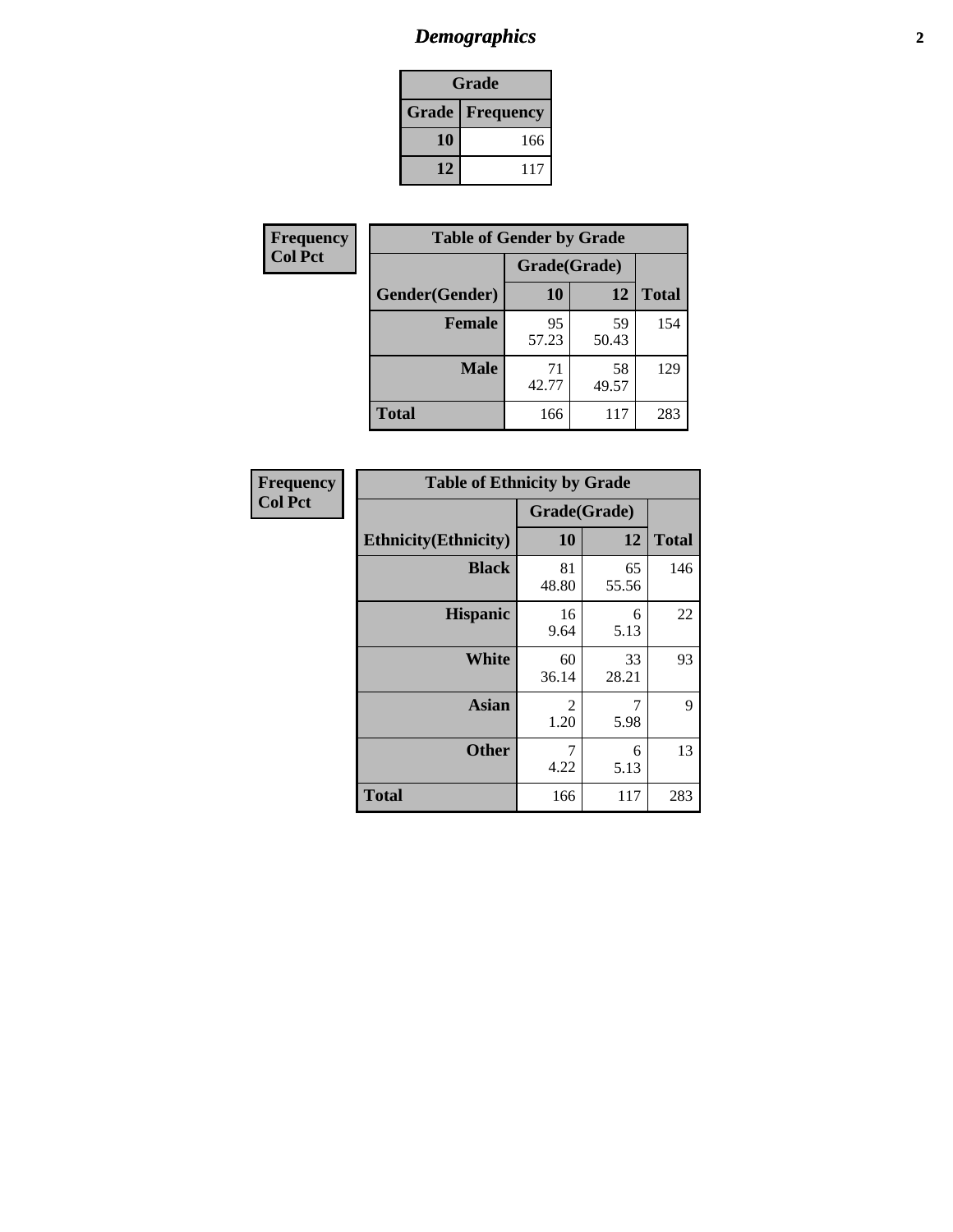# *Demographics*

| Grade | |
|---|---|
| **Grade** | **Frequency** |
| **10** | 166 |
| **12** | 117 |

| Frequency<br>Col Pct |
|---|

| Table of Gender by Grade | | | |
|---|---|---|---|
| | Grade(Grade) | | |
| **Gender(Gender)** | **10** | **12** | **Total** |
| **Female** | 95<br>57.23 | 59<br>50.43 | 154 |
| **Male** | 71<br>42.77 | 58<br>49.57 | 129 |
| **Total** | 166 | 117 | 283 |

| Frequency<br>Col Pct |
|---|

| Table of Ethnicity by Grade | | | |
|---|---|---|---|
| | Grade(Grade) | | |
| **Ethnicity(Ethnicity)** | **10** | **12** | **Total** |
| **Black** | 81<br>48.80 | 65<br>55.56 | 146 |
| **Hispanic** | 16<br>9.64 | 6<br>5.13 | 22 |
| **White** | 60<br>36.14 | 33<br>28.21 | 93 |
| **Asian** | 2<br>1.20 | 7<br>5.98 | 9 |
| **Other** | 7<br>4.22 | 6<br>5.13 | 13 |
| **Total** | 166 | 117 | 283 |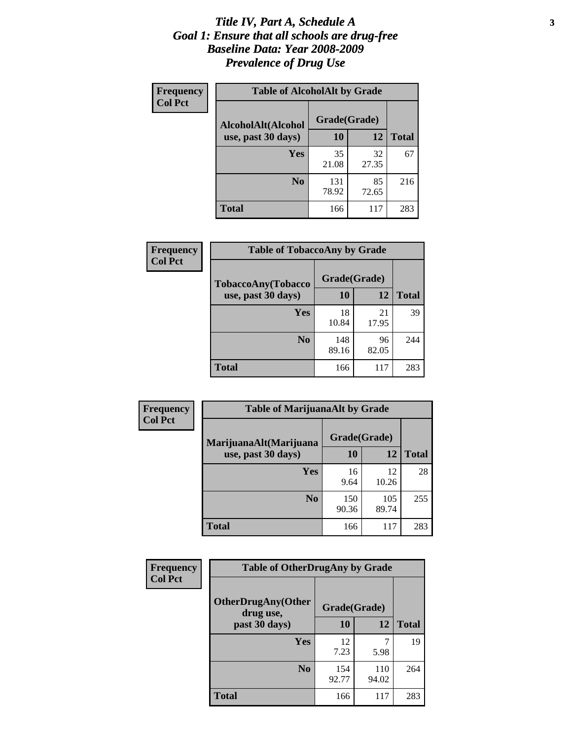# *Title IV, Part A, Schedule A*
## *Goal 1: Ensure that all schools are drug-free*
## *Baseline Data: Year 2008-2009*
## *Prevalence of Drug Use*

**Frequency**
**Col Pct**

| Table of AlcoholAlt by Grade | | | |
|---|---|---|---|
| AlcoholAlt(Alcohol use, past 30 days) | Grade(Grade) | | |
| | 10 | 12 | Total |
| Yes | 35<br>21.08 | 32<br>27.35 | 67 |
| No | 131<br>78.92 | 85<br>72.65 | 216 |
| Total | 166 | 117 | 283 |

**Frequency**
**Col Pct**

| Table of TobaccoAny by Grade | | | |
|---|---|---|---|
| TobaccoAny(Tobacco use, past 30 days) | Grade(Grade) | | |
| | 10 | 12 | Total |
| Yes | 18<br>10.84 | 21<br>17.95 | 39 |
| No | 148<br>89.16 | 96<br>82.05 | 244 |
| Total | 166 | 117 | 283 |

**Frequency**
**Col Pct**

| Table of MarijuanaAlt by Grade | | | |
|---|---|---|---|
| MarijuanaAlt(Marijuana use, past 30 days) | Grade(Grade) | | |
| | 10 | 12 | Total |
| Yes | 16<br>9.64 | 12<br>10.26 | 28 |
| No | 150<br>90.36 | 105<br>89.74 | 255 |
| Total | 166 | 117 | 283 |

**Frequency**
**Col Pct**

| Table of OtherDrugAny by Grade | | | |
|---|---|---|---|
| OtherDrugAny(Other drug use, past 30 days) | Grade(Grade) | | |
| | 10 | 12 | Total |
| Yes | 12<br>7.23 | 7<br>5.98 | 19 |
| No | 154<br>92.77 | 110<br>94.02 | 264 |
| Total | 166 | 117 | 283 |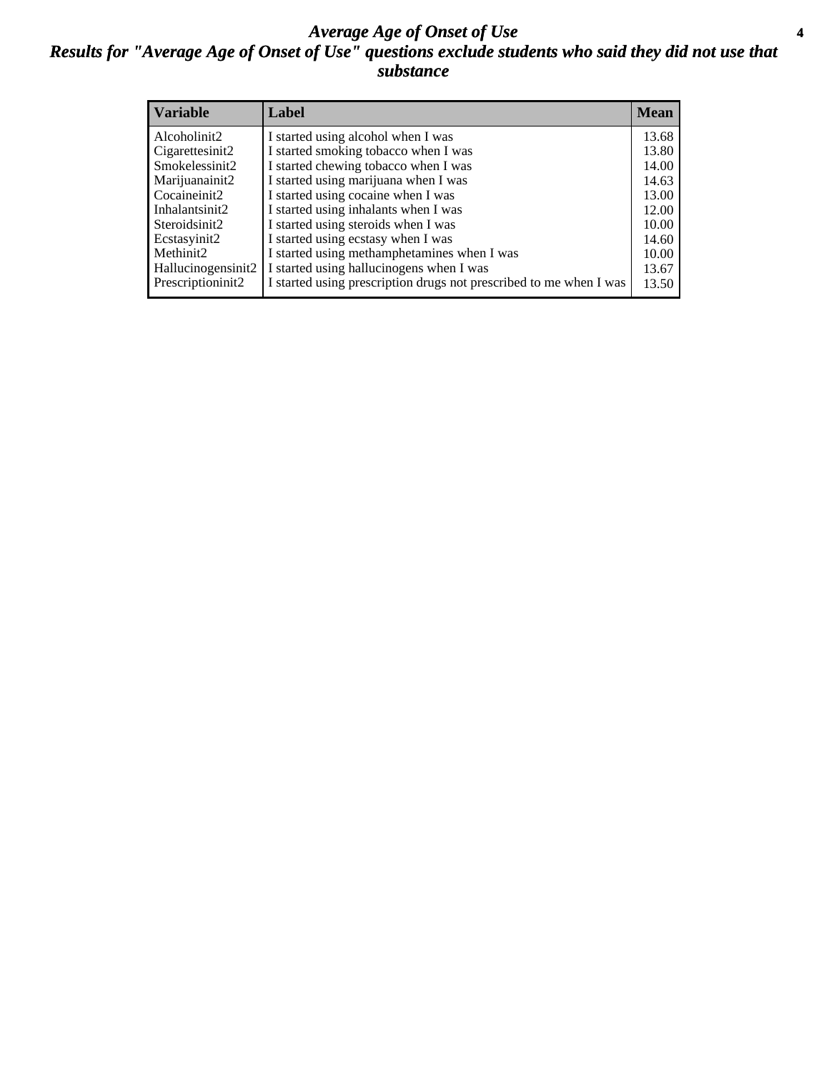# *Average Age of Onset of Use*

## *Results for "Average Age of Onset of Use" questions exclude students who said they did not use that substance*

| Variable | Label | Mean |
|---|---|---|
| Alcoholinit2 | I started using alcohol when I was | 13.68 |
| Cigarettesinit2 | I started smoking tobacco when I was | 13.80 |
| Smokelessinit2 | I started chewing tobacco when I was | 14.00 |
| Marijuanainit2 | I started using marijuana when I was | 14.63 |
| Cocaineinit2 | I started using cocaine when I was | 13.00 |
| Inhalantsinit2 | I started using inhalants when I was | 12.00 |
| Steroidsinit2 | I started using steroids when I was | 10.00 |
| Ecstasyinit2 | I started using ecstasy when I was | 14.60 |
| Methinit2 | I started using methamphetamines when I was | 10.00 |
| Hallucinogensinit2 | I started using hallucinogens when I was | 13.67 |
| Prescriptioninit2 | I started using prescription drugs not prescribed to me when I was | 13.50 |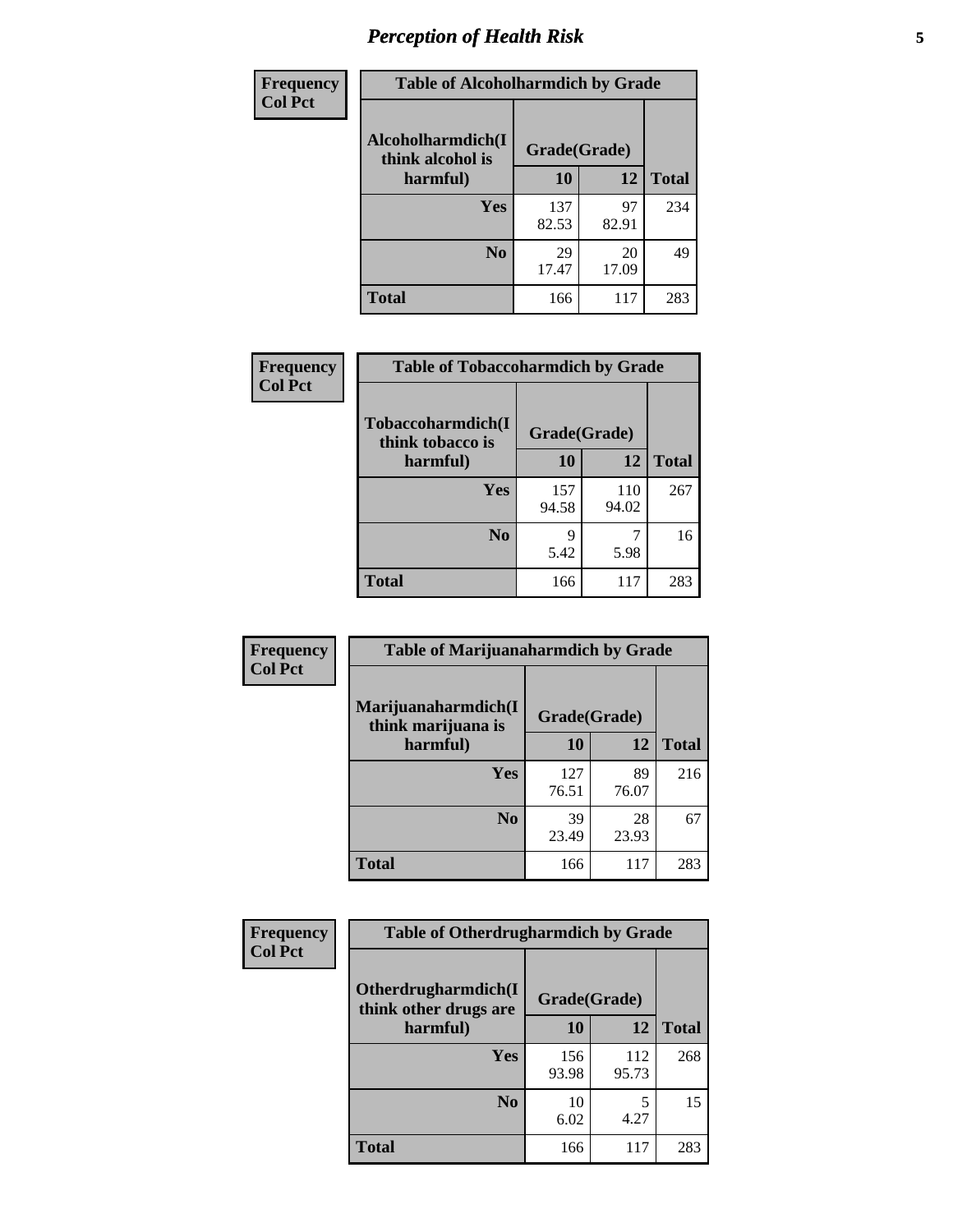# *Perception of Health Risk*

| Frequency Col Pct | Table of Alcoholharmdich by Grade | | |
|---|---|---|---|
| **Alcoholharmdich(I think alcohol is harmful)** | **Grade(Grade)** | | **Total** |
| | **10** | **12** | |
| **Yes** | 137<br>82.53 | 97<br>82.91 | 234 |
| **No** | 29<br>17.47 | 20<br>17.09 | 49 |
| **Total** | 166 | 117 | 283 |

| Frequency Col Pct | Table of Tobaccoharmdich by Grade | | |
|---|---|---|---|
| **Tobaccoharmdich(I think tobacco is harmful)** | **Grade(Grade)** | | **Total** |
| | **10** | **12** | |
| **Yes** | 157<br>94.58 | 110<br>94.02 | 267 |
| **No** | 9<br>5.42 | 7<br>5.98 | 16 |
| **Total** | 166 | 117 | 283 |

| Frequency Col Pct | Table of Marijuanaharmdich by Grade | | |
|---|---|---|---|
| **Marijuanaharmdich(I think marijuana is harmful)** | **Grade(Grade)** | | **Total** |
| | **10** | **12** | |
| **Yes** | 127<br>76.51 | 89<br>76.07 | 216 |
| **No** | 39<br>23.49 | 28<br>23.93 | 67 |
| **Total** | 166 | 117 | 283 |

| Frequency Col Pct | Table of Otherdrugharmdich by Grade | | |
|---|---|---|---|
| **Otherdrugharmdich(I think other drugs are harmful)** | **Grade(Grade)** | | **Total** |
| | **10** | **12** | |
| **Yes** | 156<br>93.98 | 112<br>95.73 | 268 |
| **No** | 10<br>6.02 | 5<br>4.27 | 15 |
| **Total** | 166 | 117 | 283 |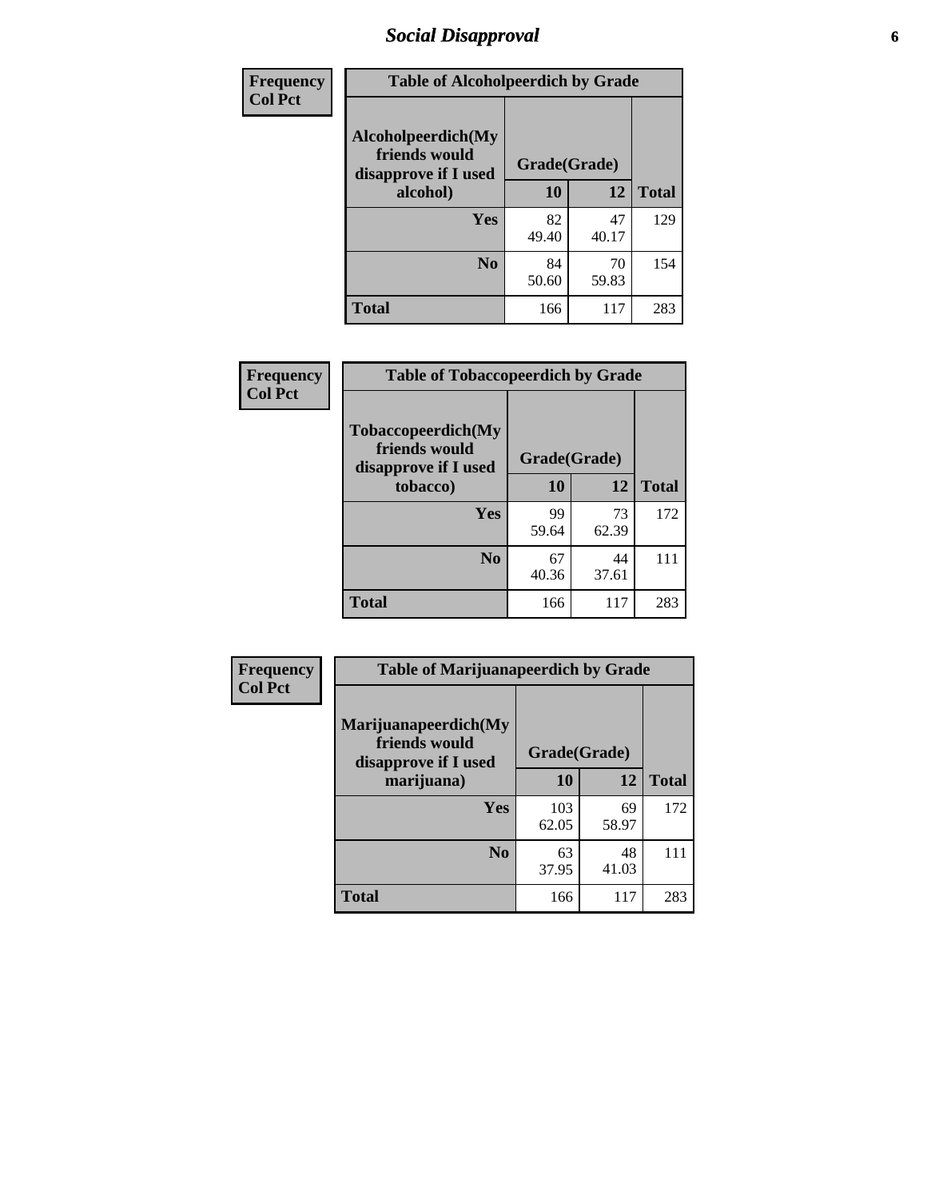| Frequency<br>Col Pct | Table of Alcoholpeerdich by Grade | | |
|---|---|---|---|
| Alcoholpeerdich(My friends would disapprove if I used alcohol) | Grade(Grade) | | |
| | 10 | 12 | Total |
| Yes | 82<br>49.40 | 47<br>40.17 | 129 |
| No | 84<br>50.60 | 70<br>59.83 | 154 |
| Total | 166 | 117 | 283 |

| Frequency<br>Col Pct | Table of Tobaccopeerdich by Grade | | |
|---|---|---|---|
| Tobaccopeerdich(My friends would disapprove if I used tobacco) | Grade(Grade) | | |
| | 10 | 12 | Total |
| Yes | 99<br>59.64 | 73<br>62.39 | 172 |
| No | 67<br>40.36 | 44<br>37.61 | 111 |
| Total | 166 | 117 | 283 |

| Frequency<br>Col Pct | Table of Marijuanapeerdich by Grade | | |
|---|---|---|---|
| Marijuanapeerdich(My friends would disapprove if I used marijuana) | Grade(Grade) | | |
| | 10 | 12 | Total |
| Yes | 103<br>62.05 | 69<br>58.97 | 172 |
| No | 63<br>37.95 | 48<br>41.03 | 111 |
| Total | 166 | 117 | 283 |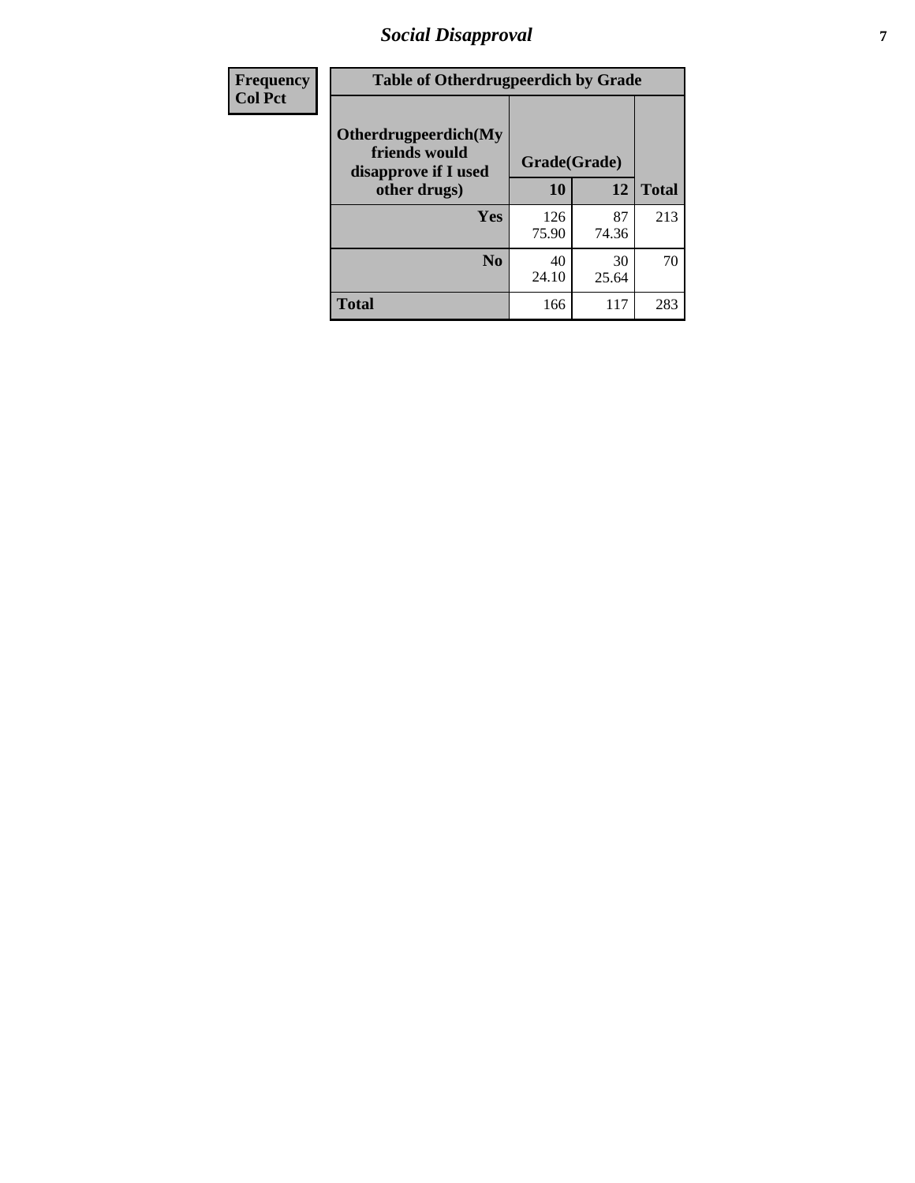# Social Disapproval

| Frequency<br>Col Pct | Table of Otherdrugpeerdich by Grade | | |
|---|---|---|---|
| **Otherdrugpeerdich(My friends would disapprove if I used other drugs)** | **Grade(Grade)** | | |
| | **10** | **12** | **Total** |
| **Yes** | 126<br>75.90 | 87<br>74.36 | 213 |
| **No** | 40<br>24.10 | 30<br>25.64 | 70 |
| **Total** | 166 | 117 | 283 |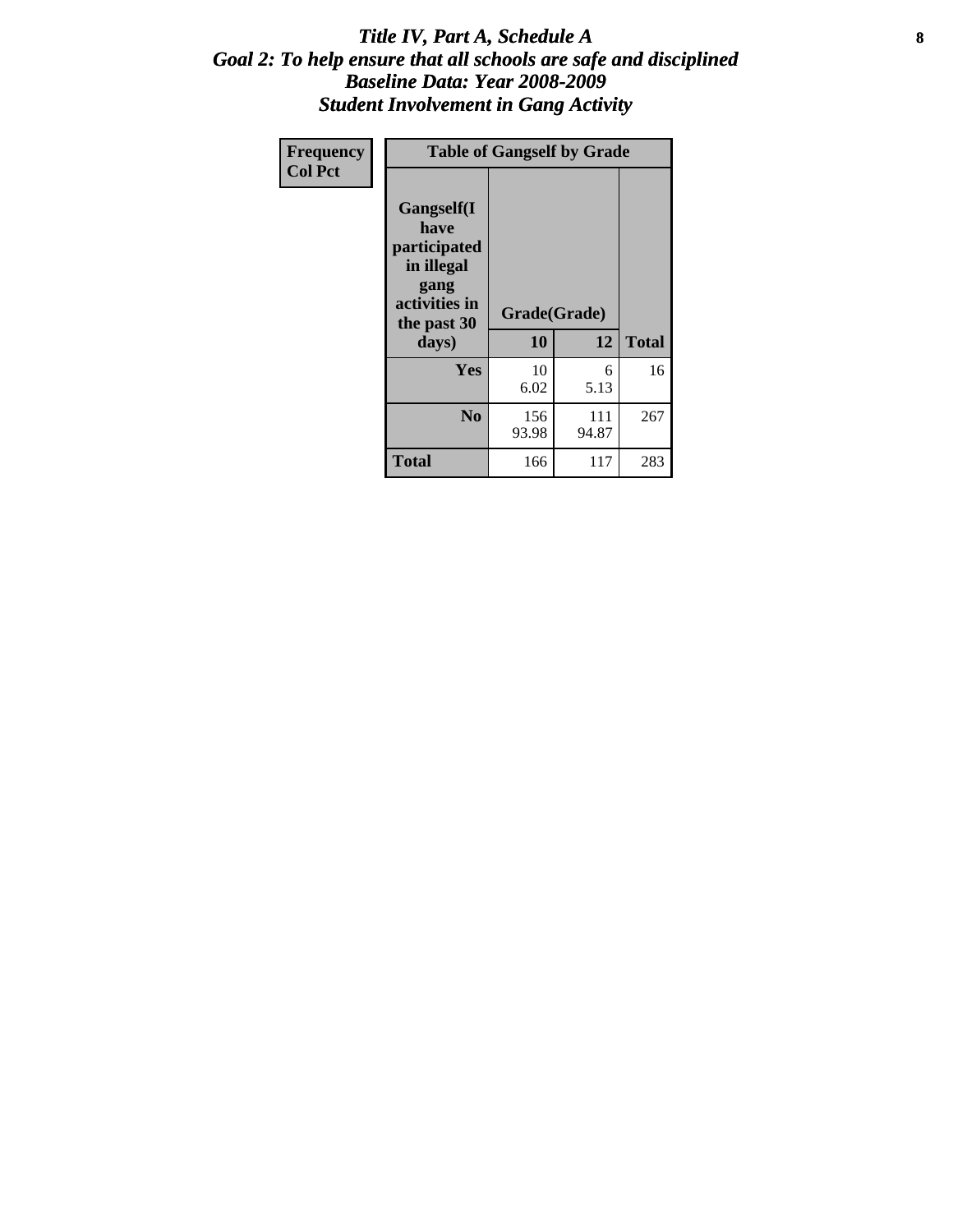# *Title IV, Part A, Schedule A*
## *Goal 2: To help ensure that all schools are safe and disciplined*
## *Baseline Data: Year 2008-2009*
## *Student Involvement in Gang Activity*

| Frequency<br>Col Pct | Table of Gangself by Grade | | |
|---|---|---|---|
| Gangself(I have participated in illegal gang activities in the past 30 days) | Grade(Grade) | | |
| | 10 | 12 | Total |
| Yes | 10<br>6.02 | 6<br>5.13 | 16 |
| No | 156<br>93.98 | 111<br>94.87 | 267 |
| Total | 166 | 117 | 283 |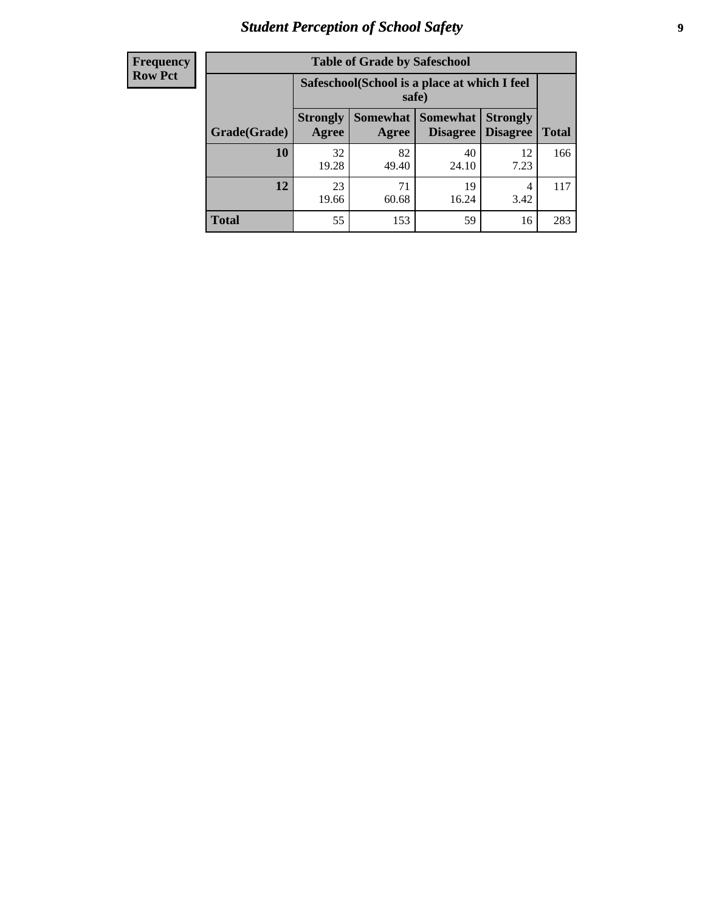| Frequency Row Pct | Table of Grade by Safeschool | | | | |
|---|---|---|---|---|---|
| | Safeschool(School is a place at which I feel safe) | | | | |
| Grade(Grade) | Strongly Agree | Somewhat Agree | Somewhat Disagree | Strongly Disagree | Total |
| 10 | 32<br>19.28 | 82<br>49.40 | 40<br>24.10 | 12<br>7.23 | 166 |
| 12 | 23<br>19.66 | 71<br>60.68 | 19<br>16.24 | 4<br>3.42 | 117 |
| Total | 55 | 153 | 59 | 16 | 283 |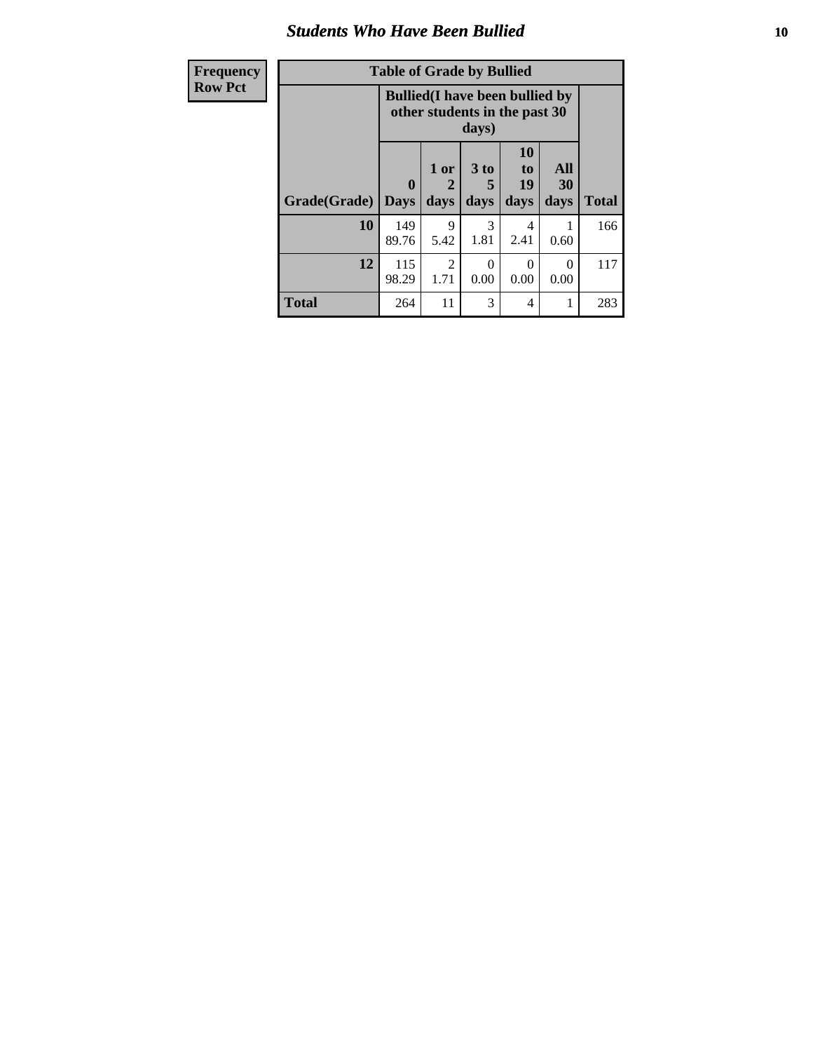## Students Who Have Been Bullied

| Frequency<br>Row Pct |
|---|

**Table of Grade by Bullied**

| | Bullied(I have been bullied by other students in the past 30 days) | | | | | |
|---|---|---|---|---|---|---|
| **Grade(Grade)** | **0 Days** | **1 or 2 days** | **3 to 5 days** | **10 to 19 days** | **All 30 days** | **Total** |
| **10** | 149<br>89.76 | 9<br>5.42 | 3<br>1.81 | 4<br>2.41 | 1<br>0.60 | 166 |
| **12** | 115<br>98.29 | 2<br>1.71 | 0<br>0.00 | 0<br>0.00 | 0<br>0.00 | 117 |
| **Total** | 264 | 11 | 3 | 4 | 1 | 283 |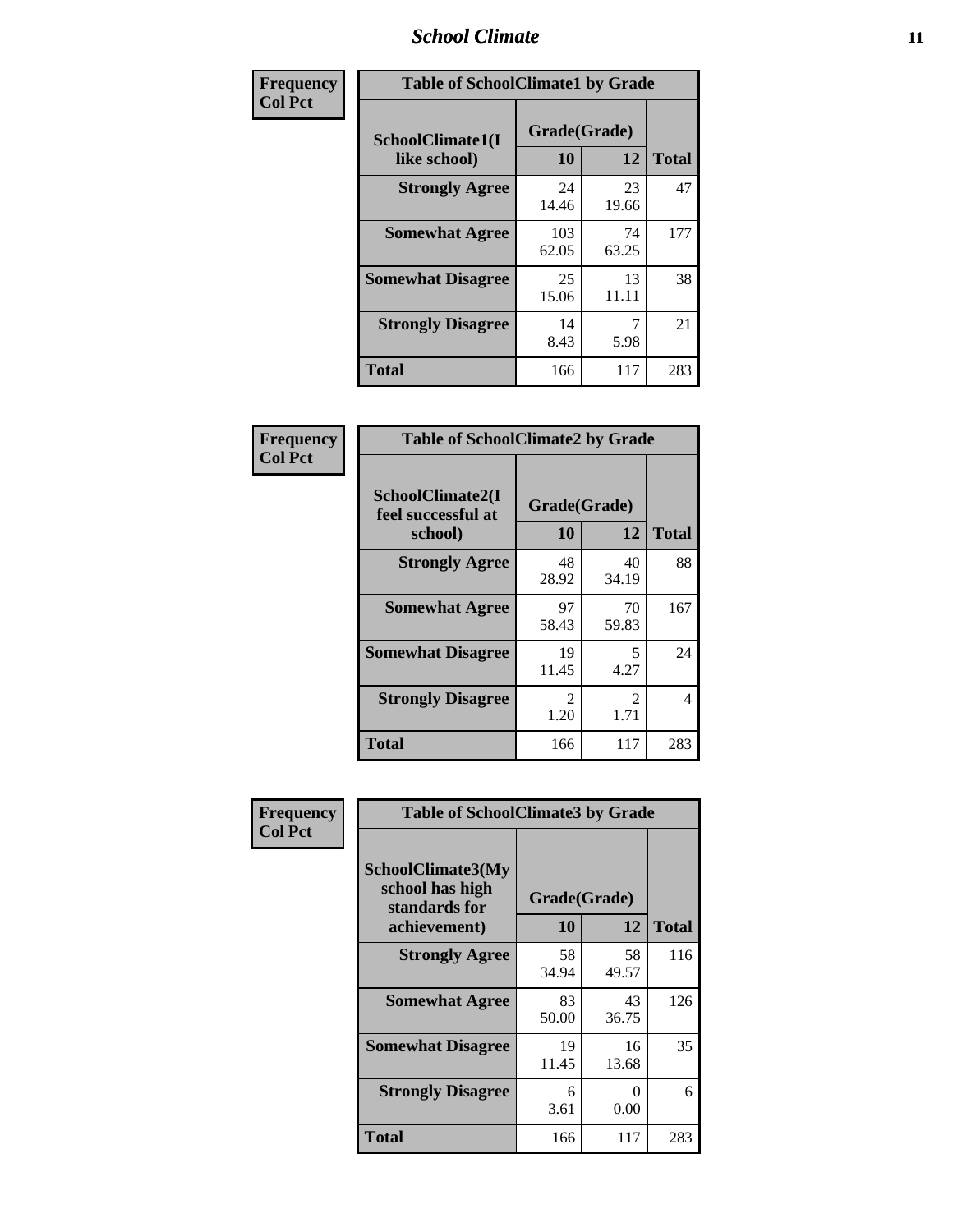## School Climate

**Frequency**
**Col Pct**

| Table of SchoolClimate1 by Grade | | | |
|---|---|---|---|
| SchoolClimate1(I like school) | Grade(Grade) | | |
| | 10 | 12 | Total |
| **Strongly Agree** | 24<br>14.46 | 23<br>19.66 | 47 |
| **Somewhat Agree** | 103<br>62.05 | 74<br>63.25 | 177 |
| **Somewhat Disagree** | 25<br>15.06 | 13<br>11.11 | 38 |
| **Strongly Disagree** | 14<br>8.43 | 7<br>5.98 | 21 |
| **Total** | 166 | 117 | 283 |

**Frequency**
**Col Pct**

| Table of SchoolClimate2 by Grade | | | |
|---|---|---|---|
| SchoolClimate2(I feel successful at school) | Grade(Grade) | | |
| | 10 | 12 | Total |
| **Strongly Agree** | 48<br>28.92 | 40<br>34.19 | 88 |
| **Somewhat Agree** | 97<br>58.43 | 70<br>59.83 | 167 |
| **Somewhat Disagree** | 19<br>11.45 | 5<br>4.27 | 24 |
| **Strongly Disagree** | 2<br>1.20 | 2<br>1.71 | 4 |
| **Total** | 166 | 117 | 283 |

**Frequency**
**Col Pct**

| Table of SchoolClimate3 by Grade | | | |
|---|---|---|---|
| SchoolClimate3(My school has high standards for achievement) | Grade(Grade) | | |
| | 10 | 12 | Total |
| **Strongly Agree** | 58<br>34.94 | 58<br>49.57 | 116 |
| **Somewhat Agree** | 83<br>50.00 | 43<br>36.75 | 126 |
| **Somewhat Disagree** | 19<br>11.45 | 16<br>13.68 | 35 |
| **Strongly Disagree** | 6<br>3.61 | 0<br>0.00 | 6 |
| **Total** | 166 | 117 | 283 |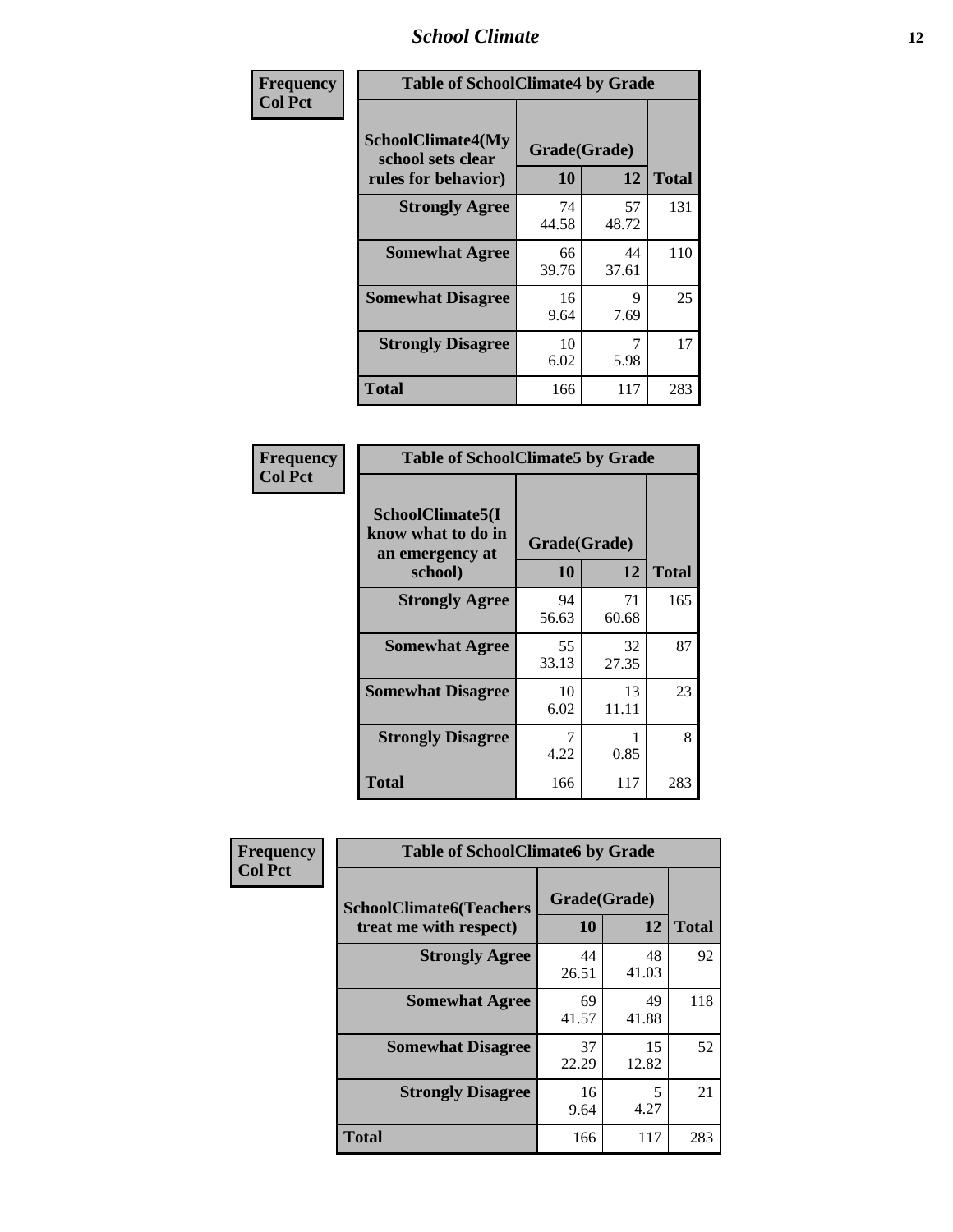| Frequency<br>Col Pct | Table of SchoolClimate4 by Grade | | |
|---|---|---|---|
| SchoolClimate4(My school sets clear rules for behavior) | Grade(Grade) | | |
| | 10 | 12 | Total |
| Strongly Agree | 74<br>44.58 | 57<br>48.72 | 131 |
| Somewhat Agree | 66<br>39.76 | 44<br>37.61 | 110 |
| Somewhat Disagree | 16<br>9.64 | 9<br>7.69 | 25 |
| Strongly Disagree | 10<br>6.02 | 7<br>5.98 | 17 |
| Total | 166 | 117 | 283 |

| Frequency<br>Col Pct | Table of SchoolClimate5 by Grade | | |
|---|---|---|---|
| SchoolClimate5(I know what to do in an emergency at school) | Grade(Grade) | | |
| | 10 | 12 | Total |
| Strongly Agree | 94<br>56.63 | 71<br>60.68 | 165 |
| Somewhat Agree | 55<br>33.13 | 32<br>27.35 | 87 |
| Somewhat Disagree | 10<br>6.02 | 13<br>11.11 | 23 |
| Strongly Disagree | 7<br>4.22 | 1<br>0.85 | 8 |
| Total | 166 | 117 | 283 |

| Frequency<br>Col Pct | Table of SchoolClimate6 by Grade | | |
|---|---|---|---|
| SchoolClimate6(Teachers treat me with respect) | Grade(Grade) | | |
| | 10 | 12 | Total |
| Strongly Agree | 44<br>26.51 | 48<br>41.03 | 92 |
| Somewhat Agree | 69<br>41.57 | 49<br>41.88 | 118 |
| Somewhat Disagree | 37<br>22.29 | 15<br>12.82 | 52 |
| Strongly Disagree | 16<br>9.64 | 5<br>4.27 | 21 |
| Total | 166 | 117 | 283 |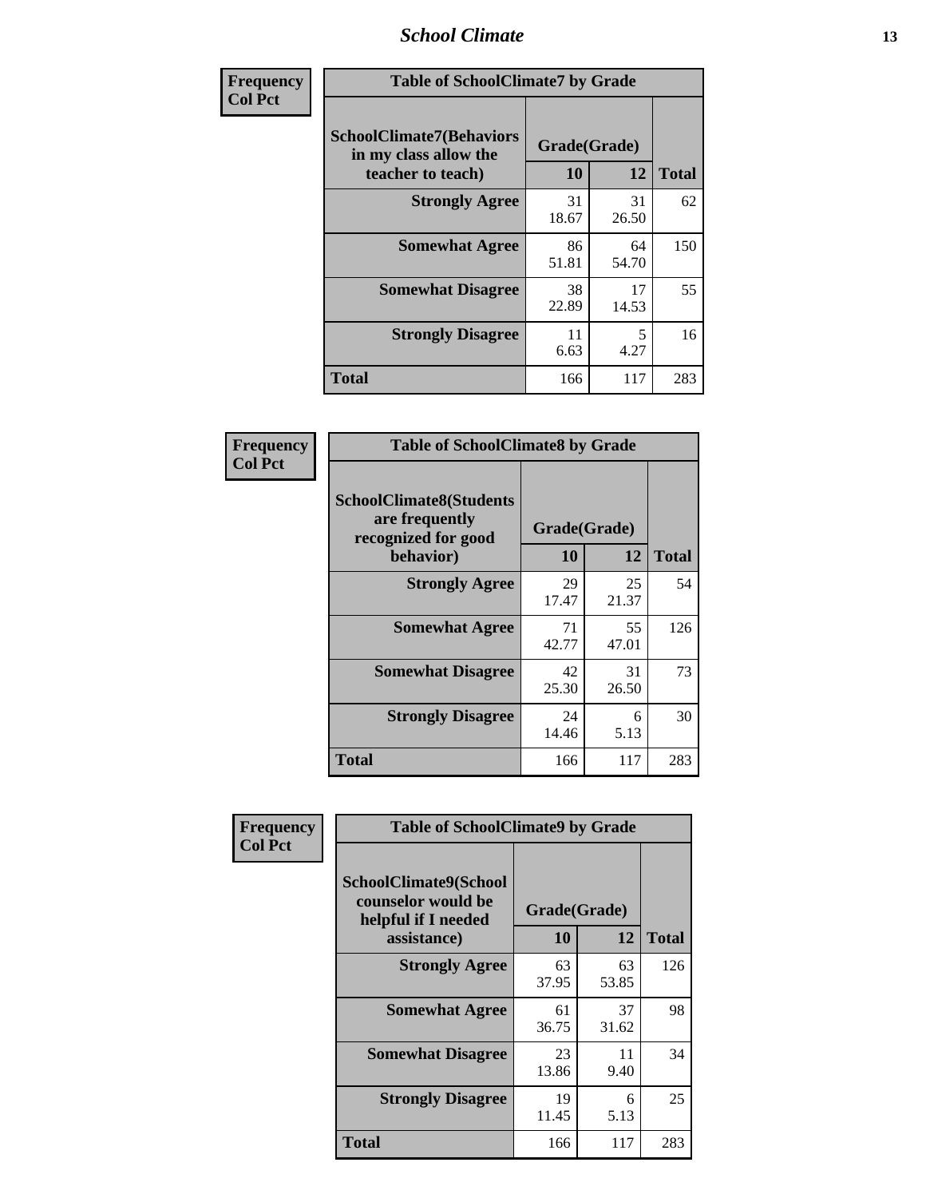| Frequency<br>Col Pct | Table of SchoolClimate7 by Grade | | |
|---|---|---|---|
| SchoolClimate7(Behaviors in my class allow the teacher to teach) | Grade(Grade) | | |
| | 10 | 12 | Total |
| Strongly Agree | 31<br>18.67 | 31<br>26.50 | 62 |
| Somewhat Agree | 86<br>51.81 | 64<br>54.70 | 150 |
| Somewhat Disagree | 38<br>22.89 | 17<br>14.53 | 55 |
| Strongly Disagree | 11<br>6.63 | 5<br>4.27 | 16 |
| Total | 166 | 117 | 283 |

| Frequency<br>Col Pct | Table of SchoolClimate8 by Grade | | |
|---|---|---|---|
| SchoolClimate8(Students are frequently recognized for good behavior) | Grade(Grade) | | |
| | 10 | 12 | Total |
| Strongly Agree | 29<br>17.47 | 25<br>21.37 | 54 |
| Somewhat Agree | 71<br>42.77 | 55<br>47.01 | 126 |
| Somewhat Disagree | 42<br>25.30 | 31<br>26.50 | 73 |
| Strongly Disagree | 24<br>14.46 | 6<br>5.13 | 30 |
| Total | 166 | 117 | 283 |

| Frequency<br>Col Pct | Table of SchoolClimate9 by Grade | | |
|---|---|---|---|
| SchoolClimate9(School counselor would be helpful if I needed assistance) | Grade(Grade) | | |
| | 10 | 12 | Total |
| Strongly Agree | 63<br>37.95 | 63<br>53.85 | 126 |
| Somewhat Agree | 61<br>36.75 | 37<br>31.62 | 98 |
| Somewhat Disagree | 23<br>13.86 | 11<br>9.40 | 34 |
| Strongly Disagree | 19<br>11.45 | 6<br>5.13 | 25 |
| Total | 166 | 117 | 283 |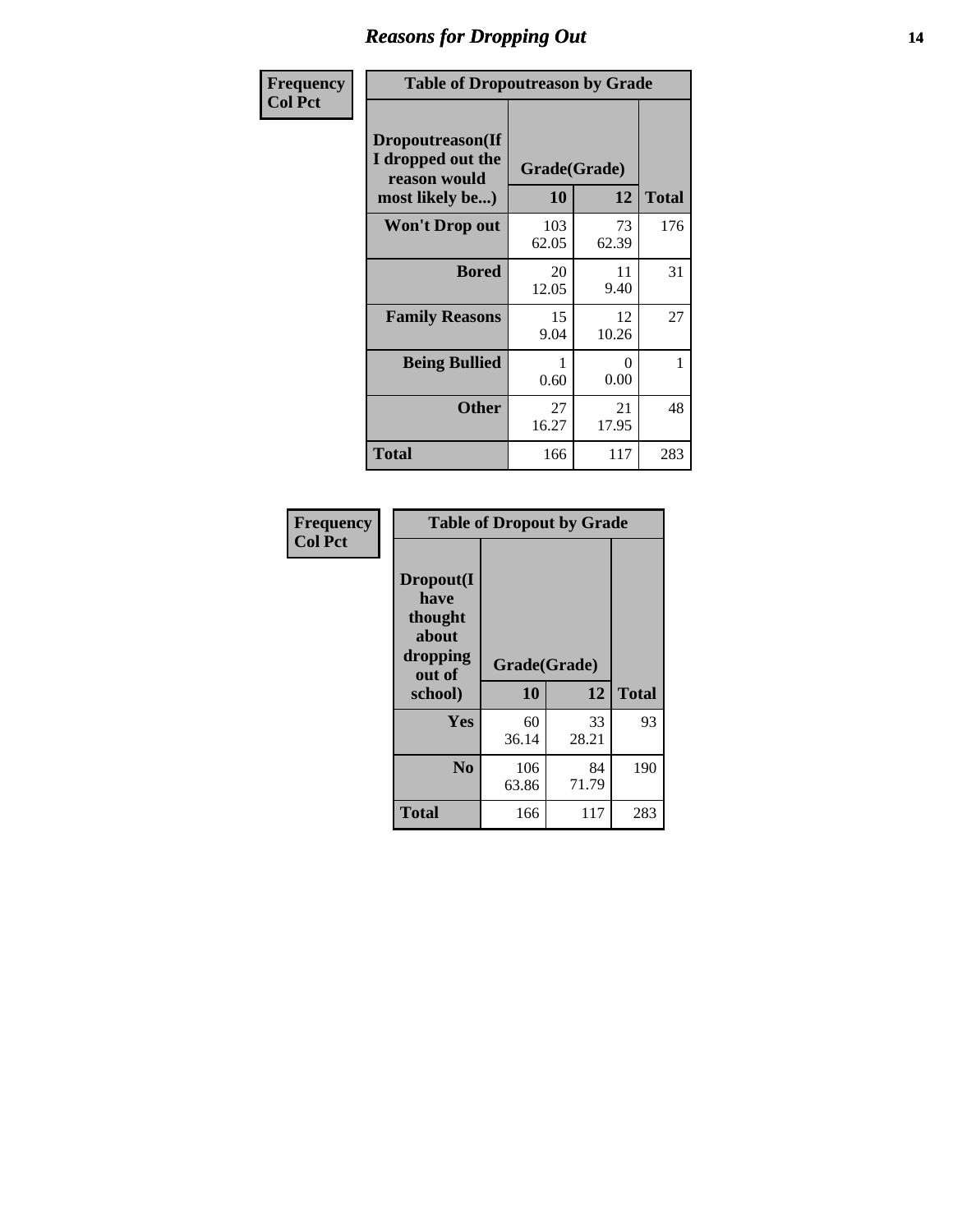# Reasons for Dropping Out

**Frequency**
**Col Pct**

| Table of Dropoutreason by Grade | | | |
|---|---|---|---|
| **Dropoutreason(If I dropped out the reason would most likely be...)** | **Grade(Grade)** | | **Total** |
| | **10** | **12** | |
| **Won't Drop out** | 103<br>62.05 | 73<br>62.39 | 176 |
| **Bored** | 20<br>12.05 | 11<br>9.40 | 31 |
| **Family Reasons** | 15<br>9.04 | 12<br>10.26 | 27 |
| **Being Bullied** | 1<br>0.60 | 0<br>0.00 | 1 |
| **Other** | 27<br>16.27 | 21<br>17.95 | 48 |
| **Total** | 166 | 117 | 283 |

**Frequency**
**Col Pct**

| Table of Dropout by Grade | | | |
|---|---|---|---|
| **Dropout(I have thought about dropping out of school)** | **Grade(Grade)** | | **Total** |
| | **10** | **12** | |
| **Yes** | 60<br>36.14 | 33<br>28.21 | 93 |
| **No** | 106<br>63.86 | 84<br>71.79 | 190 |
| **Total** | 166 | 117 | 283 |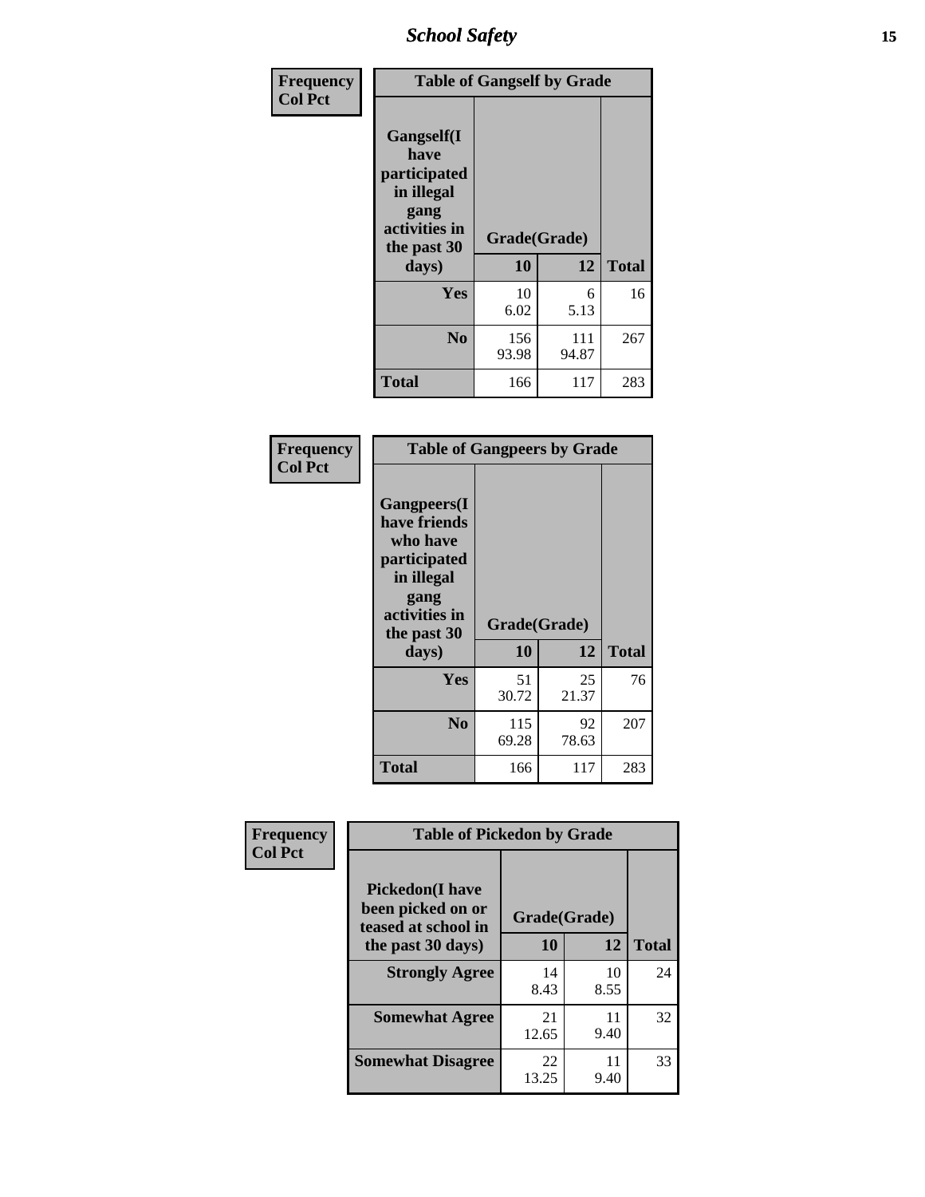| Frequency<br>Col Pct |
|---|

| Table of Gangself by Grade | | | |
|---|---|---|---|
| Gangself(I have participated in illegal gang activities in the past 30 days) | Grade(Grade) | | |
| | 10 | 12 | Total |
| Yes | 10<br>6.02 | 6<br>5.13 | 16 |
| No | 156<br>93.98 | 111<br>94.87 | 267 |
| Total | 166 | 117 | 283 |

| Frequency<br>Col Pct |
|---|

| Table of Gangpeers by Grade | | | |
|---|---|---|---|
| Gangpeers(I have friends who have participated in illegal gang activities in the past 30 days) | Grade(Grade) | | |
| | 10 | 12 | Total |
| Yes | 51<br>30.72 | 25<br>21.37 | 76 |
| No | 115<br>69.28 | 92<br>78.63 | 207 |
| Total | 166 | 117 | 283 |

| Frequency<br>Col Pct |
|---|

| Table of Pickedon by Grade | | | |
|---|---|---|---|
| Pickedon(I have been picked on or teased at school in the past 30 days) | Grade(Grade) | | |
| | 10 | 12 | Total |
| Strongly Agree | 14<br>8.43 | 10<br>8.55 | 24 |
| Somewhat Agree | 21<br>12.65 | 11<br>9.40 | 32 |
| Somewhat Disagree | 22<br>13.25 | 11<br>9.40 | 33 |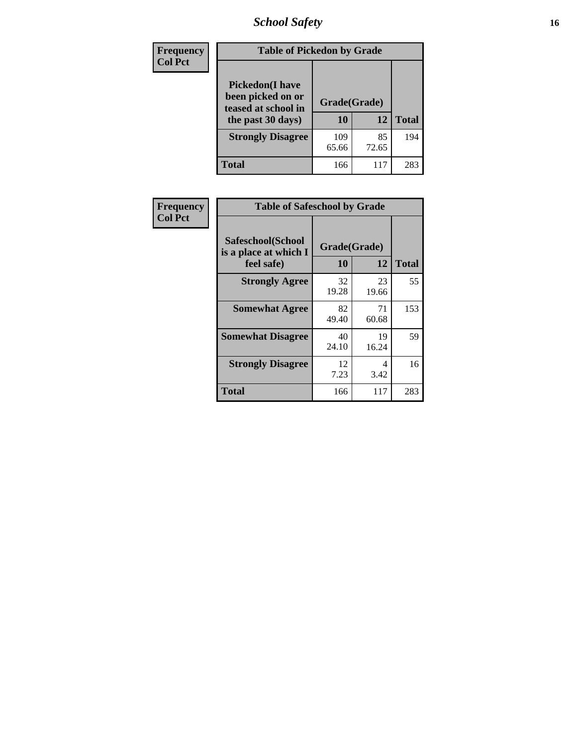| Frequency Col Pct | Table of Pickedon by Grade | | |
|---|---|---|---|
| Pickedon(I have been picked on or teased at school in the past 30 days) | Grade(Grade) | | |
| | 10 | 12 | Total |
| Strongly Disagree | 109<br>65.66 | 85<br>72.65 | 194 |
| Total | 166 | 117 | 283 |

| Frequency Col Pct | Table of Safeschool by Grade | | |
|---|---|---|---|
| Safeschool(School is a place at which I feel safe) | Grade(Grade) | | |
| | 10 | 12 | Total |
| Strongly Agree | 32<br>19.28 | 23<br>19.66 | 55 |
| Somewhat Agree | 82<br>49.40 | 71<br>60.68 | 153 |
| Somewhat Disagree | 40<br>24.10 | 19<br>16.24 | 59 |
| Strongly Disagree | 12<br>7.23 | 4<br>3.42 | 16 |
| Total | 166 | 117 | 283 |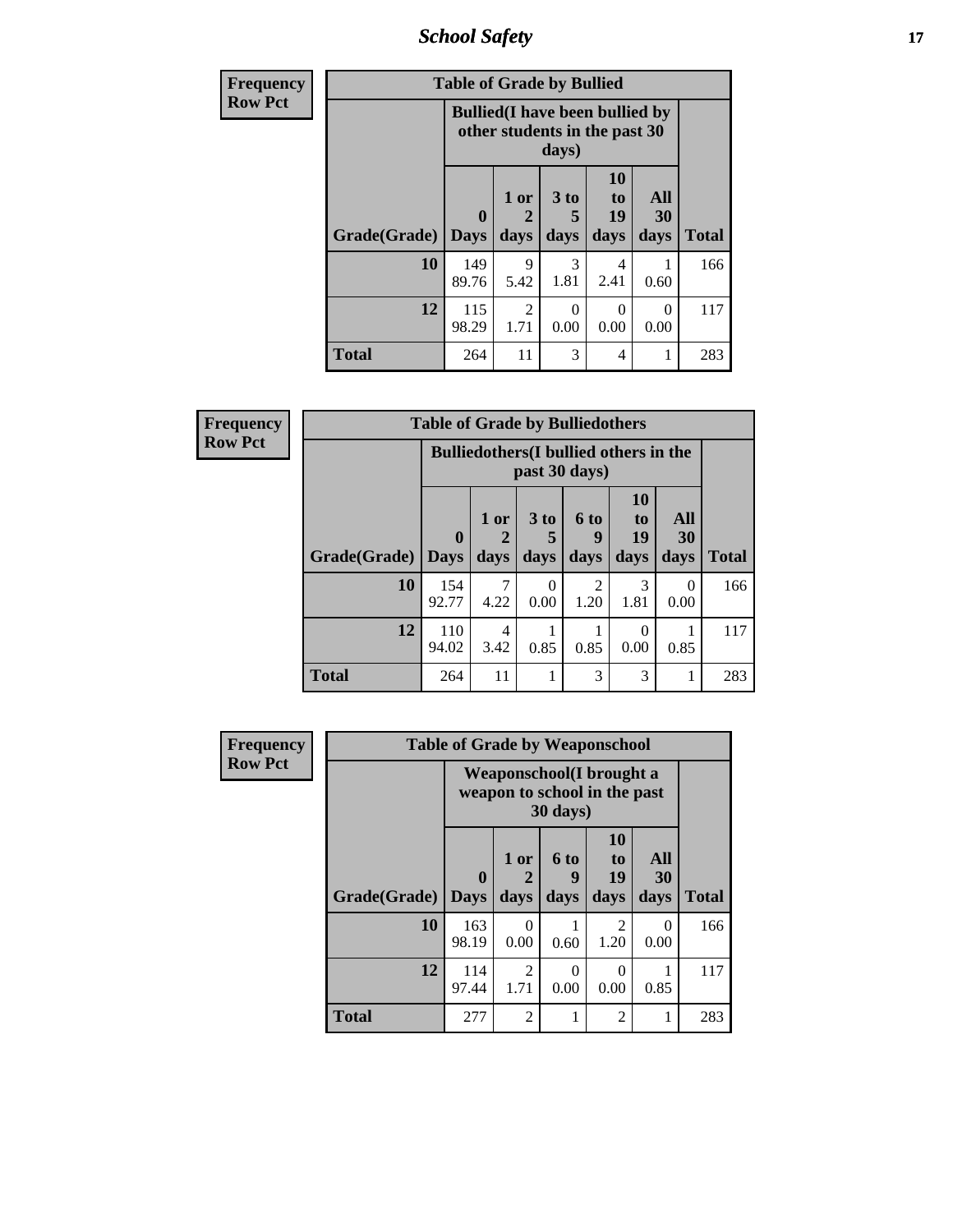# School Safety

**Frequency**
**Row Pct**

| Table of Grade by Bullied | | | | | | |
|---|---|---|---|---|---|---|
| | Bullied(I have been bullied by other students in the past 30 days) | | | | | |
| Grade(Grade) | 0 Days | 1 or 2 days | 3 to 5 days | 10 to 19 days | All 30 days | Total |
| **10** | 149<br>89.76 | 9<br>5.42 | 3<br>1.81 | 4<br>2.41 | 1<br>0.60 | 166 |
| **12** | 115<br>98.29 | 2<br>1.71 | 0<br>0.00 | 0<br>0.00 | 0<br>0.00 | 117 |
| **Total** | 264 | 11 | 3 | 4 | 1 | 283 |

**Frequency**
**Row Pct**

| Table of Grade by Bulliedothers | | | | | | | |
|---|---|---|---|---|---|---|---|
| | Bulliedothers(I bullied others in the past 30 days) | | | | | | |
| Grade(Grade) | 0 Days | 1 or 2 days | 3 to 5 days | 6 to 9 days | 10 to 19 days | All 30 days | Total |
| **10** | 154<br>92.77 | 7<br>4.22 | 0<br>0.00 | 2<br>1.20 | 3<br>1.81 | 0<br>0.00 | 166 |
| **12** | 110<br>94.02 | 4<br>3.42 | 1<br>0.85 | 1<br>0.85 | 0<br>0.00 | 1<br>0.85 | 117 |
| **Total** | 264 | 11 | 1 | 3 | 3 | 1 | 283 |

**Frequency**
**Row Pct**

| Table of Grade by Weaponschool | | | | | | |
|---|---|---|---|---|---|---|
| | Weaponschool(I brought a weapon to school in the past 30 days) | | | | | |
| Grade(Grade) | 0 Days | 1 or 2 days | 6 to 9 days | 10 to 19 days | All 30 days | Total |
| **10** | 163<br>98.19 | 0<br>0.00 | 1<br>0.60 | 2<br>1.20 | 0<br>0.00 | 166 |
| **12** | 114<br>97.44 | 2<br>1.71 | 0<br>0.00 | 0<br>0.00 | 1<br>0.85 | 117 |
| **Total** | 277 | 2 | 1 | 2 | 1 | 283 |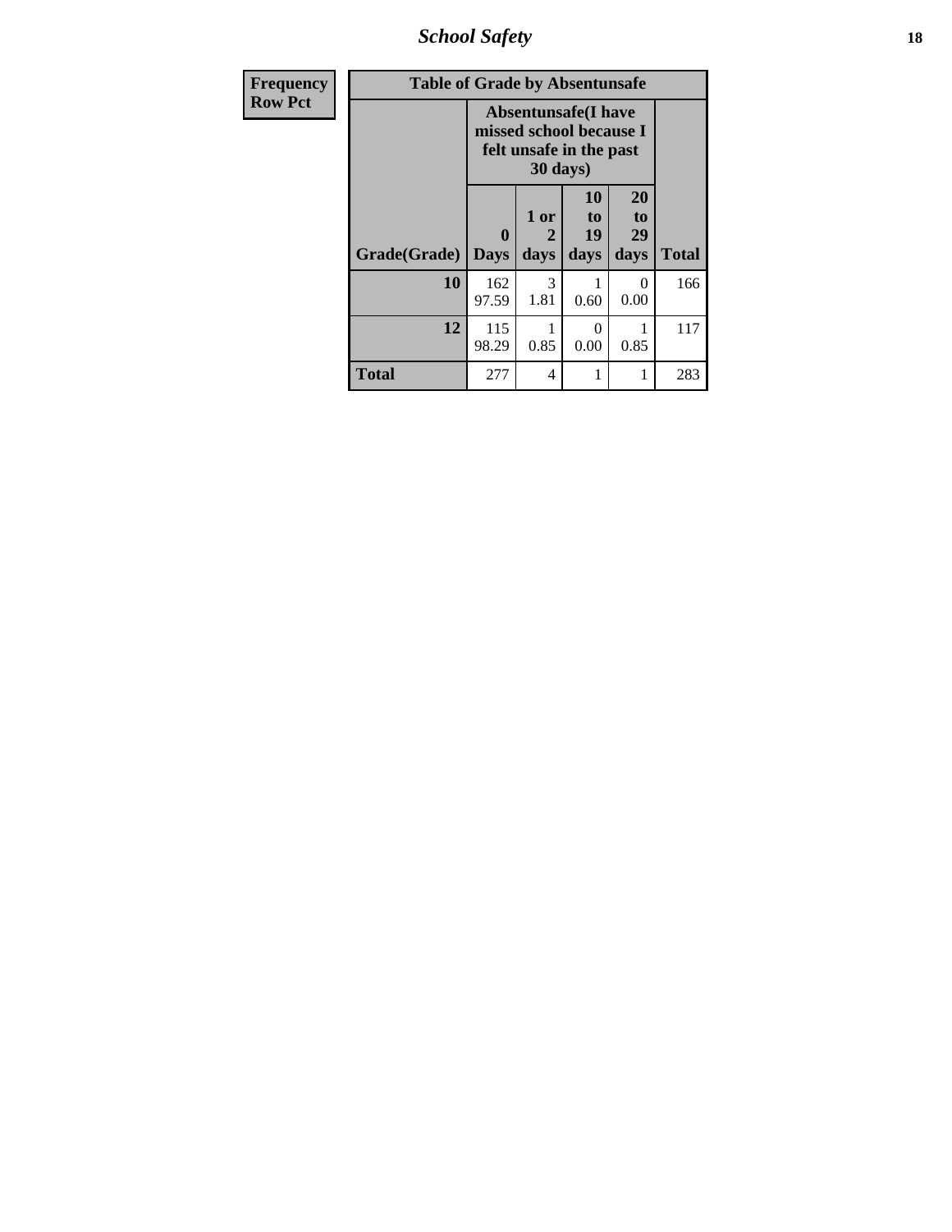| Frequency<br>Row Pct | Table of Grade by Absentunsafe | | | | |
|---|---|---|---|---|---|
| | Absentunsafe(I have missed school because I felt unsafe in the past 30 days) | | | | |
| Grade(Grade) | 0 Days | 1 or 2 days | 10 to 19 days | 20 to 29 days | Total |
| 10 | 162<br>97.59 | 3<br>1.81 | 1<br>0.60 | 0<br>0.00 | 166 |
| 12 | 115<br>98.29 | 1<br>0.85 | 0<br>0.00 | 1<br>0.85 | 117 |
| Total | 277 | 4 | 1 | 1 | 283 |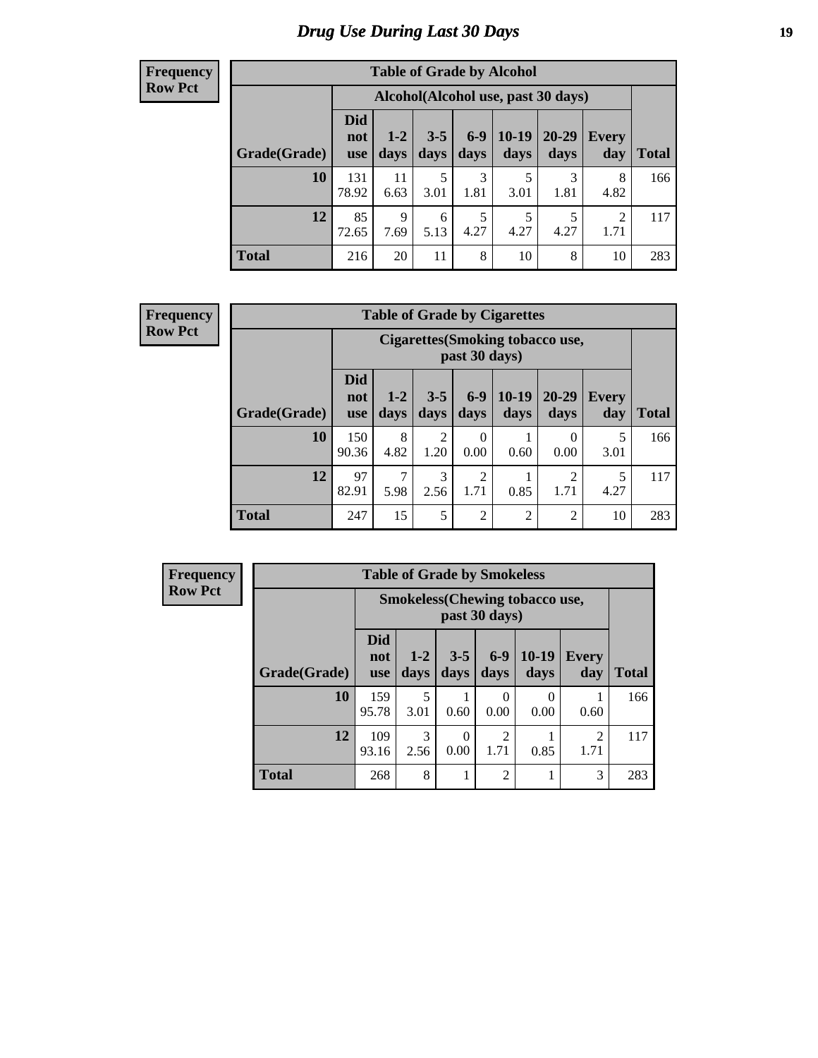# Drug Use During Last 30 Days

**Frequency**
**Row Pct**

**Table of Grade by Alcohol**

| | Alcohol(Alcohol use, past 30 days) | | | | | | | |
|---|---|---|---|---|---|---|---|---|
| Grade(Grade) | Did not use | 1-2 days | 3-5 days | 6-9 days | 10-19 days | 20-29 days | Every day | Total |
| 10 | 131<br>78.92 | 11<br>6.63 | 5<br>3.01 | 3<br>1.81 | 5<br>3.01 | 3<br>1.81 | 8<br>4.82 | 166 |
| 12 | 85<br>72.65 | 9<br>7.69 | 6<br>5.13 | 5<br>4.27 | 5<br>4.27 | 5<br>4.27 | 2<br>1.71 | 117 |
| Total | 216 | 20 | 11 | 8 | 10 | 8 | 10 | 283 |

**Frequency**
**Row Pct**

**Table of Grade by Cigarettes**

| | Cigarettes(Smoking tobacco use, past 30 days) | | | | | | | |
|---|---|---|---|---|---|---|---|---|
| Grade(Grade) | Did not use | 1-2 days | 3-5 days | 6-9 days | 10-19 days | 20-29 days | Every day | Total |
| 10 | 150<br>90.36 | 8<br>4.82 | 2<br>1.20 | 0<br>0.00 | 1<br>0.60 | 0<br>0.00 | 5<br>3.01 | 166 |
| 12 | 97<br>82.91 | 7<br>5.98 | 3<br>2.56 | 2<br>1.71 | 1<br>0.85 | 2<br>1.71 | 5<br>4.27 | 117 |
| Total | 247 | 15 | 5 | 2 | 2 | 2 | 10 | 283 |

**Frequency**
**Row Pct**

**Table of Grade by Smokeless**

| | Smokeless(Chewing tobacco use, past 30 days) | | | | | | |
|---|---|---|---|---|---|---|---|
| Grade(Grade) | Did not use | 1-2 days | 3-5 days | 6-9 days | 10-19 days | Every day | Total |
| 10 | 159<br>95.78 | 5<br>3.01 | 1<br>0.60 | 0<br>0.00 | 0<br>0.00 | 1<br>0.60 | 166 |
| 12 | 109<br>93.16 | 3<br>2.56 | 0<br>0.00 | 2<br>1.71 | 1<br>0.85 | 2<br>1.71 | 117 |
| Total | 268 | 8 | 1 | 2 | 1 | 3 | 283 |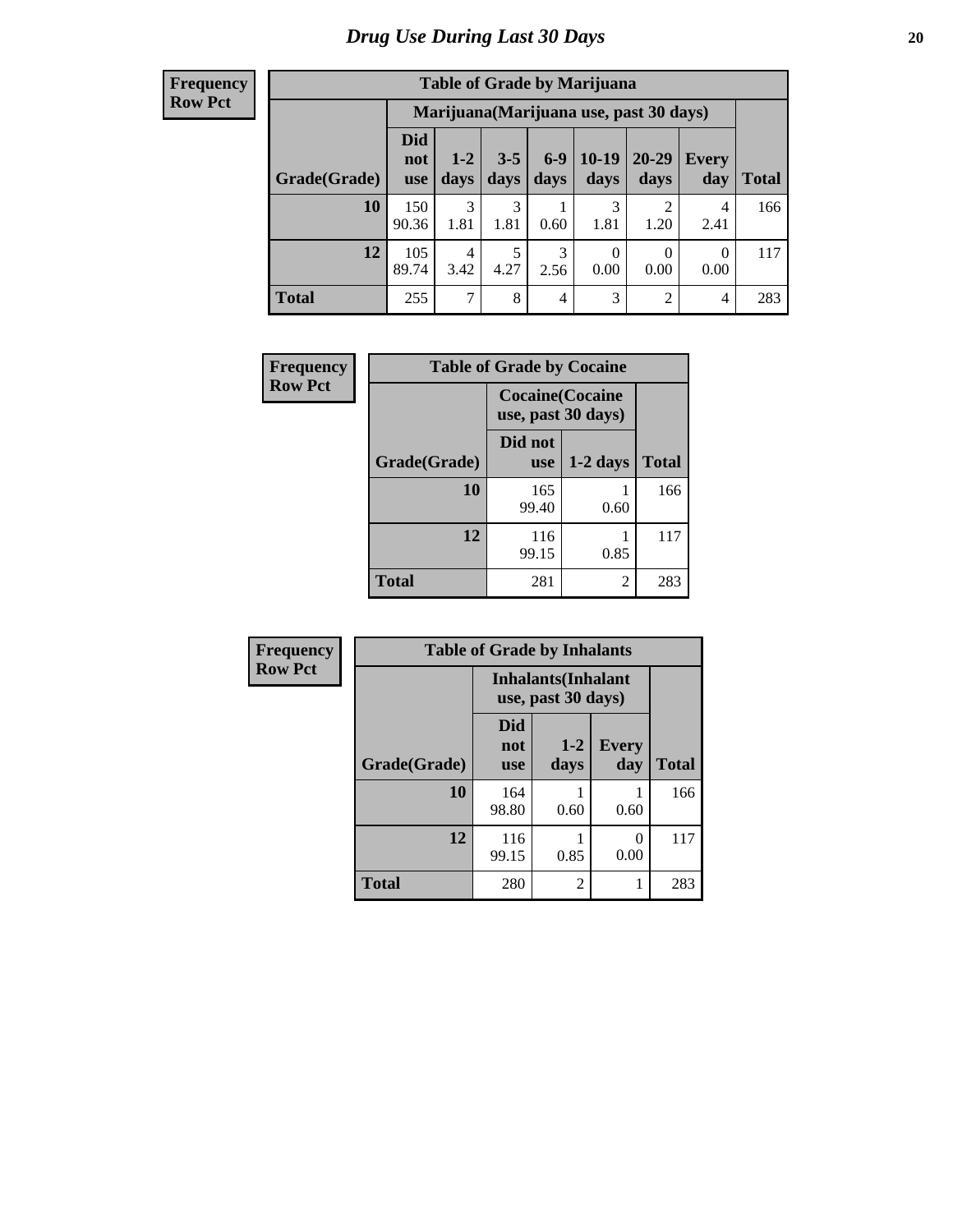# Drug Use During Last 30 Days

| Frequency<br>Row Pct | Table of Grade by Marijuana | | | | | | | |
|---|---|---|---|---|---|---|---|---|
| | Marijuana(Marijuana use, past 30 days) | | | | | | | |
| Grade(Grade) | Did not use | 1-2 days | 3-5 days | 6-9 days | 10-19 days | 20-29 days | Every day | Total |
| 10 | 150<br>90.36 | 3<br>1.81 | 3<br>1.81 | 1<br>0.60 | 3<br>1.81 | 2<br>1.20 | 4<br>2.41 | 166 |
| 12 | 105<br>89.74 | 4<br>3.42 | 5<br>4.27 | 3<br>2.56 | 0<br>0.00 | 0<br>0.00 | 0<br>0.00 | 117 |
| Total | 255 | 7 | 8 | 4 | 3 | 2 | 4 | 283 |

| Frequency<br>Row Pct | Table of Grade by Cocaine | | |
|---|---|---|---|
| | Cocaine(Cocaine use, past 30 days) | | |
| Grade(Grade) | Did not use | 1-2 days | Total |
| 10 | 165<br>99.40 | 1<br>0.60 | 166 |
| 12 | 116<br>99.15 | 1<br>0.85 | 117 |
| Total | 281 | 2 | 283 |

| Frequency<br>Row Pct | Table of Grade by Inhalants | | | |
|---|---|---|---|---|
| | Inhalants(Inhalant use, past 30 days) | | | |
| Grade(Grade) | Did not use | 1-2 days | Every day | Total |
| 10 | 164<br>98.80 | 1<br>0.60 | 1<br>0.60 | 166 |
| 12 | 116<br>99.15 | 1<br>0.85 | 0<br>0.00 | 117 |
| Total | 280 | 2 | 1 | 283 |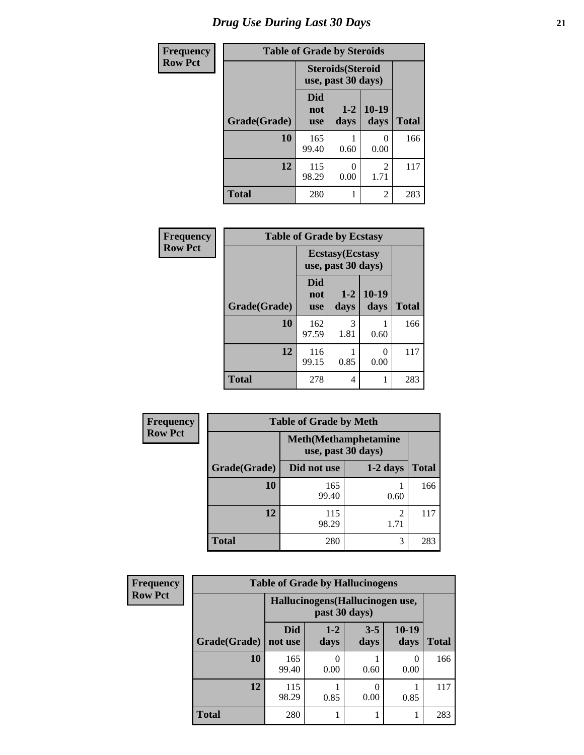# Drug Use During Last 30 Days

| Frequency<br>Row Pct | | | | |
|---|---|---|---|---|

**Table of Grade by Steroids**

| | Steroids(Steroid use, past 30 days) | | | |
|---|---|---|---|---|
| Grade(Grade) | Did not use | 1-2 days | 10-19 days | Total |
| 10 | 165<br>99.40 | 1<br>0.60 | 0<br>0.00 | 166 |
| 12 | 115<br>98.29 | 0<br>0.00 | 2<br>1.71 | 117 |
| Total | 280 | 1 | 2 | 283 |

| Frequency<br>Row Pct | | | | |
|---|---|---|---|---|

**Table of Grade by Ecstasy**

| | Ecstasy(Ecstasy use, past 30 days) | | | |
|---|---|---|---|---|
| Grade(Grade) | Did not use | 1-2 days | 10-19 days | Total |
| 10 | 162<br>97.59 | 3<br>1.81 | 1<br>0.60 | 166 |
| 12 | 116<br>99.15 | 1<br>0.85 | 0<br>0.00 | 117 |
| Total | 278 | 4 | 1 | 283 |

| Frequency<br>Row Pct | | | |
|---|---|---|---|

**Table of Grade by Meth**

| | Meth(Methamphetamine use, past 30 days) | | |
|---|---|---|---|
| Grade(Grade) | Did not use | 1-2 days | Total |
| 10 | 165<br>99.40 | 1<br>0.60 | 166 |
| 12 | 115<br>98.29 | 2<br>1.71 | 117 |
| Total | 280 | 3 | 283 |

| Frequency<br>Row Pct | | | | | |
|---|---|---|---|---|---|

**Table of Grade by Hallucinogens**

| | Hallucinogens(Hallucinogen use, past 30 days) | | | | |
|---|---|---|---|---|---|
| Grade(Grade) | Did not use | 1-2 days | 3-5 days | 10-19 days | Total |
| 10 | 165<br>99.40 | 0<br>0.00 | 1<br>0.60 | 0<br>0.00 | 166 |
| 12 | 115<br>98.29 | 1<br>0.85 | 0<br>0.00 | 1<br>0.85 | 117 |
| Total | 280 | 1 | 1 | 1 | 283 |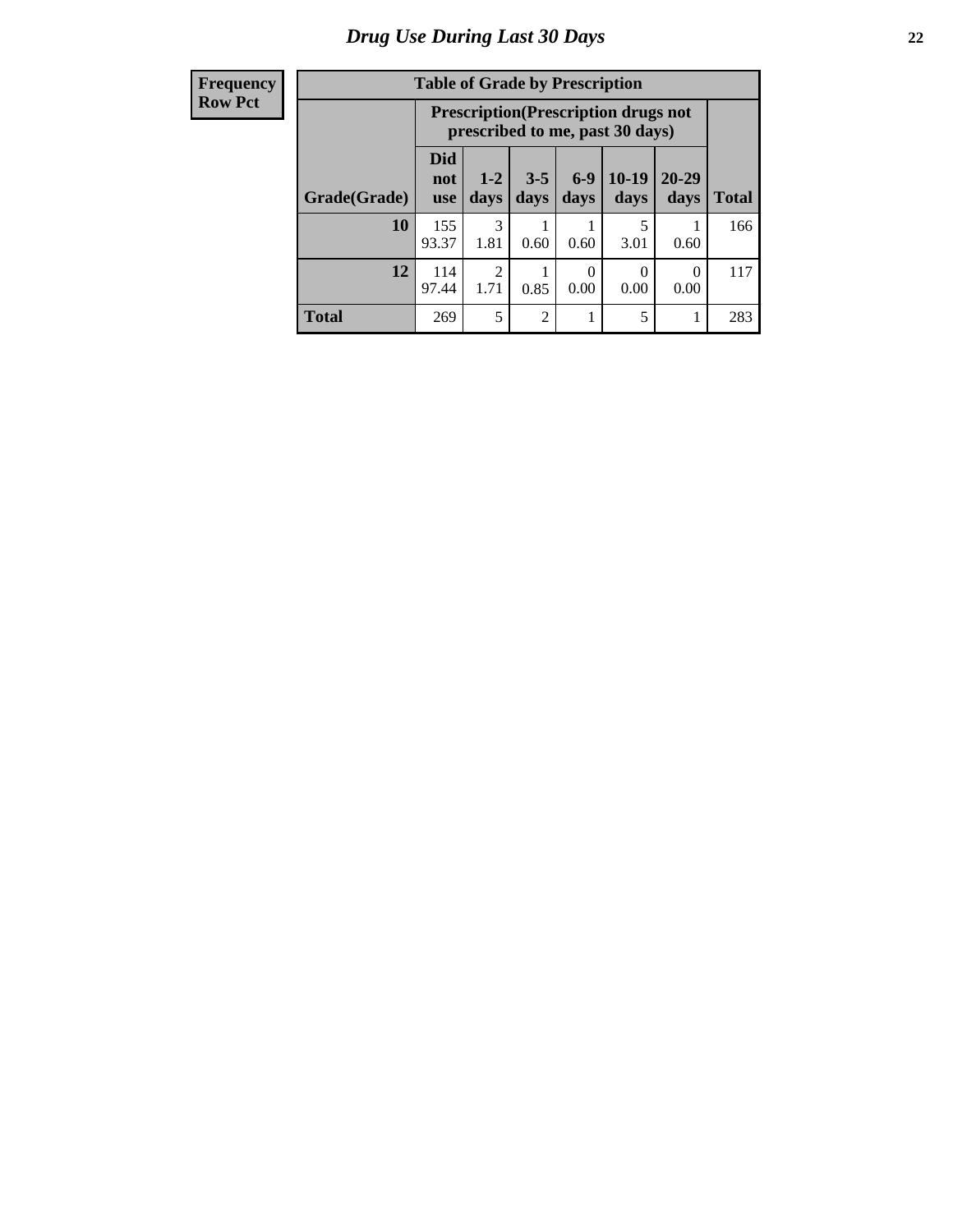## Drug Use During Last 30 Days

| Frequency<br>Row Pct |
|---|

**Table of Grade by Prescription**

| Grade(Grade) | Prescription(Prescription drugs not prescribed to me, past 30 days) | | | | | | Total |
|---|---|---|---|---|---|---|---|
| | Did not use | 1-2 days | 3-5 days | 6-9 days | 10-19 days | 20-29 days | |
| **10** | 155<br>93.37 | 3<br>1.81 | 1<br>0.60 | 1<br>0.60 | 5<br>3.01 | 1<br>0.60 | 166 |
| **12** | 114<br>97.44 | 2<br>1.71 | 1<br>0.85 | 0<br>0.00 | 0<br>0.00 | 0<br>0.00 | 117 |
| **Total** | 269 | 5 | 2 | 1 | 5 | 1 | 283 |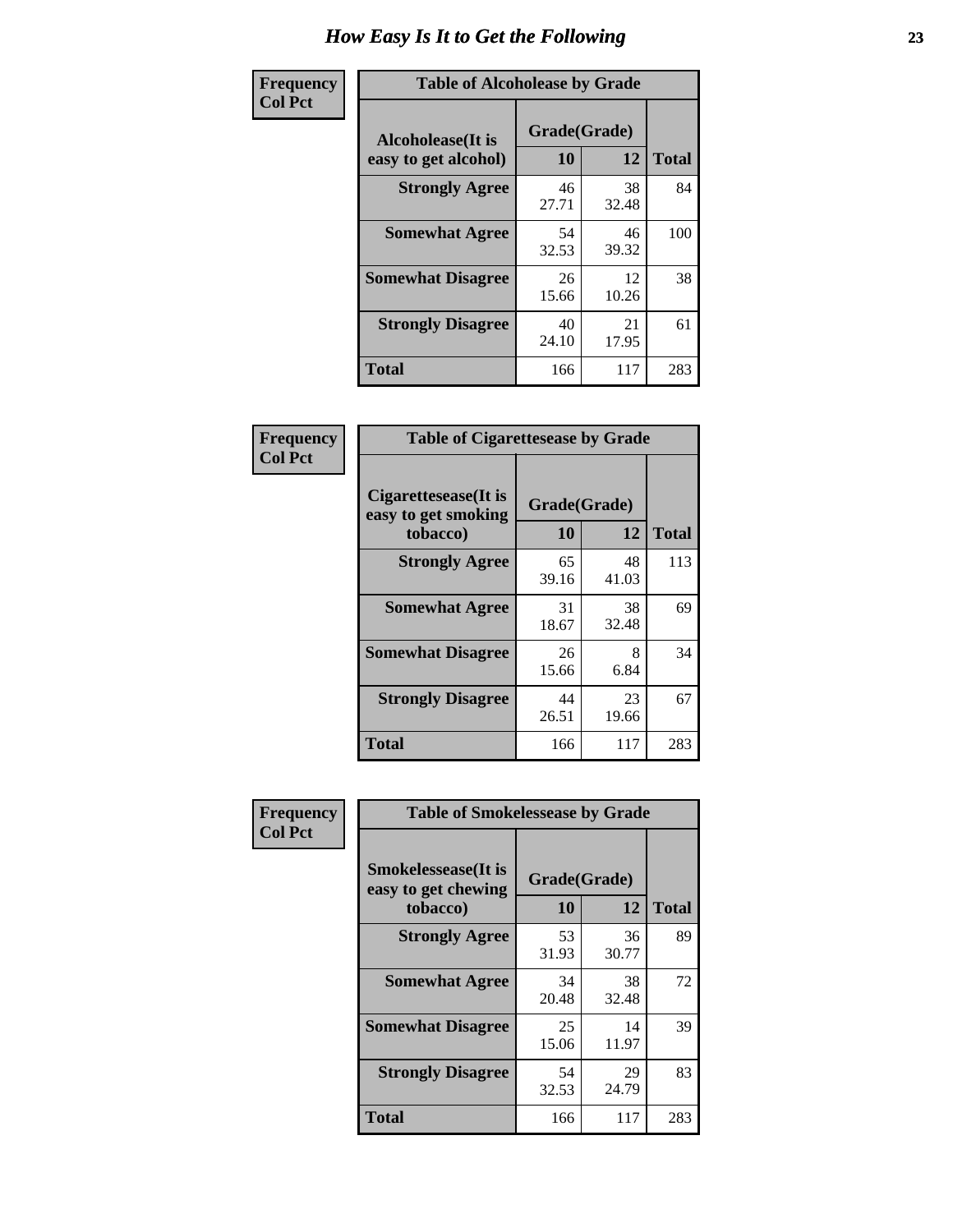# How Easy Is It to Get the Following

**Frequency**
**Col Pct**

| Table of Alcoholease by Grade | | | |
|---|---|---|---|
| **Alcoholease(It is easy to get alcohol)** | **Grade(Grade)** | | **Total** |
| | **10** | **12** | |
| **Strongly Agree** | 46<br>27.71 | 38<br>32.48 | 84 |
| **Somewhat Agree** | 54<br>32.53 | 46<br>39.32 | 100 |
| **Somewhat Disagree** | 26<br>15.66 | 12<br>10.26 | 38 |
| **Strongly Disagree** | 40<br>24.10 | 21<br>17.95 | 61 |
| **Total** | 166 | 117 | 283 |

**Frequency**
**Col Pct**

| Table of Cigarettesease by Grade | | | |
|---|---|---|---|
| **Cigarettesease(It is easy to get smoking tobacco)** | **Grade(Grade)** | | **Total** |
| | **10** | **12** | |
| **Strongly Agree** | 65<br>39.16 | 48<br>41.03 | 113 |
| **Somewhat Agree** | 31<br>18.67 | 38<br>32.48 | 69 |
| **Somewhat Disagree** | 26<br>15.66 | 8<br>6.84 | 34 |
| **Strongly Disagree** | 44<br>26.51 | 23<br>19.66 | 67 |
| **Total** | 166 | 117 | 283 |

**Frequency**
**Col Pct**

| Table of Smokelessease by Grade | | | |
|---|---|---|---|
| **Smokelessease(It is easy to get chewing tobacco)** | **Grade(Grade)** | | **Total** |
| | **10** | **12** | |
| **Strongly Agree** | 53<br>31.93 | 36<br>30.77 | 89 |
| **Somewhat Agree** | 34<br>20.48 | 38<br>32.48 | 72 |
| **Somewhat Disagree** | 25<br>15.06 | 14<br>11.97 | 39 |
| **Strongly Disagree** | 54<br>32.53 | 29<br>24.79 | 83 |
| **Total** | 166 | 117 | 283 |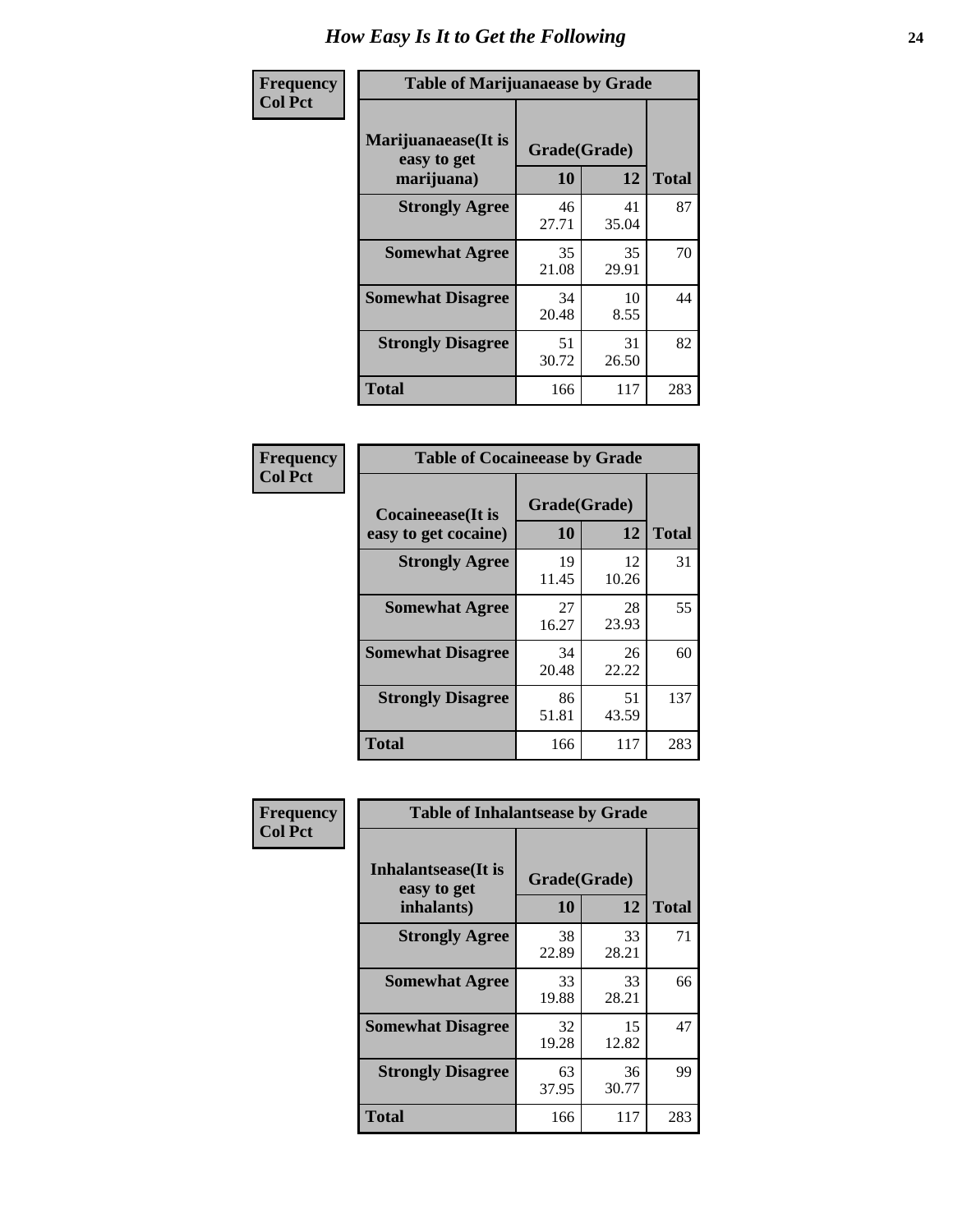# How Easy Is It to Get the Following

**Frequency**
**Col Pct**

| Table of Marijuanaease by Grade | | | |
|---|---|---|---|
| Marijuanaease(It is easy to get marijuana) | Grade(Grade) | | |
| | 10 | 12 | Total |
| **Strongly Agree** | 46<br>27.71 | 41<br>35.04 | 87 |
| **Somewhat Agree** | 35<br>21.08 | 35<br>29.91 | 70 |
| **Somewhat Disagree** | 34<br>20.48 | 10<br>8.55 | 44 |
| **Strongly Disagree** | 51<br>30.72 | 31<br>26.50 | 82 |
| **Total** | 166 | 117 | 283 |

**Frequency**
**Col Pct**

| Table of Cocaineease by Grade | | | |
|---|---|---|---|
| Cocaineease(It is easy to get cocaine) | Grade(Grade) | | |
| | 10 | 12 | Total |
| **Strongly Agree** | 19<br>11.45 | 12<br>10.26 | 31 |
| **Somewhat Agree** | 27<br>16.27 | 28<br>23.93 | 55 |
| **Somewhat Disagree** | 34<br>20.48 | 26<br>22.22 | 60 |
| **Strongly Disagree** | 86<br>51.81 | 51<br>43.59 | 137 |
| **Total** | 166 | 117 | 283 |

**Frequency**
**Col Pct**

| Table of Inhalantsease by Grade | | | |
|---|---|---|---|
| Inhalantsease(It is easy to get inhalants) | Grade(Grade) | | |
| | 10 | 12 | Total |
| **Strongly Agree** | 38<br>22.89 | 33<br>28.21 | 71 |
| **Somewhat Agree** | 33<br>19.88 | 33<br>28.21 | 66 |
| **Somewhat Disagree** | 32<br>19.28 | 15<br>12.82 | 47 |
| **Strongly Disagree** | 63<br>37.95 | 36<br>30.77 | 99 |
| **Total** | 166 | 117 | 283 |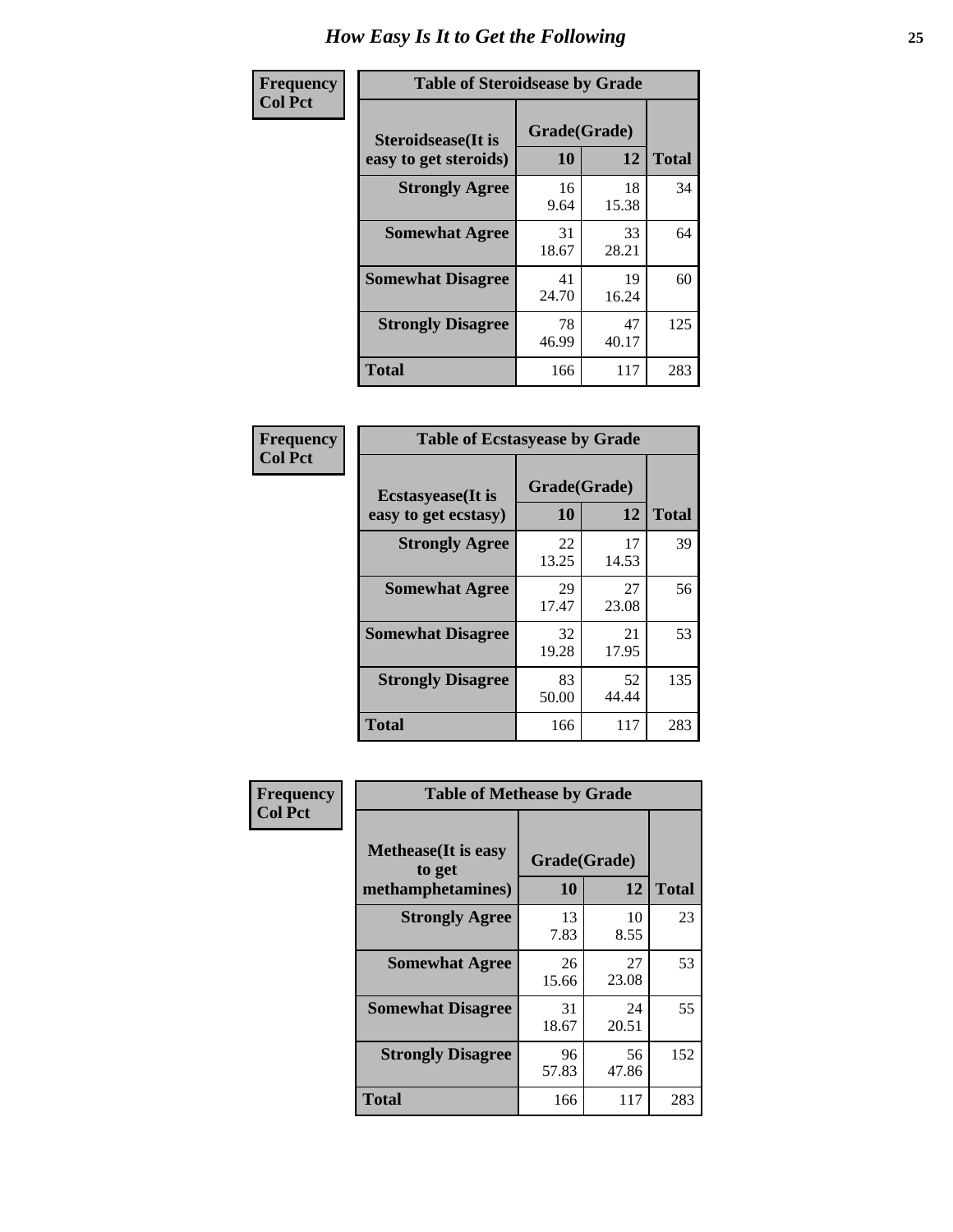# How Easy Is It to Get the Following

**Frequency Col Pct**

**Table of Steroidsease by Grade**

| Steroidsease(It is easy to get steroids) | Grade(Grade) | | Total |
|---|---|---|---|
| | 10 | 12 | |
| **Strongly Agree** | 16<br>9.64 | 18<br>15.38 | 34 |
| **Somewhat Agree** | 31<br>18.67 | 33<br>28.21 | 64 |
| **Somewhat Disagree** | 41<br>24.70 | 19<br>16.24 | 60 |
| **Strongly Disagree** | 78<br>46.99 | 47<br>40.17 | 125 |
| **Total** | 166 | 117 | 283 |

**Frequency Col Pct**

**Table of Ecstasyease by Grade**

| Ecstasyease(It is easy to get ecstasy) | Grade(Grade) | | Total |
|---|---|---|---|
| | 10 | 12 | |
| **Strongly Agree** | 22<br>13.25 | 17<br>14.53 | 39 |
| **Somewhat Agree** | 29<br>17.47 | 27<br>23.08 | 56 |
| **Somewhat Disagree** | 32<br>19.28 | 21<br>17.95 | 53 |
| **Strongly Disagree** | 83<br>50.00 | 52<br>44.44 | 135 |
| **Total** | 166 | 117 | 283 |

**Frequency Col Pct**

**Table of Methease by Grade**

| Methease(It is easy to get methamphetamines) | Grade(Grade) | | Total |
|---|---|---|---|
| | 10 | 12 | |
| **Strongly Agree** | 13<br>7.83 | 10<br>8.55 | 23 |
| **Somewhat Agree** | 26<br>15.66 | 27<br>23.08 | 53 |
| **Somewhat Disagree** | 31<br>18.67 | 24<br>20.51 | 55 |
| **Strongly Disagree** | 96<br>57.83 | 56<br>47.86 | 152 |
| **Total** | 166 | 117 | 283 |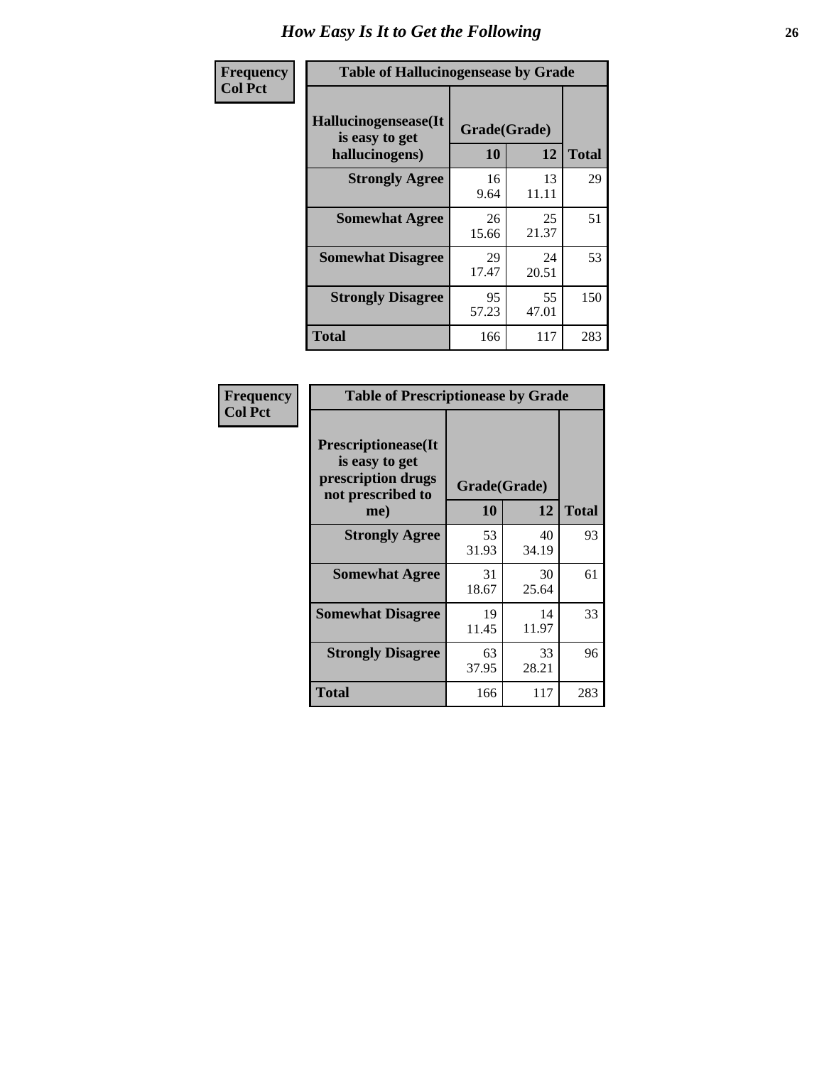# How Easy Is It to Get the Following

**Frequency**
**Col Pct**

| Table of Hallucinogensease by Grade | | | |
|---|---|---|---|
| **Hallucinogensease(It is easy to get hallucinogens)** | **Grade(Grade)** | | **Total** |
| | **10** | **12** | |
| **Strongly Agree** | 16<br>9.64 | 13<br>11.11 | 29 |
| **Somewhat Agree** | 26<br>15.66 | 25<br>21.37 | 51 |
| **Somewhat Disagree** | 29<br>17.47 | 24<br>20.51 | 53 |
| **Strongly Disagree** | 95<br>57.23 | 55<br>47.01 | 150 |
| **Total** | 166 | 117 | 283 |

**Frequency**
**Col Pct**

| Table of Prescriptionease by Grade | | | |
|---|---|---|---|
| **Prescriptionease(It is easy to get prescription drugs not prescribed to me)** | **Grade(Grade)** | | **Total** |
| | **10** | **12** | |
| **Strongly Agree** | 53<br>31.93 | 40<br>34.19 | 93 |
| **Somewhat Agree** | 31<br>18.67 | 30<br>25.64 | 61 |
| **Somewhat Disagree** | 19<br>11.45 | 14<br>11.97 | 33 |
| **Strongly Disagree** | 63<br>37.95 | 33<br>28.21 | 96 |
| **Total** | 166 | 117 | 283 |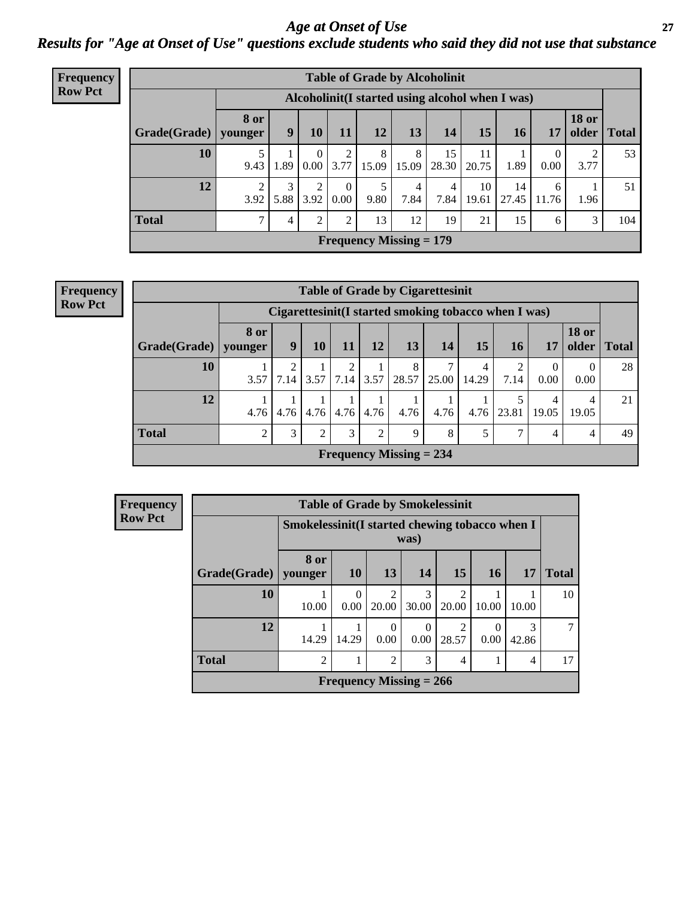# *Age at Onset of Use*

## *Results for "Age at Onset of Use" questions exclude students who said they did not use that substance*

**Frequency Row Pct**

| Table of Grade by Alcoholinit | | | | | | | | | | | | |
|---|---|---|---|---|---|---|---|---|---|---|---|---|
| | Alcoholinit(I started using alcohol when I was) | | | | | | | | | | | |
| Grade(Grade) | 8 or younger | 9 | 10 | 11 | 12 | 13 | 14 | 15 | 16 | 17 | 18 or older | Total |
| **10** | 5<br>9.43 | 1<br>1.89 | 0<br>0.00 | 2<br>3.77 | 8<br>15.09 | 8<br>15.09 | 15<br>28.30 | 11<br>20.75 | 1<br>1.89 | 0<br>0.00 | 2<br>3.77 | 53 |
| **12** | 2<br>3.92 | 3<br>5.88 | 2<br>3.92 | 0<br>0.00 | 5<br>9.80 | 4<br>7.84 | 4<br>7.84 | 10<br>19.61 | 14<br>27.45 | 6<br>11.76 | 1<br>1.96 | 51 |
| **Total** | 7 | 4 | 2 | 2 | 13 | 12 | 19 | 21 | 15 | 6 | 3 | 104 |
| Frequency Missing = 179 | | | | | | | | | | | | |

**Frequency Row Pct**

| Table of Grade by Cigarettesinit | | | | | | | | | | | | |
|---|---|---|---|---|---|---|---|---|---|---|---|---|
| | Cigarettesinit(I started smoking tobacco when I was) | | | | | | | | | | | |
| Grade(Grade) | 8 or younger | 9 | 10 | 11 | 12 | 13 | 14 | 15 | 16 | 17 | 18 or older | Total |
| **10** | 1<br>3.57 | 2<br>7.14 | 1<br>3.57 | 2<br>7.14 | 1<br>3.57 | 8<br>28.57 | 7<br>25.00 | 4<br>14.29 | 2<br>7.14 | 0<br>0.00 | 0<br>0.00 | 28 |
| **12** | 1<br>4.76 | 1<br>4.76 | 1<br>4.76 | 1<br>4.76 | 1<br>4.76 | 1<br>4.76 | 1<br>4.76 | 1<br>4.76 | 5<br>23.81 | 4<br>19.05 | 4<br>19.05 | 21 |
| **Total** | 2 | 3 | 2 | 3 | 2 | 9 | 8 | 5 | 7 | 4 | 4 | 49 |
| Frequency Missing = 234 | | | | | | | | | | | | |

**Frequency Row Pct**

| Table of Grade by Smokelessinit | | | | | | | | |
|---|---|---|---|---|---|---|---|---|
| | Smokelessinit(I started chewing tobacco when I was) | | | | | | | |
| Grade(Grade) | 8 or younger | 10 | 13 | 14 | 15 | 16 | 17 | Total |
| **10** | 1<br>10.00 | 0<br>0.00 | 2<br>20.00 | 3<br>30.00 | 2<br>20.00 | 1<br>10.00 | 1<br>10.00 | 10 |
| **12** | 1<br>14.29 | 1<br>14.29 | 0<br>0.00 | 0<br>0.00 | 2<br>28.57 | 0<br>0.00 | 3<br>42.86 | 7 |
| **Total** | 2 | 1 | 2 | 3 | 4 | 1 | 4 | 17 |
| Frequency Missing = 266 | | | | | | | | |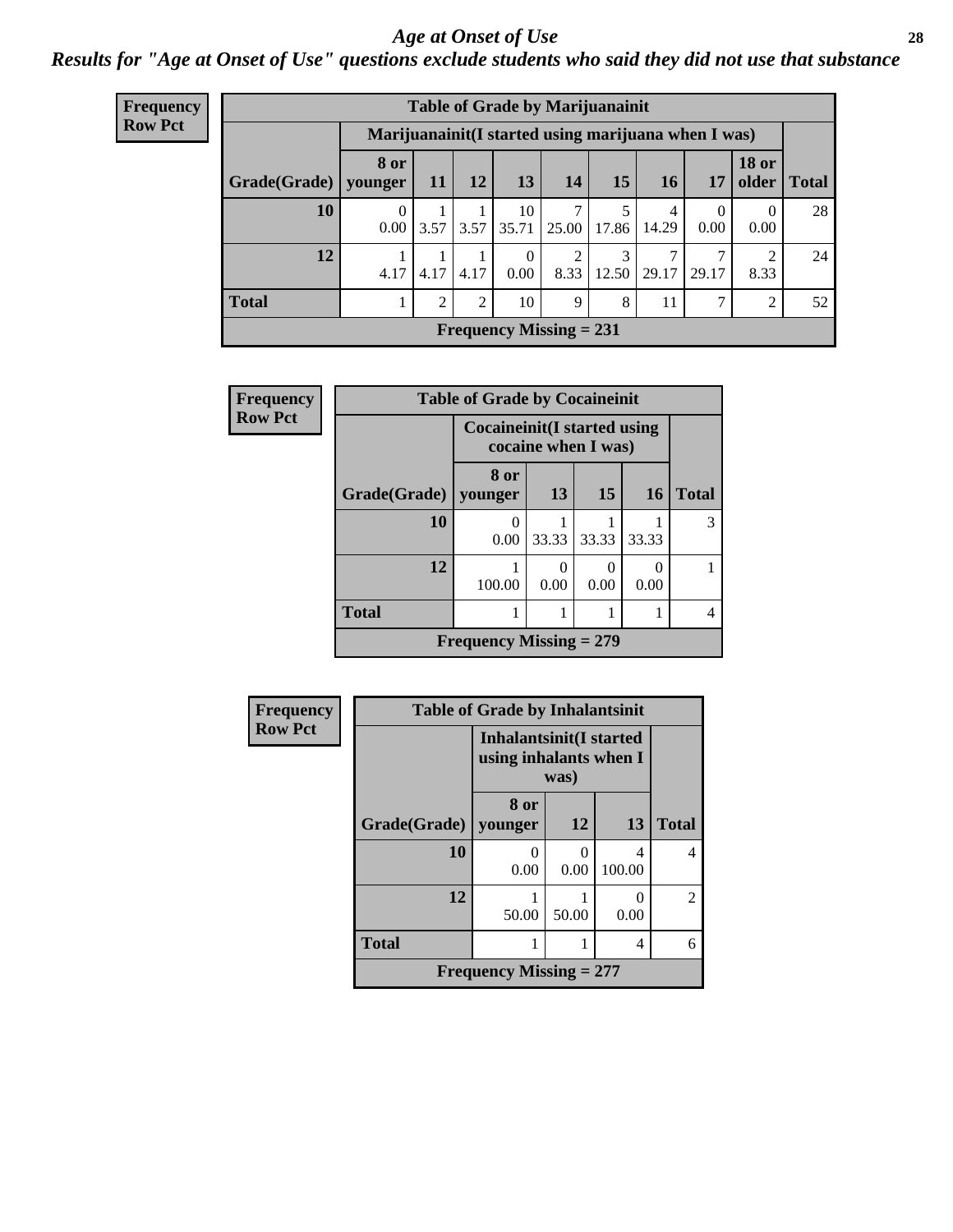## Age at Onset of Use

### Results for "Age at Onset of Use" questions exclude students who said they did not use that substance

**Frequency**
**Row Pct**

**Table of Grade by Marijuanainit**

| | Marijuanainit(I started using marijuana when I was) | | | | | | | | | |
|---|---|---|---|---|---|---|---|---|---|---|
| Grade(Grade) | 8 or younger | 11 | 12 | 13 | 14 | 15 | 16 | 17 | 18 or older | Total |
| 10 | 0<br>0.00 | 1<br>3.57 | 1<br>3.57 | 10<br>35.71 | 7<br>25.00 | 5<br>17.86 | 4<br>14.29 | 0<br>0.00 | 0<br>0.00 | 28 |
| 12 | 1<br>4.17 | 1<br>4.17 | 1<br>4.17 | 0<br>0.00 | 2<br>8.33 | 3<br>12.50 | 7<br>29.17 | 7<br>29.17 | 2<br>8.33 | 24 |
| Total | 1 | 2 | 2 | 10 | 9 | 8 | 11 | 7 | 2 | 52 |

Frequency Missing = 231

**Frequency**
**Row Pct**

**Table of Grade by Cocaineinit**

| | Cocaineinit(I started using cocaine when I was) | | | | |
|---|---|---|---|---|---|
| Grade(Grade) | 8 or younger | 13 | 15 | 16 | Total |
| 10 | 0<br>0.00 | 1<br>33.33 | 1<br>33.33 | 1<br>33.33 | 3 |
| 12 | 1<br>100.00 | 0<br>0.00 | 0<br>0.00 | 0<br>0.00 | 1 |
| Total | 1 | 1 | 1 | 1 | 4 |

Frequency Missing = 279

**Frequency**
**Row Pct**

**Table of Grade by Inhalantsinit**

| | Inhalantsinit(I started using inhalants when I was) | | | |
|---|---|---|---|---|
| Grade(Grade) | 8 or younger | 12 | 13 | Total |
| 10 | 0<br>0.00 | 0<br>0.00 | 4<br>100.00 | 4 |
| 12 | 1<br>50.00 | 1<br>50.00 | 0<br>0.00 | 2 |
| Total | 1 | 1 | 4 | 6 |

Frequency Missing = 277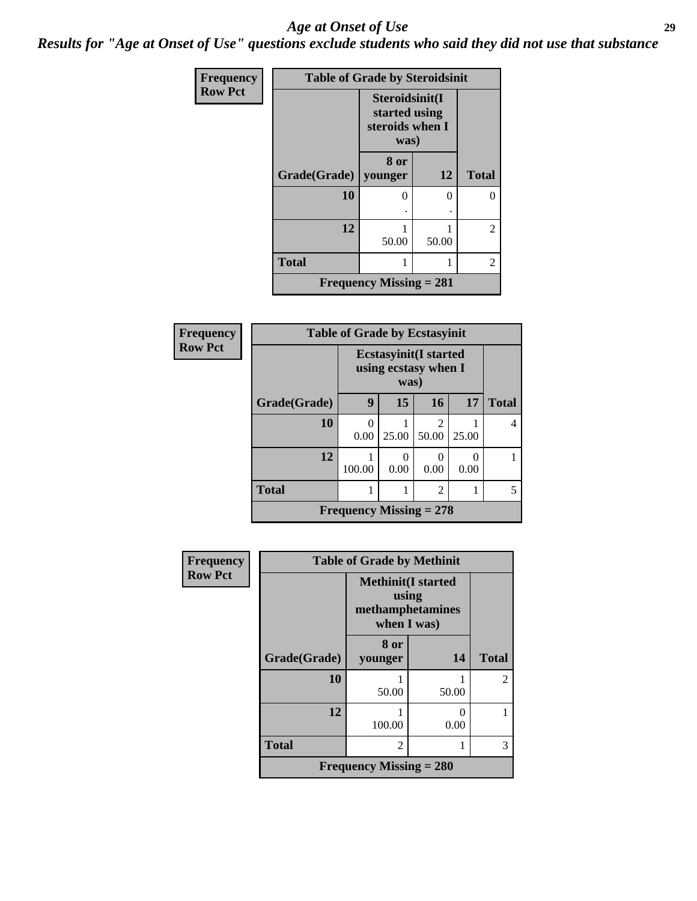# Age at Onset of Use

***Results for "Age at Onset of Use" questions exclude students who said they did not use that substance***

**Frequency**
**Row Pct**

| Table of Grade by Steroidsinit | | | |
|---|---|---|---|
| | Steroidsinit(I started using steroids when I was) | | |
| Grade(Grade) | 8 or younger | 12 | Total |
| 10 | 0<br>. | 0<br>. | 0 |
| 12 | 1<br>50.00 | 1<br>50.00 | 2 |
| Total | 1 | 1 | 2 |
| Frequency Missing = 281 | | | |

**Frequency**
**Row Pct**

| Table of Grade by Ecstasyinit | | | | | |
|---|---|---|---|---|---|
| | Ecstasyinit(I started using ecstasy when I was) | | | | |
| Grade(Grade) | 9 | 15 | 16 | 17 | Total |
| 10 | 0<br>0.00 | 1<br>25.00 | 2<br>50.00 | 1<br>25.00 | 4 |
| 12 | 1<br>100.00 | 0<br>0.00 | 0<br>0.00 | 0<br>0.00 | 1 |
| Total | 1 | 1 | 2 | 1 | 5 |
| Frequency Missing = 278 | | | | | |

**Frequency**
**Row Pct**

| Table of Grade by Methinit | | | |
|---|---|---|---|
| | Methinit(I started using methamphetamines when I was) | | |
| Grade(Grade) | 8 or younger | 14 | Total |
| 10 | 1<br>50.00 | 1<br>50.00 | 2 |
| 12 | 1<br>100.00 | 0<br>0.00 | 1 |
| Total | 2 | 1 | 3 |
| Frequency Missing = 280 | | | |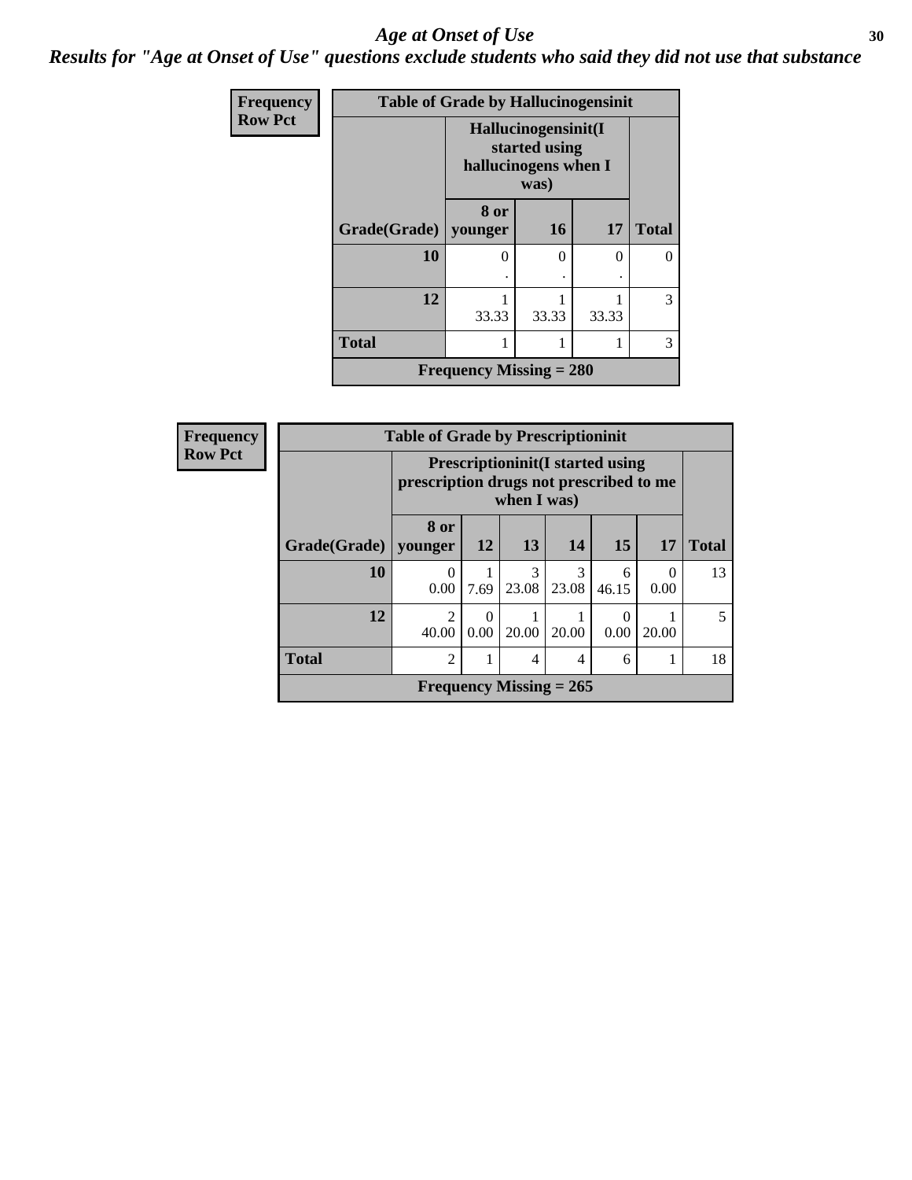# Age at Onset of Use

## Results for "Age at Onset of Use" questions exclude students who said they did not use that substance

**Frequency**
**Row Pct**

| Table of Grade by Hallucinogensinit | | | | |
|---|---|---|---|---|
| | Hallucinogensinit(I started using hallucinogens when I was) | | | |
| Grade(Grade) | 8 or younger | 16 | 17 | Total |
| 10 | 0<br>. | 0<br>. | 0<br>. | 0 |
| 12 | 1<br>33.33 | 1<br>33.33 | 1<br>33.33 | 3 |
| Total | 1 | 1 | 1 | 3 |
| Frequency Missing = 280 | | | | |

**Frequency**
**Row Pct**

| Table of Grade by Prescriptioninit | | | | | | | |
|---|---|---|---|---|---|---|---|
| | Prescriptioninit(I started using prescription drugs not prescribed to me when I was) | | | | | | |
| Grade(Grade) | 8 or younger | 12 | 13 | 14 | 15 | 17 | Total |
| 10 | 0<br>0.00 | 1<br>7.69 | 3<br>23.08 | 3<br>23.08 | 6<br>46.15 | 0<br>0.00 | 13 |
| 12 | 2<br>40.00 | 0<br>0.00 | 1<br>20.00 | 1<br>20.00 | 0<br>0.00 | 1<br>20.00 | 5 |
| Total | 2 | 1 | 4 | 4 | 6 | 1 | 18 |
| Frequency Missing = 265 | | | | | | | |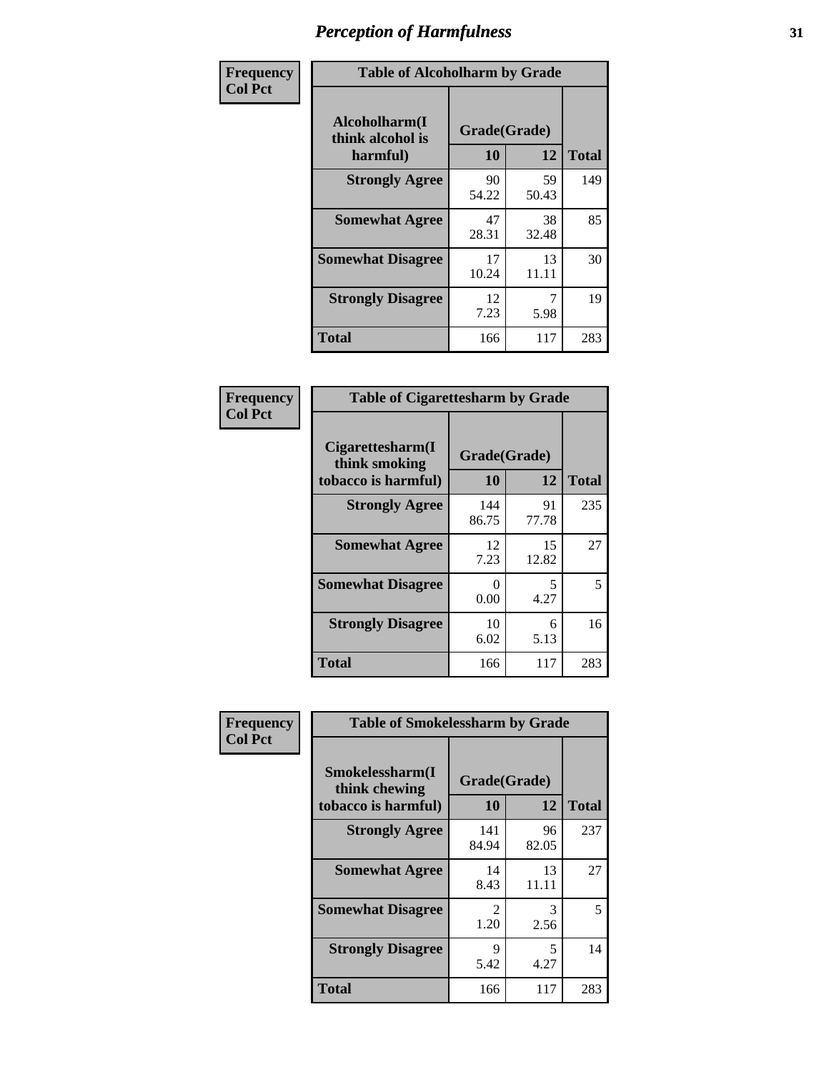# Perception of Harmfulness

| Frequency Col Pct |
|---|

**Table of Alcoholharm by Grade**

| Alcoholharm(I think alcohol is harmful) | Grade(Grade) | | Total |
|---|---|---|---|
| | 10 | 12 | |
| **Strongly Agree** | 90<br>54.22 | 59<br>50.43 | 149 |
| **Somewhat Agree** | 47<br>28.31 | 38<br>32.48 | 85 |
| **Somewhat Disagree** | 17<br>10.24 | 13<br>11.11 | 30 |
| **Strongly Disagree** | 12<br>7.23 | 7<br>5.98 | 19 |
| **Total** | 166 | 117 | 283 |

| Frequency Col Pct |
|---|

**Table of Cigarettesharm by Grade**

| Cigarettesharm(I think smoking tobacco is harmful) | Grade(Grade) | | Total |
|---|---|---|---|
| | 10 | 12 | |
| **Strongly Agree** | 144<br>86.75 | 91<br>77.78 | 235 |
| **Somewhat Agree** | 12<br>7.23 | 15<br>12.82 | 27 |
| **Somewhat Disagree** | 0<br>0.00 | 5<br>4.27 | 5 |
| **Strongly Disagree** | 10<br>6.02 | 6<br>5.13 | 16 |
| **Total** | 166 | 117 | 283 |

| Frequency Col Pct |
|---|

**Table of Smokelessharm by Grade**

| Smokelessharm(I think chewing tobacco is harmful) | Grade(Grade) | | Total |
|---|---|---|---|
| | 10 | 12 | |
| **Strongly Agree** | 141<br>84.94 | 96<br>82.05 | 237 |
| **Somewhat Agree** | 14<br>8.43 | 13<br>11.11 | 27 |
| **Somewhat Disagree** | 2<br>1.20 | 3<br>2.56 | 5 |
| **Strongly Disagree** | 9<br>5.42 | 5<br>4.27 | 14 |
| **Total** | 166 | 117 | 283 |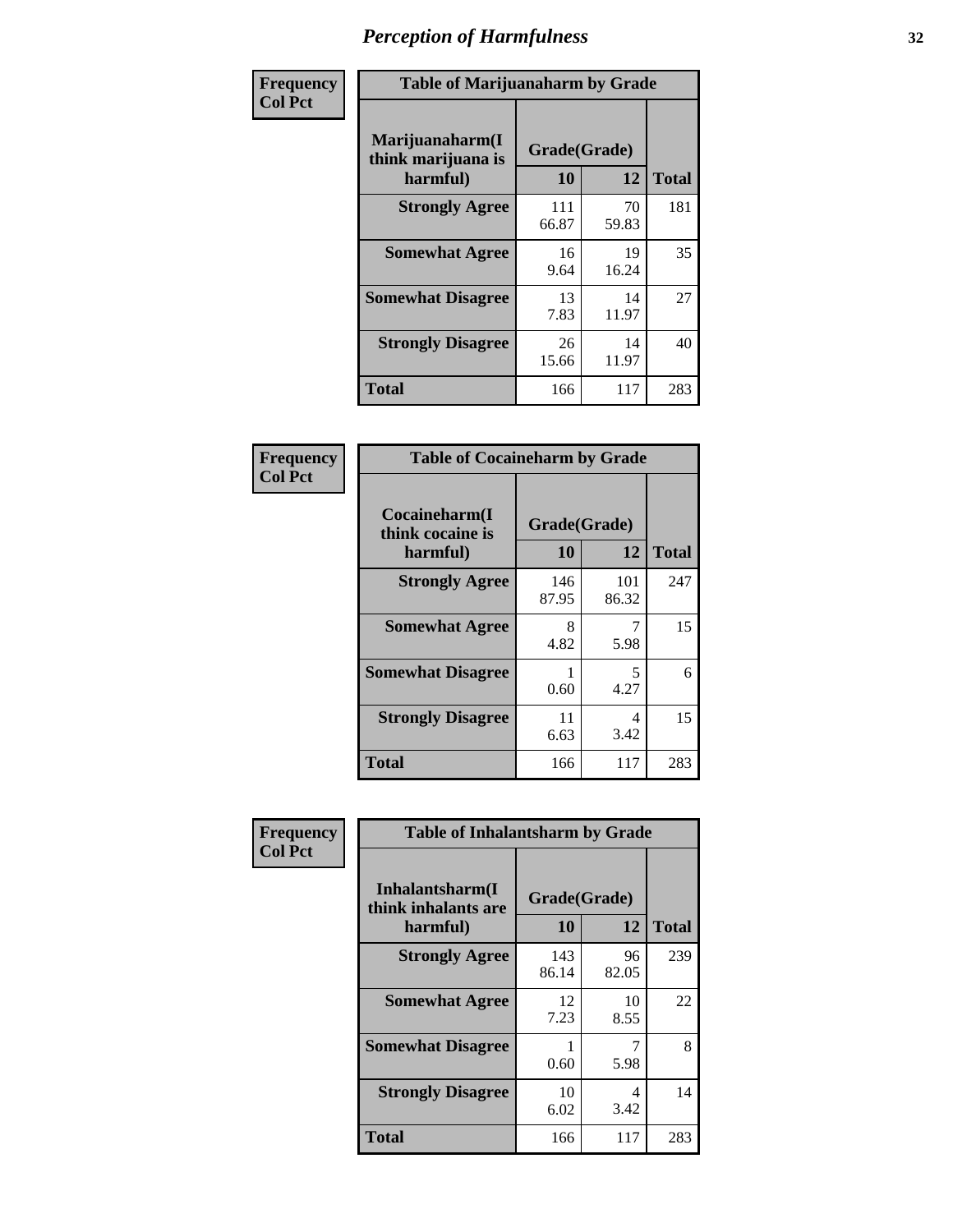# Perception of Harmfulness

**Frequency**
**Col Pct**

| Table of Marijuanaharm by Grade | | | |
|---|---|---|---|
| Marijuanaharm(I think marijuana is harmful) | Grade(Grade) | | Total |
| | 10 | 12 | |
| **Strongly Agree** | 111<br>66.87 | 70<br>59.83 | 181 |
| **Somewhat Agree** | 16<br>9.64 | 19<br>16.24 | 35 |
| **Somewhat Disagree** | 13<br>7.83 | 14<br>11.97 | 27 |
| **Strongly Disagree** | 26<br>15.66 | 14<br>11.97 | 40 |
| **Total** | 166 | 117 | 283 |

**Frequency**
**Col Pct**

| Table of Cocaineharm by Grade | | | |
|---|---|---|---|
| Cocaineharm(I think cocaine is harmful) | Grade(Grade) | | Total |
| | 10 | 12 | |
| **Strongly Agree** | 146<br>87.95 | 101<br>86.32 | 247 |
| **Somewhat Agree** | 8<br>4.82 | 7<br>5.98 | 15 |
| **Somewhat Disagree** | 1<br>0.60 | 5<br>4.27 | 6 |
| **Strongly Disagree** | 11<br>6.63 | 4<br>3.42 | 15 |
| **Total** | 166 | 117 | 283 |

**Frequency**
**Col Pct**

| Table of Inhalantsharm by Grade | | | |
|---|---|---|---|
| Inhalantsharm(I think inhalants are harmful) | Grade(Grade) | | Total |
| | 10 | 12 | |
| **Strongly Agree** | 143<br>86.14 | 96<br>82.05 | 239 |
| **Somewhat Agree** | 12<br>7.23 | 10<br>8.55 | 22 |
| **Somewhat Disagree** | 1<br>0.60 | 7<br>5.98 | 8 |
| **Strongly Disagree** | 10<br>6.02 | 4<br>3.42 | 14 |
| **Total** | 166 | 117 | 283 |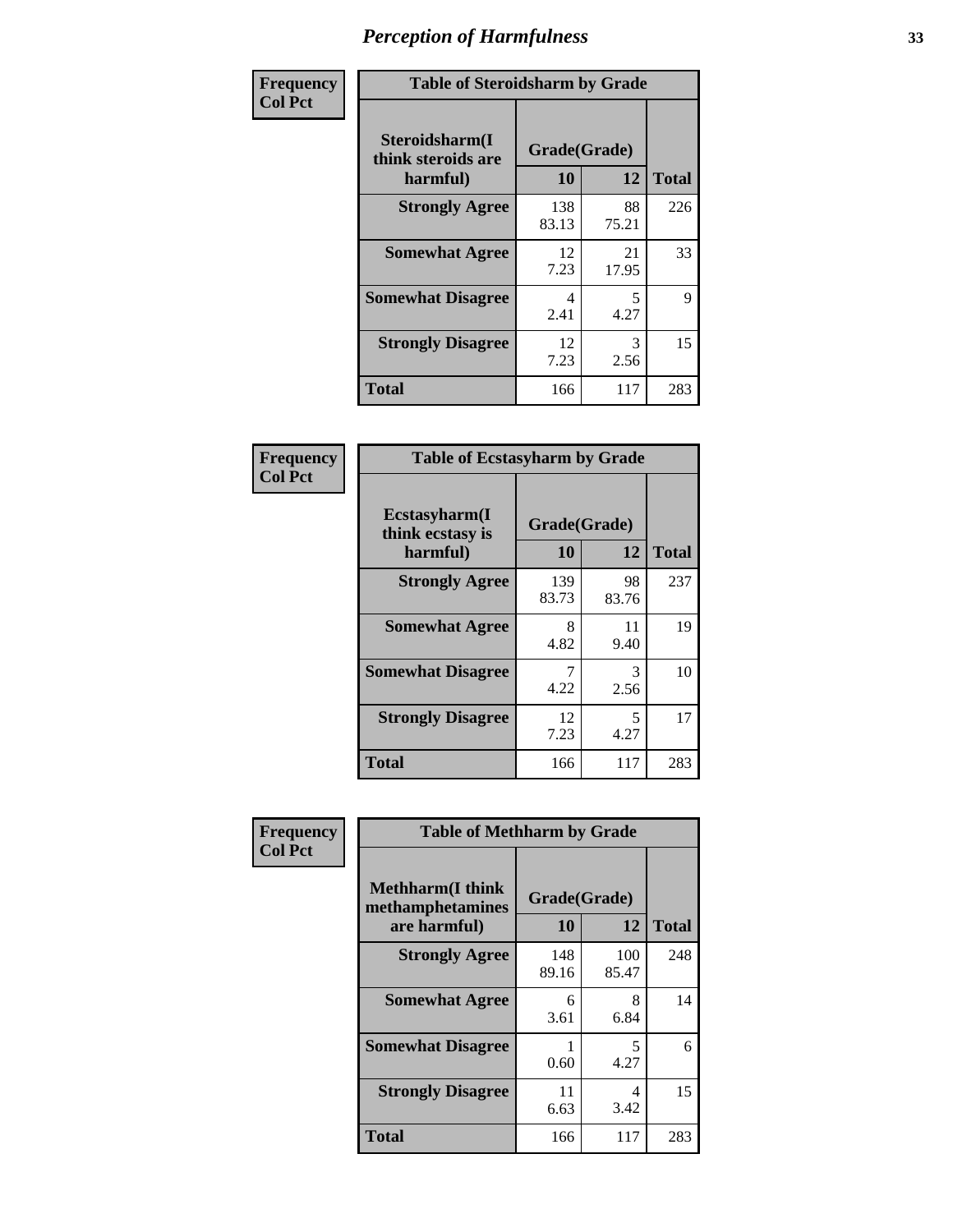# Perception of Harmfulness

| Frequency Col Pct | Table of Steroidsharm by Grade | | |
|---|---|---|---|
| Steroidsharm(I think steroids are harmful) | Grade(Grade) | | |
| | 10 | 12 | Total |
| Strongly Agree | 138<br>83.13 | 88<br>75.21 | 226 |
| Somewhat Agree | 12<br>7.23 | 21<br>17.95 | 33 |
| Somewhat Disagree | 4<br>2.41 | 5<br>4.27 | 9 |
| Strongly Disagree | 12<br>7.23 | 3<br>2.56 | 15 |
| Total | 166 | 117 | 283 |

| Frequency Col Pct | Table of Ecstasyharm by Grade | | |
|---|---|---|---|
| Ecstasyharm(I think ecstasy is harmful) | Grade(Grade) | | |
| | 10 | 12 | Total |
| Strongly Agree | 139<br>83.73 | 98<br>83.76 | 237 |
| Somewhat Agree | 8<br>4.82 | 11<br>9.40 | 19 |
| Somewhat Disagree | 7<br>4.22 | 3<br>2.56 | 10 |
| Strongly Disagree | 12<br>7.23 | 5<br>4.27 | 17 |
| Total | 166 | 117 | 283 |

| Frequency Col Pct | Table of Methharm by Grade | | |
|---|---|---|---|
| Methharm(I think methamphetamines are harmful) | Grade(Grade) | | |
| | 10 | 12 | Total |
| Strongly Agree | 148<br>89.16 | 100<br>85.47 | 248 |
| Somewhat Agree | 6<br>3.61 | 8<br>6.84 | 14 |
| Somewhat Disagree | 1<br>0.60 | 5<br>4.27 | 6 |
| Strongly Disagree | 11<br>6.63 | 4<br>3.42 | 15 |
| Total | 166 | 117 | 283 |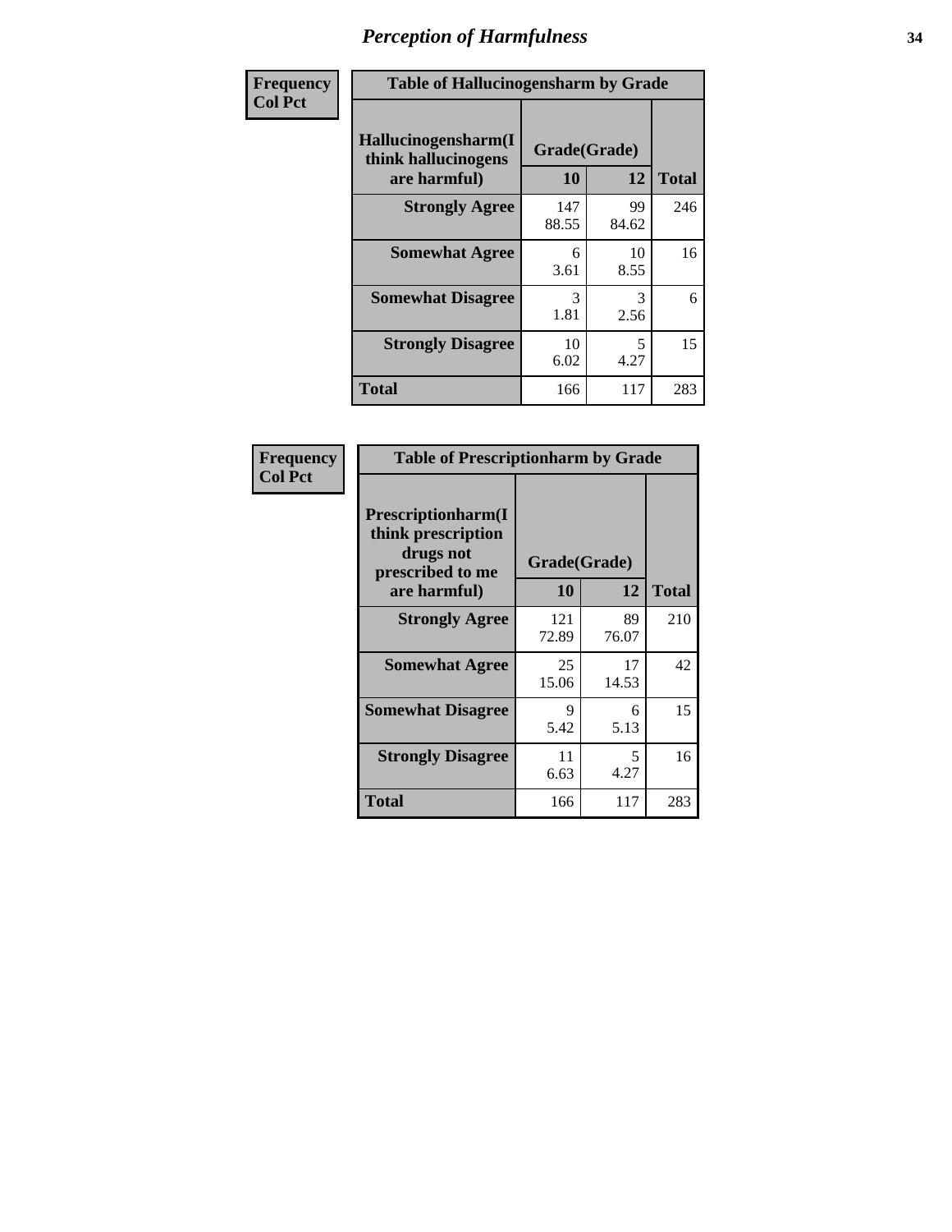# Perception of Harmfulness

**Frequency / Col Pct**

**Table of Hallucinogensharm by Grade**

| Hallucinogensharm(I think hallucinogens are harmful) | Grade(Grade) 10 | 12 | Total |
|---|---|---|---|
| **Strongly Agree** | 147<br>88.55 | 99<br>84.62 | 246 |
| **Somewhat Agree** | 6<br>3.61 | 10<br>8.55 | 16 |
| **Somewhat Disagree** | 3<br>1.81 | 3<br>2.56 | 6 |
| **Strongly Disagree** | 10<br>6.02 | 5<br>4.27 | 15 |
| **Total** | 166 | 117 | 283 |

**Frequency / Col Pct**

**Table of Prescriptionharm by Grade**

| Prescriptionharm(I think prescription drugs not prescribed to me are harmful) | Grade(Grade) 10 | 12 | Total |
|---|---|---|---|
| **Strongly Agree** | 121<br>72.89 | 89<br>76.07 | 210 |
| **Somewhat Agree** | 25<br>15.06 | 17<br>14.53 | 42 |
| **Somewhat Disagree** | 9<br>5.42 | 6<br>5.13 | 15 |
| **Strongly Disagree** | 11<br>6.63 | 5<br>4.27 | 16 |
| **Total** | 166 | 117 | 283 |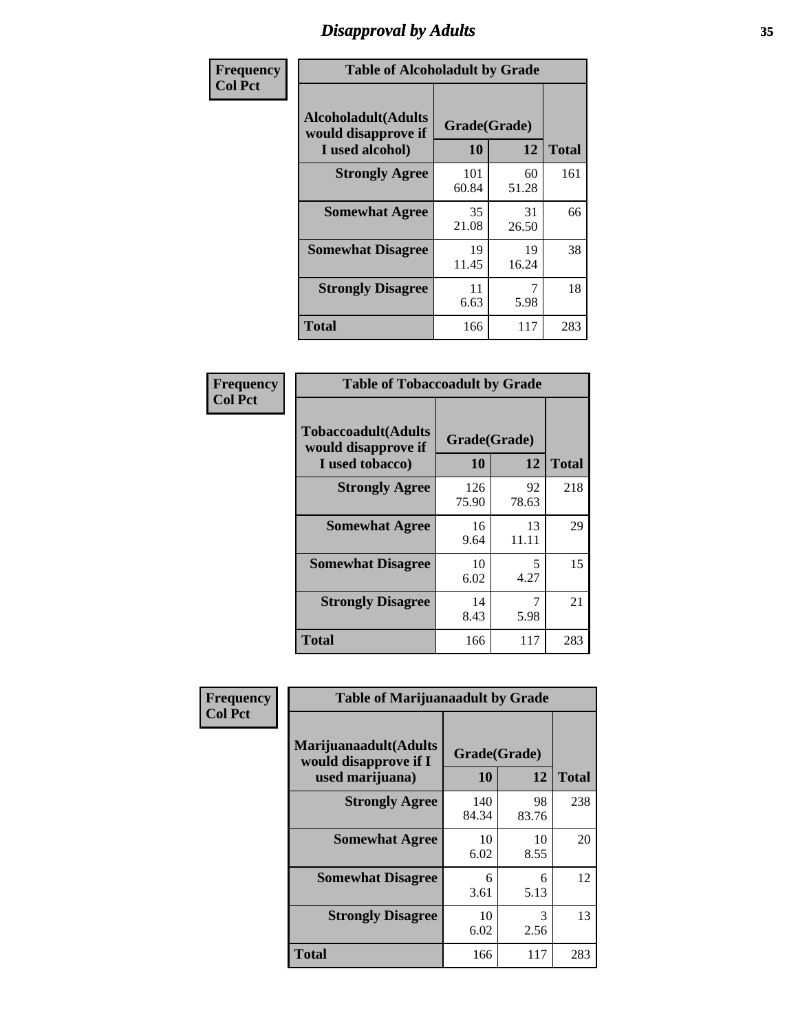## Disapproval by Adults

**Frequency**
**Col Pct**

**Table of Alcoholadult by Grade**

| Alcoholadult(Adults would disapprove if I used alcohol) | Grade(Grade) | | Total |
|---|---|---|---|
| | 10 | 12 | |
| **Strongly Agree** | 101<br>60.84 | 60<br>51.28 | 161 |
| **Somewhat Agree** | 35<br>21.08 | 31<br>26.50 | 66 |
| **Somewhat Disagree** | 19<br>11.45 | 19<br>16.24 | 38 |
| **Strongly Disagree** | 11<br>6.63 | 7<br>5.98 | 18 |
| **Total** | 166 | 117 | 283 |

**Frequency**
**Col Pct**

**Table of Tobaccoadult by Grade**

| Tobaccoadult(Adults would disapprove if I used tobacco) | Grade(Grade) | | Total |
|---|---|---|---|
| | 10 | 12 | |
| **Strongly Agree** | 126<br>75.90 | 92<br>78.63 | 218 |
| **Somewhat Agree** | 16<br>9.64 | 13<br>11.11 | 29 |
| **Somewhat Disagree** | 10<br>6.02 | 5<br>4.27 | 15 |
| **Strongly Disagree** | 14<br>8.43 | 7<br>5.98 | 21 |
| **Total** | 166 | 117 | 283 |

**Frequency**
**Col Pct**

**Table of Marijuanaadult by Grade**

| Marijuanaadult(Adults would disapprove if I used marijuana) | Grade(Grade) | | Total |
|---|---|---|---|
| | 10 | 12 | |
| **Strongly Agree** | 140<br>84.34 | 98<br>83.76 | 238 |
| **Somewhat Agree** | 10<br>6.02 | 10<br>8.55 | 20 |
| **Somewhat Disagree** | 6<br>3.61 | 6<br>5.13 | 12 |
| **Strongly Disagree** | 10<br>6.02 | 3<br>2.56 | 13 |
| **Total** | 166 | 117 | 283 |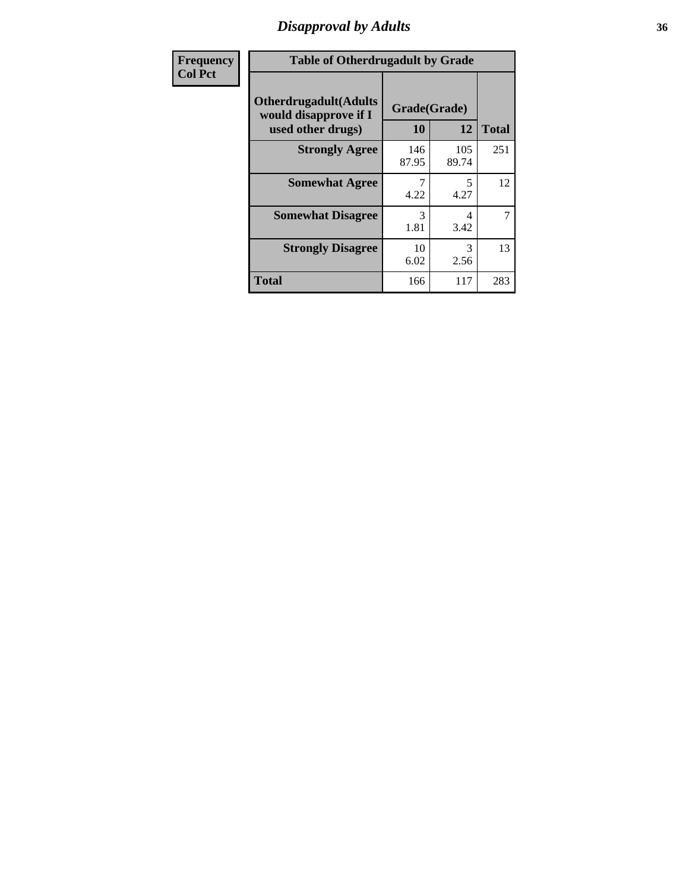# Disapproval by Adults

| Frequency<br>Col Pct |
|---|

**Table of Otherdrugadult by Grade**

| Otherdrugadult(Adults would disapprove if I used other drugs) | Grade(Grade) 10 | 12 | Total |
|---|---|---|---|
| **Strongly Agree** | 146<br>87.95 | 105<br>89.74 | 251 |
| **Somewhat Agree** | 7<br>4.22 | 5<br>4.27 | 12 |
| **Somewhat Disagree** | 3<br>1.81 | 4<br>3.42 | 7 |
| **Strongly Disagree** | 10<br>6.02 | 3<br>2.56 | 13 |
| **Total** | 166 | 117 | 283 |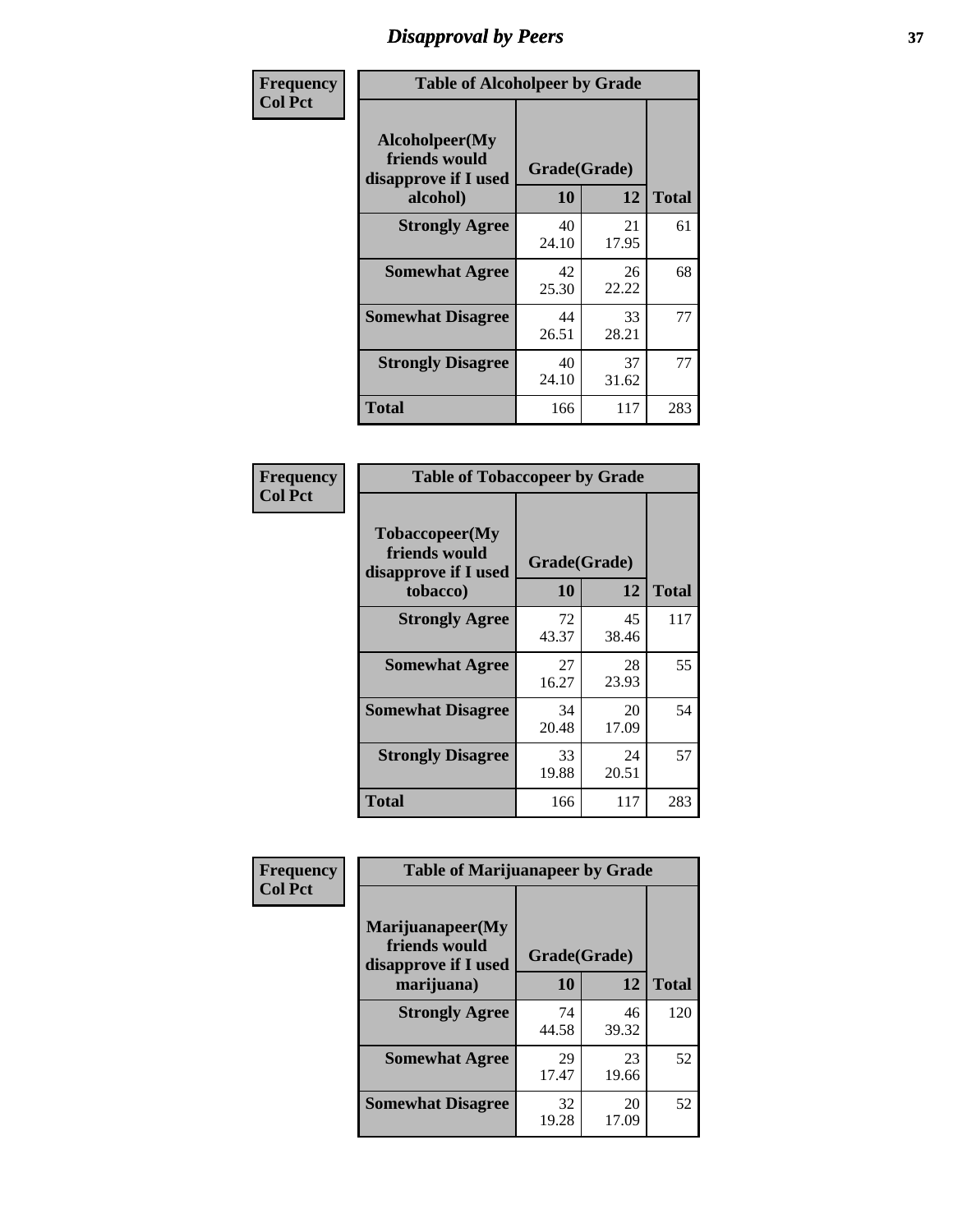# Disapproval by Peers

**Frequency**
**Col Pct**

| Table of Alcoholpeer by Grade | | | |
|---|---|---|---|
| **Alcoholpeer(My friends would disapprove if I used alcohol)** | **Grade(Grade)** | | **Total** |
| | **10** | **12** | |
| **Strongly Agree** | 40<br>24.10 | 21<br>17.95 | 61 |
| **Somewhat Agree** | 42<br>25.30 | 26<br>22.22 | 68 |
| **Somewhat Disagree** | 44<br>26.51 | 33<br>28.21 | 77 |
| **Strongly Disagree** | 40<br>24.10 | 37<br>31.62 | 77 |
| **Total** | 166 | 117 | 283 |

**Frequency**
**Col Pct**

| Table of Tobaccopeer by Grade | | | |
|---|---|---|---|
| **Tobaccopeer(My friends would disapprove if I used tobacco)** | **Grade(Grade)** | | **Total** |
| | **10** | **12** | |
| **Strongly Agree** | 72<br>43.37 | 45<br>38.46 | 117 |
| **Somewhat Agree** | 27<br>16.27 | 28<br>23.93 | 55 |
| **Somewhat Disagree** | 34<br>20.48 | 20<br>17.09 | 54 |
| **Strongly Disagree** | 33<br>19.88 | 24<br>20.51 | 57 |
| **Total** | 166 | 117 | 283 |

**Frequency**
**Col Pct**

| Table of Marijuanapeer by Grade | | | |
|---|---|---|---|
| **Marijuanapeer(My friends would disapprove if I used marijuana)** | **Grade(Grade)** | | **Total** |
| | **10** | **12** | |
| **Strongly Agree** | 74<br>44.58 | 46<br>39.32 | 120 |
| **Somewhat Agree** | 29<br>17.47 | 23<br>19.66 | 52 |
| **Somewhat Disagree** | 32<br>19.28 | 20<br>17.09 | 52 |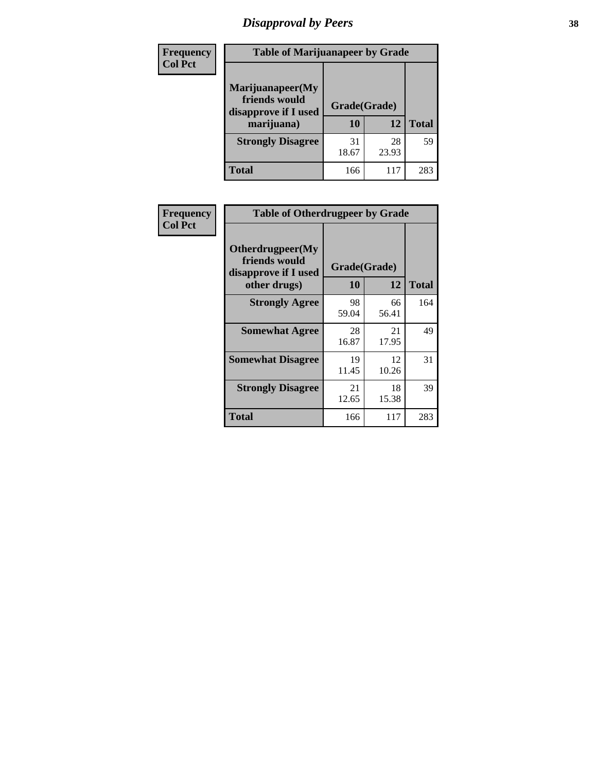# Disapproval by Peers

| Frequency Col Pct | Table of Marijuanapeer by Grade | | |
|---|---|---|---|
| Marijuanapeer(My friends would disapprove if I used marijuana) | Grade(Grade) | | |
| | 10 | 12 | Total |
| Strongly Disagree | 31<br>18.67 | 28<br>23.93 | 59 |
| Total | 166 | 117 | 283 |

| Frequency Col Pct | Table of Otherdrugpeer by Grade | | |
|---|---|---|---|
| Otherdrugpeer(My friends would disapprove if I used other drugs) | Grade(Grade) | | |
| | 10 | 12 | Total |
| Strongly Agree | 98<br>59.04 | 66<br>56.41 | 164 |
| Somewhat Agree | 28<br>16.87 | 21<br>17.95 | 49 |
| Somewhat Disagree | 19<br>11.45 | 12<br>10.26 | 31 |
| Strongly Disagree | 21<br>12.65 | 18<br>15.38 | 39 |
| Total | 166 | 117 | 283 |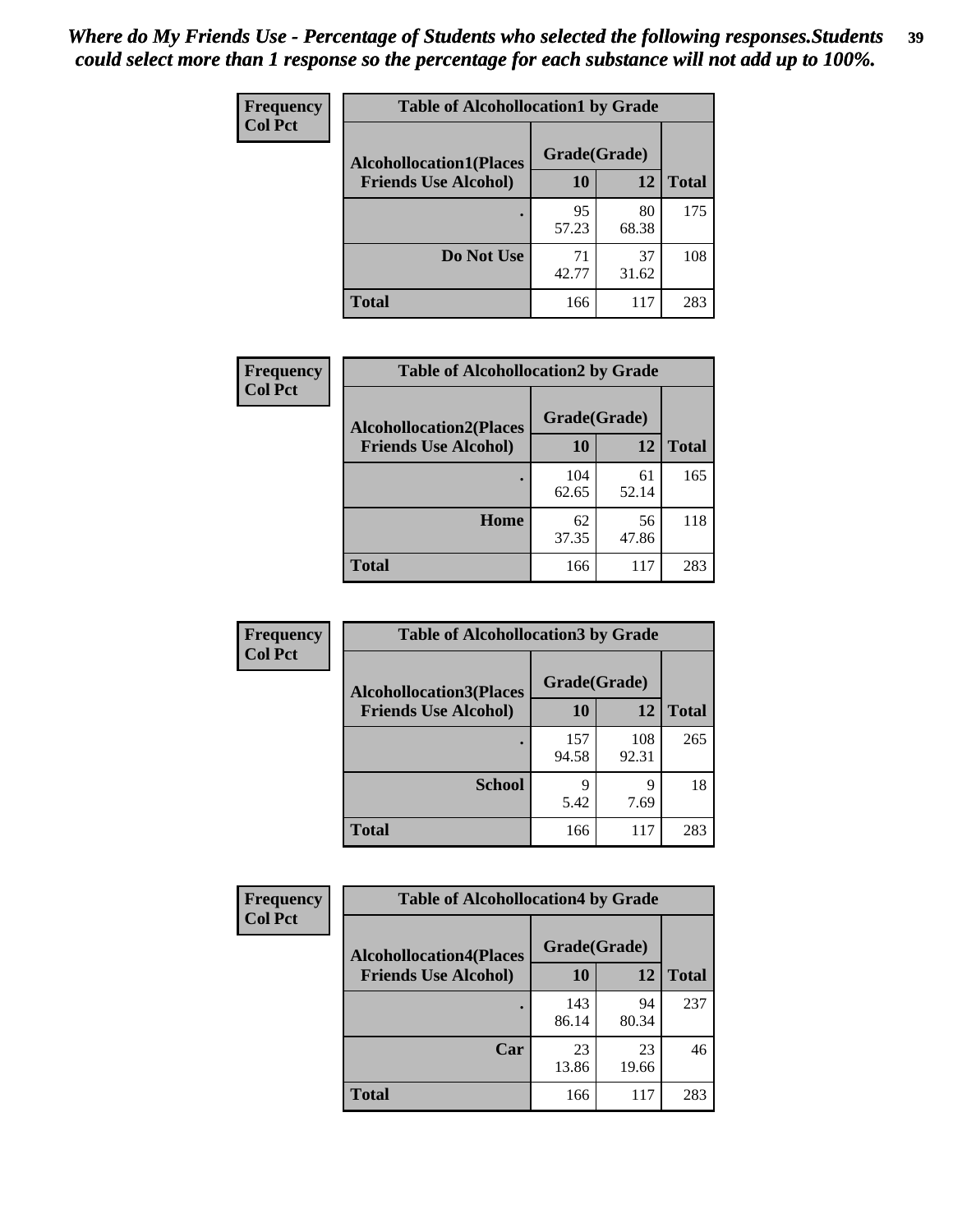*Where do My Friends Use - Percentage of Students who selected the following responses.Students could select more than 1 response so the percentage for each substance will not add up to 100%.*

**Frequency**
**Col Pct**

| Table of Alcohollocation1 by Grade | | | |
|---|---|---|---|
| **Alcohollocation1(Places Friends Use Alcohol)** | **Grade(Grade)** | | **Total** |
| | **10** | **12** | |
| **.** | 95<br>57.23 | 80<br>68.38 | 175 |
| **Do Not Use** | 71<br>42.77 | 37<br>31.62 | 108 |
| **Total** | 166 | 117 | 283 |

**Frequency**
**Col Pct**

| Table of Alcohollocation2 by Grade | | | |
|---|---|---|---|
| **Alcohollocation2(Places Friends Use Alcohol)** | **Grade(Grade)** | | **Total** |
| | **10** | **12** | |
| **.** | 104<br>62.65 | 61<br>52.14 | 165 |
| **Home** | 62<br>37.35 | 56<br>47.86 | 118 |
| **Total** | 166 | 117 | 283 |

**Frequency**
**Col Pct**

| Table of Alcohollocation3 by Grade | | | |
|---|---|---|---|
| **Alcohollocation3(Places Friends Use Alcohol)** | **Grade(Grade)** | | **Total** |
| | **10** | **12** | |
| **.** | 157<br>94.58 | 108<br>92.31 | 265 |
| **School** | 9<br>5.42 | 9<br>7.69 | 18 |
| **Total** | 166 | 117 | 283 |

**Frequency**
**Col Pct**

| Table of Alcohollocation4 by Grade | | | |
|---|---|---|---|
| **Alcohollocation4(Places Friends Use Alcohol)** | **Grade(Grade)** | | **Total** |
| | **10** | **12** | |
| **.** | 143<br>86.14 | 94<br>80.34 | 237 |
| **Car** | 23<br>13.86 | 23<br>19.66 | 46 |
| **Total** | 166 | 117 | 283 |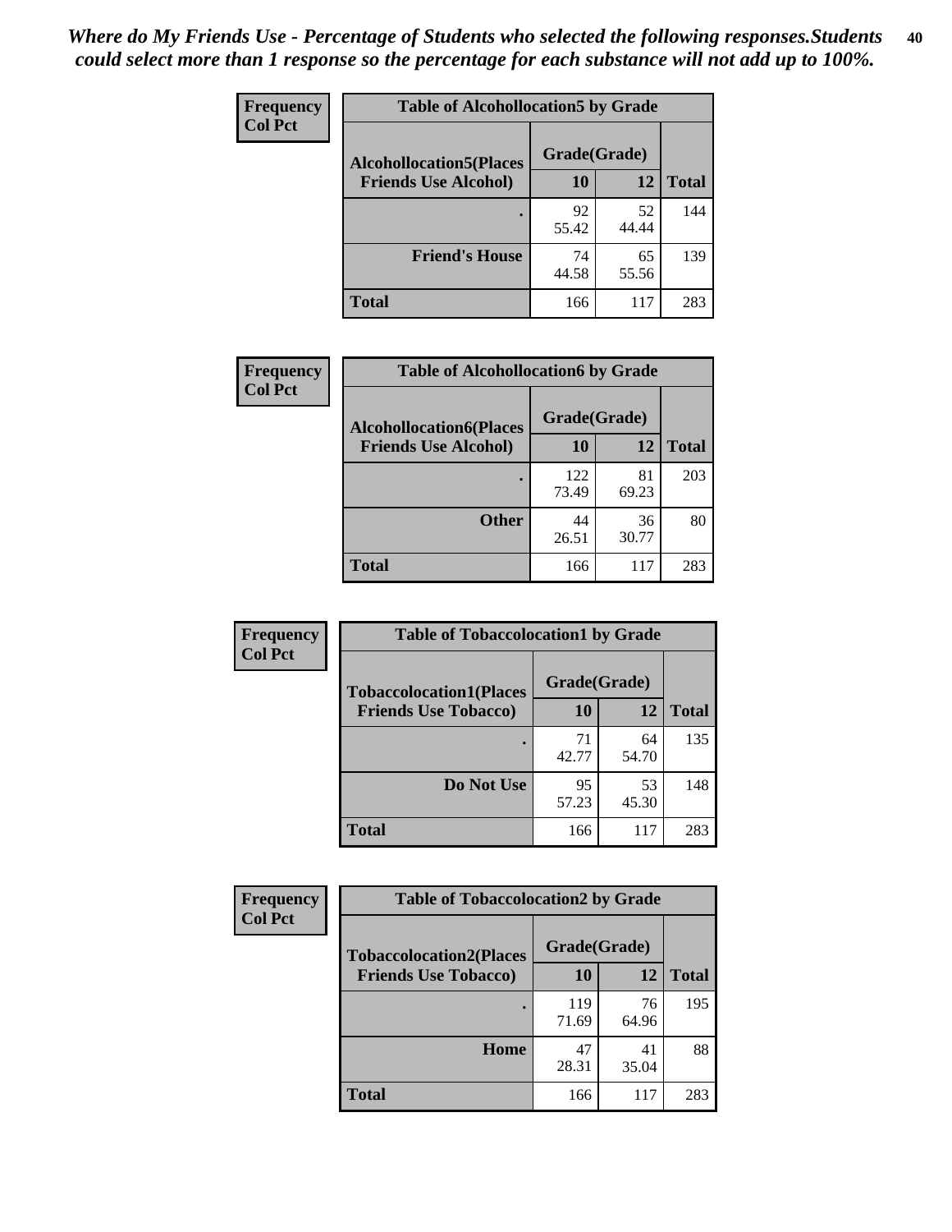*Where do My Friends Use - Percentage of Students who selected the following responses.Students could select more than 1 response so the percentage for each substance will not add up to 100%.*

**Frequency**
**Col Pct**

| Table of Alcohollocation5 by Grade | | | |
|---|---|---|---|
| **Alcohollocation5(Places Friends Use Alcohol)** | **Grade(Grade)** | | **Total** |
| | **10** | **12** | |
| **.** | 92<br>55.42 | 52<br>44.44 | 144 |
| **Friend's House** | 74<br>44.58 | 65<br>55.56 | 139 |
| **Total** | 166 | 117 | 283 |

**Frequency**
**Col Pct**

| Table of Alcohollocation6 by Grade | | | |
|---|---|---|---|
| **Alcohollocation6(Places Friends Use Alcohol)** | **Grade(Grade)** | | **Total** |
| | **10** | **12** | |
| **.** | 122<br>73.49 | 81<br>69.23 | 203 |
| **Other** | 44<br>26.51 | 36<br>30.77 | 80 |
| **Total** | 166 | 117 | 283 |

**Frequency**
**Col Pct**

| Table of Tobaccolocation1 by Grade | | | |
|---|---|---|---|
| **Tobaccolocation1(Places Friends Use Tobacco)** | **Grade(Grade)** | | **Total** |
| | **10** | **12** | |
| **.** | 71<br>42.77 | 64<br>54.70 | 135 |
| **Do Not Use** | 95<br>57.23 | 53<br>45.30 | 148 |
| **Total** | 166 | 117 | 283 |

**Frequency**
**Col Pct**

| Table of Tobaccolocation2 by Grade | | | |
|---|---|---|---|
| **Tobaccolocation2(Places Friends Use Tobacco)** | **Grade(Grade)** | | **Total** |
| | **10** | **12** | |
| **.** | 119<br>71.69 | 76<br>64.96 | 195 |
| **Home** | 47<br>28.31 | 41<br>35.04 | 88 |
| **Total** | 166 | 117 | 283 |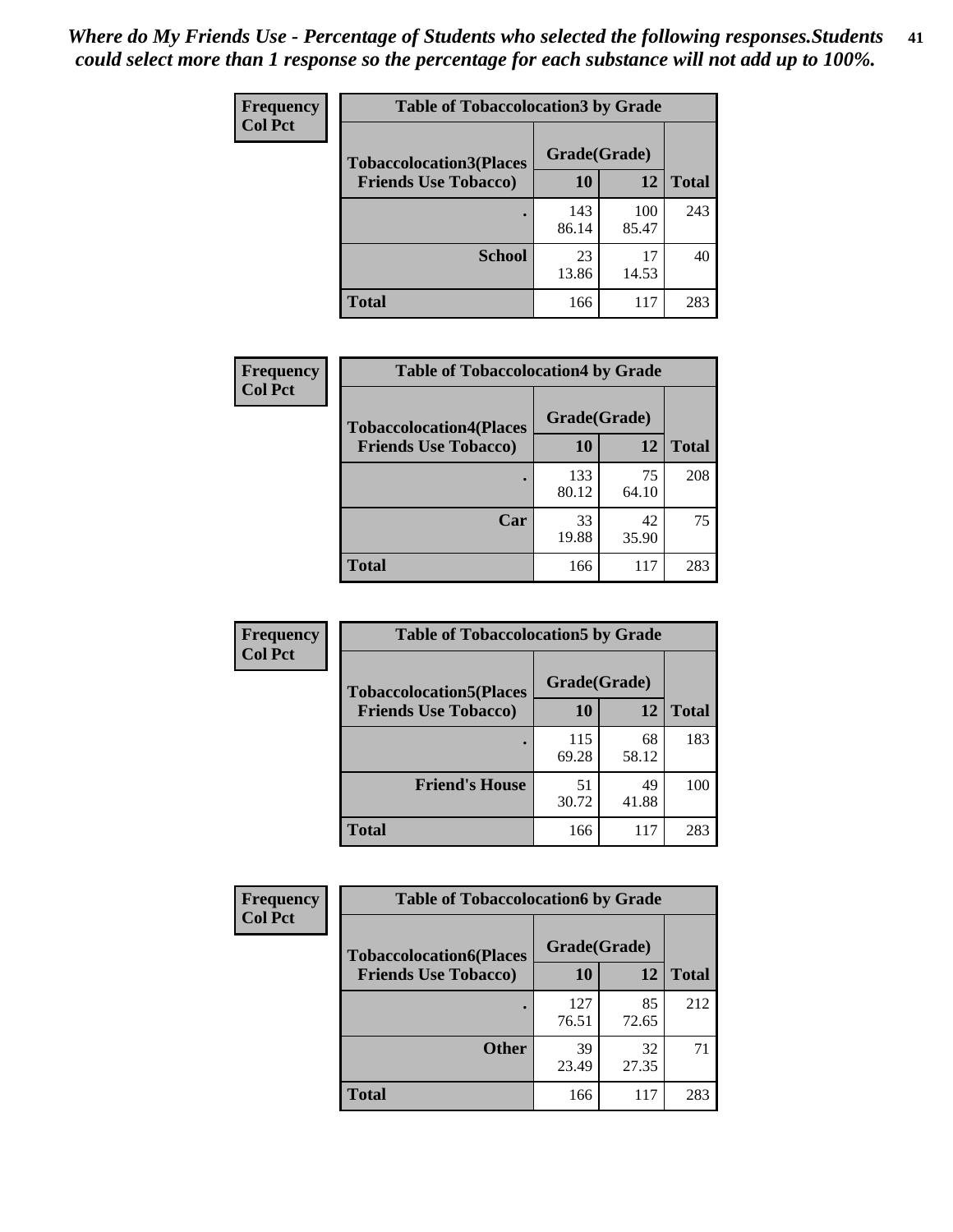*Where do My Friends Use - Percentage of Students who selected the following responses.Students could select more than 1 response so the percentage for each substance will not add up to 100%.*

**Frequency Col Pct**

| Table of Tobaccolocation3 by Grade | | | |
|---|---|---|---|
| Tobaccolocation3(Places Friends Use Tobacco) | Grade(Grade) | | Total |
| | 10 | 12 | |
| . | 143<br>86.14 | 100<br>85.47 | 243 |
| School | 23<br>13.86 | 17<br>14.53 | 40 |
| Total | 166 | 117 | 283 |

**Frequency Col Pct**

| Table of Tobaccolocation4 by Grade | | | |
|---|---|---|---|
| Tobaccolocation4(Places Friends Use Tobacco) | Grade(Grade) | | Total |
| | 10 | 12 | |
| . | 133<br>80.12 | 75<br>64.10 | 208 |
| Car | 33<br>19.88 | 42<br>35.90 | 75 |
| Total | 166 | 117 | 283 |

**Frequency Col Pct**

| Table of Tobaccolocation5 by Grade | | | |
|---|---|---|---|
| Tobaccolocation5(Places Friends Use Tobacco) | Grade(Grade) | | Total |
| | 10 | 12 | |
| . | 115<br>69.28 | 68<br>58.12 | 183 |
| Friend's House | 51<br>30.72 | 49<br>41.88 | 100 |
| Total | 166 | 117 | 283 |

**Frequency Col Pct**

| Table of Tobaccolocation6 by Grade | | | |
|---|---|---|---|
| Tobaccolocation6(Places Friends Use Tobacco) | Grade(Grade) | | Total |
| | 10 | 12 | |
| . | 127<br>76.51 | 85<br>72.65 | 212 |
| Other | 39<br>23.49 | 32<br>27.35 | 71 |
| Total | 166 | 117 | 283 |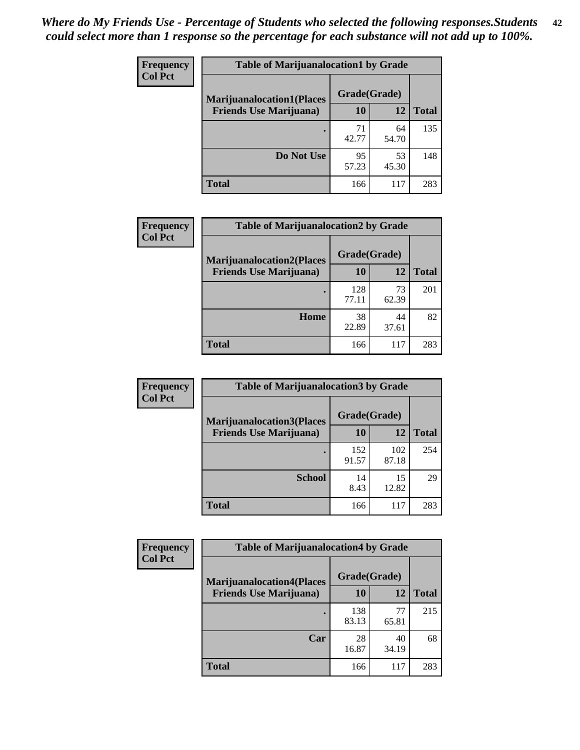*Where do My Friends Use - Percentage of Students who selected the following responses.Students could select more than 1 response so the percentage for each substance will not add up to 100%.*

**Frequency**
**Col Pct**

| Table of Marijuanalocation1 by Grade | | | |
|---|---|---|---|
| **Marijuanalocation1(Places Friends Use Marijuana)** | **Grade(Grade)** | | **Total** |
| | **10** | **12** | |
| **.** | 71<br>42.77 | 64<br>54.70 | 135 |
| **Do Not Use** | 95<br>57.23 | 53<br>45.30 | 148 |
| **Total** | 166 | 117 | 283 |

**Frequency**
**Col Pct**

| Table of Marijuanalocation2 by Grade | | | |
|---|---|---|---|
| **Marijuanalocation2(Places Friends Use Marijuana)** | **Grade(Grade)** | | **Total** |
| | **10** | **12** | |
| **.** | 128<br>77.11 | 73<br>62.39 | 201 |
| **Home** | 38<br>22.89 | 44<br>37.61 | 82 |
| **Total** | 166 | 117 | 283 |

**Frequency**
**Col Pct**

| Table of Marijuanalocation3 by Grade | | | |
|---|---|---|---|
| **Marijuanalocation3(Places Friends Use Marijuana)** | **Grade(Grade)** | | **Total** |
| | **10** | **12** | |
| **.** | 152<br>91.57 | 102<br>87.18 | 254 |
| **School** | 14<br>8.43 | 15<br>12.82 | 29 |
| **Total** | 166 | 117 | 283 |

**Frequency**
**Col Pct**

| Table of Marijuanalocation4 by Grade | | | |
|---|---|---|---|
| **Marijuanalocation4(Places Friends Use Marijuana)** | **Grade(Grade)** | | **Total** |
| | **10** | **12** | |
| **.** | 138<br>83.13 | 77<br>65.81 | 215 |
| **Car** | 28<br>16.87 | 40<br>34.19 | 68 |
| **Total** | 166 | 117 | 283 |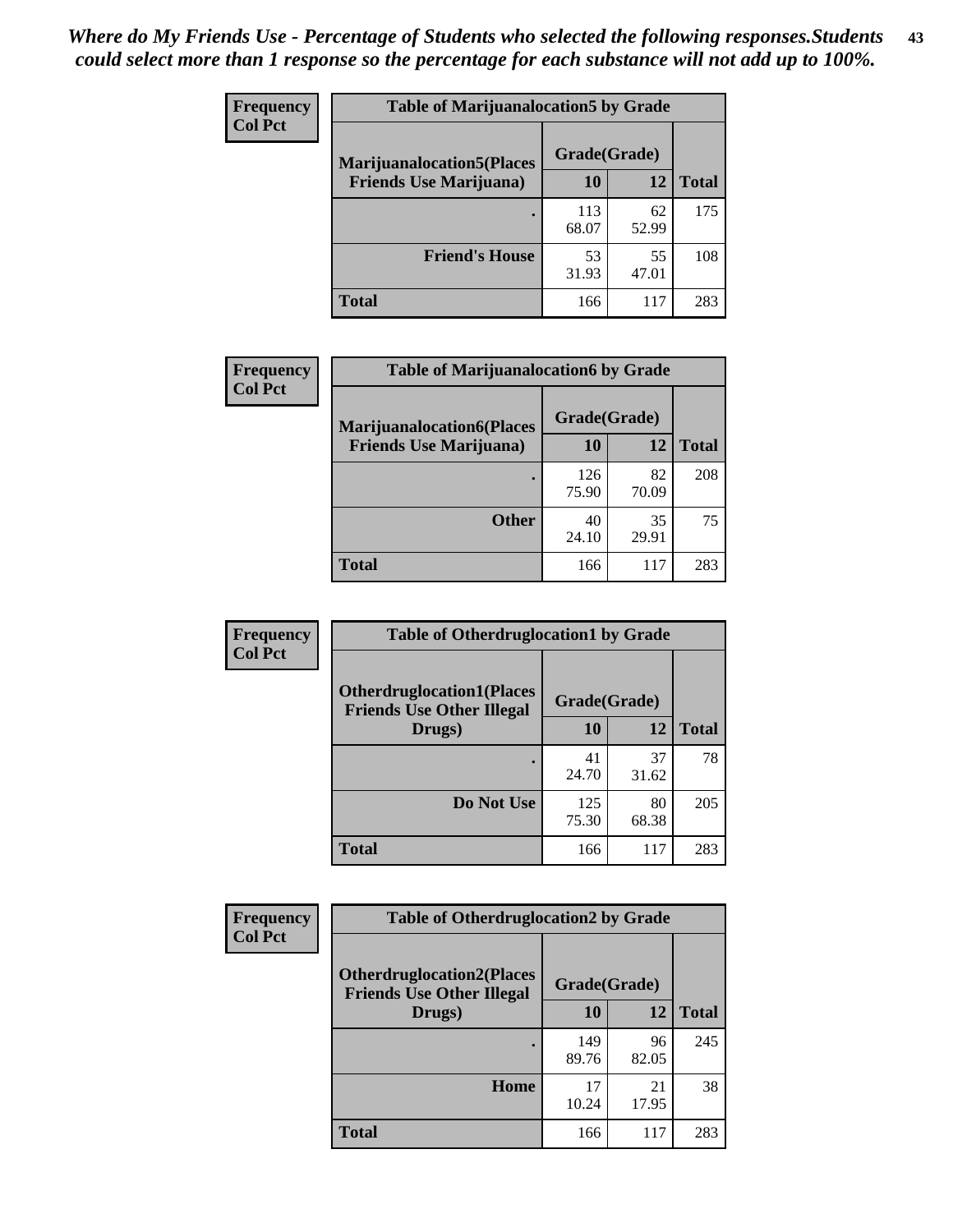*Where do My Friends Use - Percentage of Students who selected the following responses.Students could select more than 1 response so the percentage for each substance will not add up to 100%.*

**Frequency**
**Col Pct**

| Table of Marijuanalocation5 by Grade | | | |
|---|---|---|---|
| **Marijuanalocation5(Places Friends Use Marijuana)** | **Grade(Grade)** | | |
| | **10** | **12** | **Total** |
| **.** | 113<br>68.07 | 62<br>52.99 | 175 |
| **Friend's House** | 53<br>31.93 | 55<br>47.01 | 108 |
| **Total** | 166 | 117 | 283 |

**Frequency**
**Col Pct**

| Table of Marijuanalocation6 by Grade | | | |
|---|---|---|---|
| **Marijuanalocation6(Places Friends Use Marijuana)** | **Grade(Grade)** | | |
| | **10** | **12** | **Total** |
| **.** | 126<br>75.90 | 82<br>70.09 | 208 |
| **Other** | 40<br>24.10 | 35<br>29.91 | 75 |
| **Total** | 166 | 117 | 283 |

**Frequency**
**Col Pct**

| Table of Otherdruglocation1 by Grade | | | |
|---|---|---|---|
| **Otherdruglocation1(Places Friends Use Other Illegal Drugs)** | **Grade(Grade)** | | |
| | **10** | **12** | **Total** |
| **.** | 41<br>24.70 | 37<br>31.62 | 78 |
| **Do Not Use** | 125<br>75.30 | 80<br>68.38 | 205 |
| **Total** | 166 | 117 | 283 |

**Frequency**
**Col Pct**

| Table of Otherdruglocation2 by Grade | | | |
|---|---|---|---|
| **Otherdruglocation2(Places Friends Use Other Illegal Drugs)** | **Grade(Grade)** | | |
| | **10** | **12** | **Total** |
| **.** | 149<br>89.76 | 96<br>82.05 | 245 |
| **Home** | 17<br>10.24 | 21<br>17.95 | 38 |
| **Total** | 166 | 117 | 283 |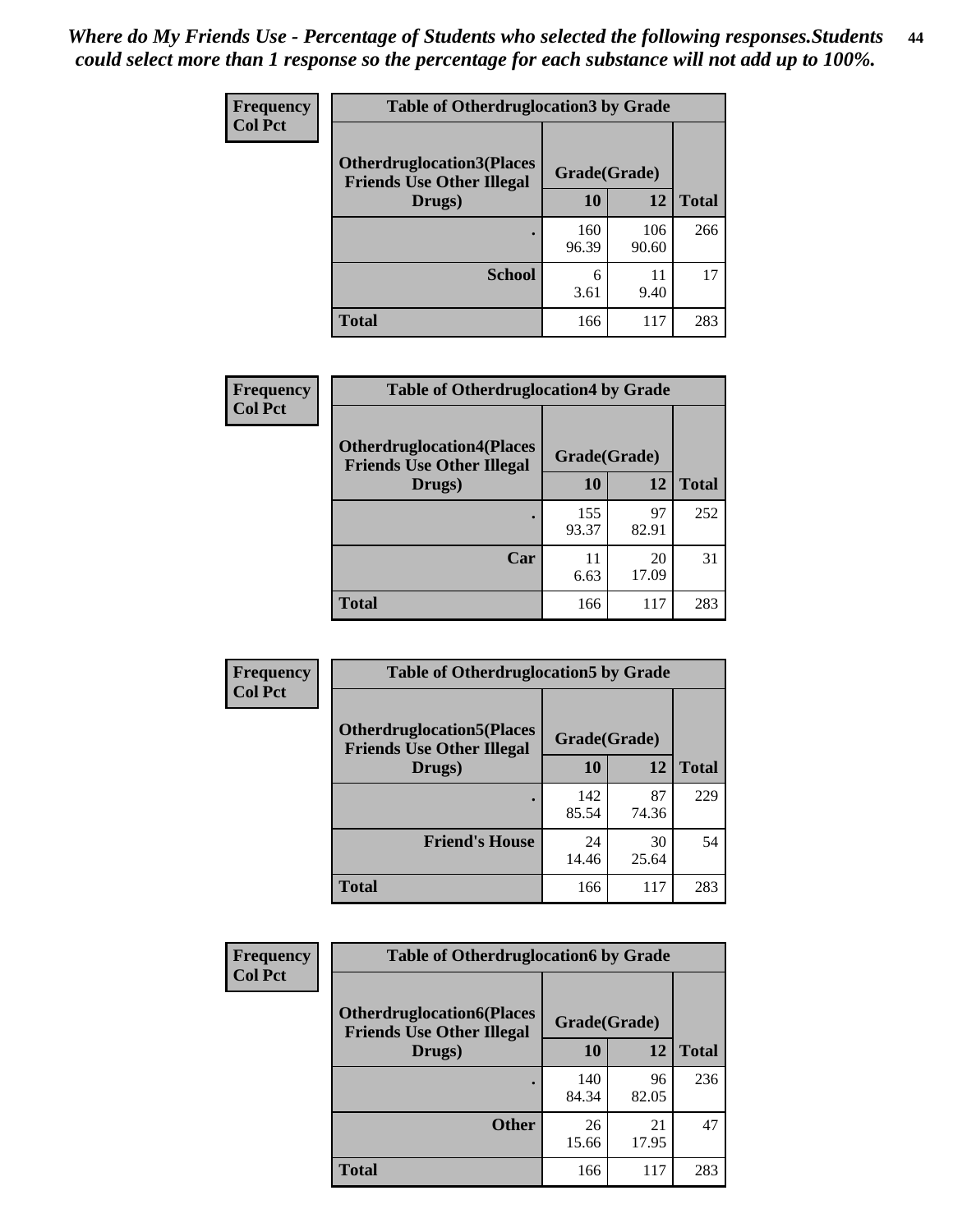*Where do My Friends Use - Percentage of Students who selected the following responses.Students could select more than 1 response so the percentage for each substance will not add up to 100%.*

**Frequency / Col Pct**

| Table of Otherdruglocation3 by Grade | | | |
|---|---|---|---|
| Otherdruglocation3(Places Friends Use Other Illegal Drugs) | Grade(Grade) | | |
| | 10 | 12 | Total |
| . | 160<br>96.39 | 106<br>90.60 | 266 |
| School | 6<br>3.61 | 11<br>9.40 | 17 |
| Total | 166 | 117 | 283 |

**Frequency / Col Pct**

| Table of Otherdruglocation4 by Grade | | | |
|---|---|---|---|
| Otherdruglocation4(Places Friends Use Other Illegal Drugs) | Grade(Grade) | | |
| | 10 | 12 | Total |
| . | 155<br>93.37 | 97<br>82.91 | 252 |
| Car | 11<br>6.63 | 20<br>17.09 | 31 |
| Total | 166 | 117 | 283 |

**Frequency / Col Pct**

| Table of Otherdruglocation5 by Grade | | | |
|---|---|---|---|
| Otherdruglocation5(Places Friends Use Other Illegal Drugs) | Grade(Grade) | | |
| | 10 | 12 | Total |
| . | 142<br>85.54 | 87<br>74.36 | 229 |
| Friend's House | 24<br>14.46 | 30<br>25.64 | 54 |
| Total | 166 | 117 | 283 |

**Frequency / Col Pct**

| Table of Otherdruglocation6 by Grade | | | |
|---|---|---|---|
| Otherdruglocation6(Places Friends Use Other Illegal Drugs) | Grade(Grade) | | |
| | 10 | 12 | Total |
| . | 140<br>84.34 | 96<br>82.05 | 236 |
| Other | 26<br>15.66 | 21<br>17.95 | 47 |
| Total | 166 | 117 | 283 |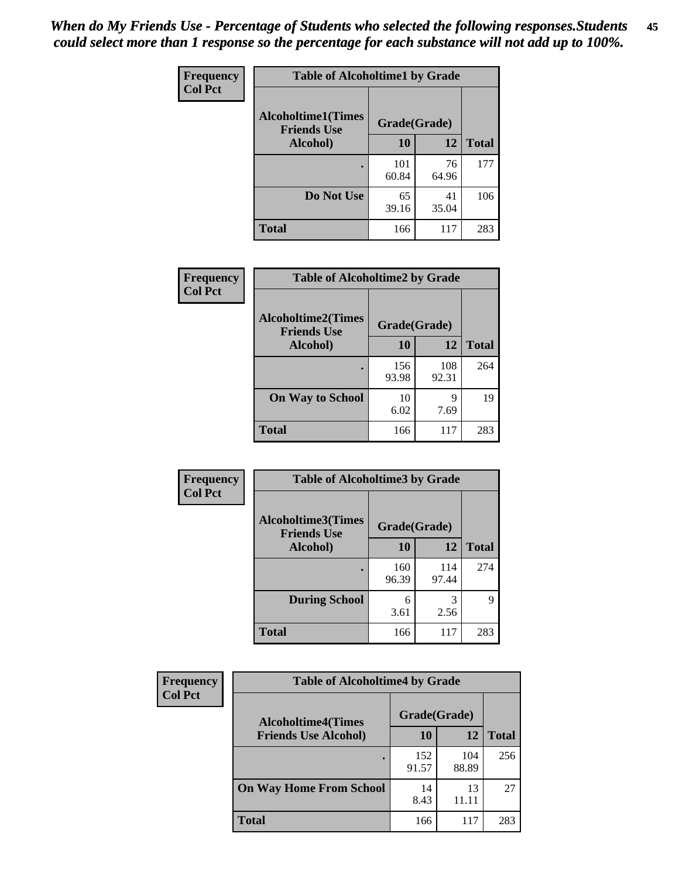*When do My Friends Use - Percentage of Students who selected the following responses.Students could select more than 1 response so the percentage for each substance will not add up to 100%.*

**Frequency**
**Col Pct**

| Table of Alcoholtime1 by Grade | | | |
|---|---|---|---|
| Alcoholtime1(Times Friends Use Alcohol) | Grade(Grade) | | Total |
| | 10 | 12 | |
| . | 101<br>60.84 | 76<br>64.96 | 177 |
| Do Not Use | 65<br>39.16 | 41<br>35.04 | 106 |
| Total | 166 | 117 | 283 |

**Frequency**
**Col Pct**

| Table of Alcoholtime2 by Grade | | | |
|---|---|---|---|
| Alcoholtime2(Times Friends Use Alcohol) | Grade(Grade) | | Total |
| | 10 | 12 | |
| . | 156<br>93.98 | 108<br>92.31 | 264 |
| On Way to School | 10<br>6.02 | 9<br>7.69 | 19 |
| Total | 166 | 117 | 283 |

**Frequency**
**Col Pct**

| Table of Alcoholtime3 by Grade | | | |
|---|---|---|---|
| Alcoholtime3(Times Friends Use Alcohol) | Grade(Grade) | | Total |
| | 10 | 12 | |
| . | 160<br>96.39 | 114<br>97.44 | 274 |
| During School | 6<br>3.61 | 3<br>2.56 | 9 |
| Total | 166 | 117 | 283 |

**Frequency**
**Col Pct**

| Table of Alcoholtime4 by Grade | | | |
|---|---|---|---|
| Alcoholtime4(Times Friends Use Alcohol) | Grade(Grade) | | Total |
| | 10 | 12 | |
| . | 152<br>91.57 | 104<br>88.89 | 256 |
| On Way Home From School | 14<br>8.43 | 13<br>11.11 | 27 |
| Total | 166 | 117 | 283 |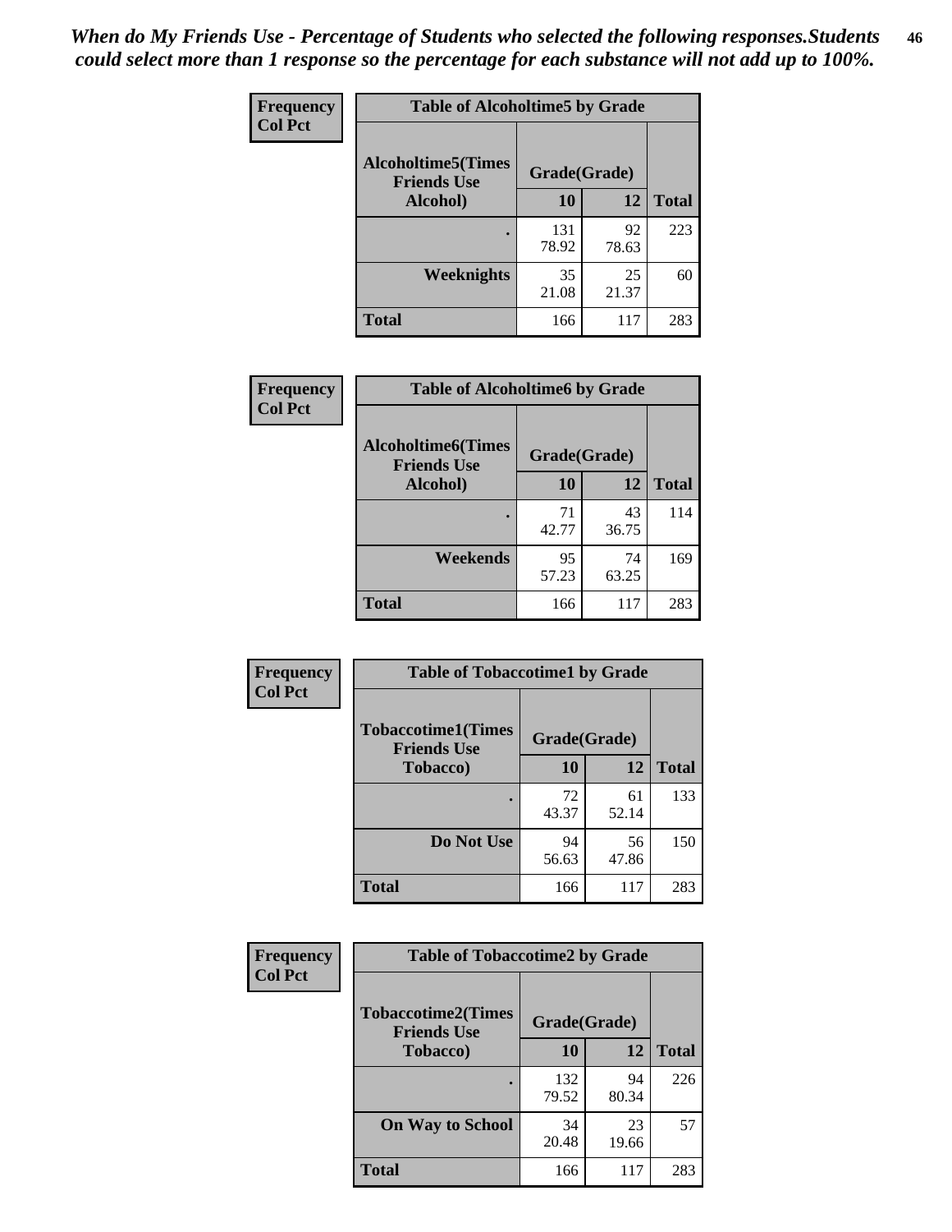*When do My Friends Use - Percentage of Students who selected the following responses.Students could select more than 1 response so the percentage for each substance will not add up to 100%.*

**Frequency**
**Col Pct**

**Table of Alcoholtime5 by Grade**

| Alcoholtime5(Times Friends Use Alcohol) | Grade(Grade) | | Total |
|---|---|---|---|
| | 10 | 12 | |
| . | 131<br>78.92 | 92<br>78.63 | 223 |
| Weeknights | 35<br>21.08 | 25<br>21.37 | 60 |
| Total | 166 | 117 | 283 |

**Frequency**
**Col Pct**

**Table of Alcoholtime6 by Grade**

| Alcoholtime6(Times Friends Use Alcohol) | Grade(Grade) | | Total |
|---|---|---|---|
| | 10 | 12 | |
| . | 71<br>42.77 | 43<br>36.75 | 114 |
| Weekends | 95<br>57.23 | 74<br>63.25 | 169 |
| Total | 166 | 117 | 283 |

**Frequency**
**Col Pct**

**Table of Tobaccotime1 by Grade**

| Tobaccotime1(Times Friends Use Tobacco) | Grade(Grade) | | Total |
|---|---|---|---|
| | 10 | 12 | |
| . | 72<br>43.37 | 61<br>52.14 | 133 |
| Do Not Use | 94<br>56.63 | 56<br>47.86 | 150 |
| Total | 166 | 117 | 283 |

**Frequency**
**Col Pct**

**Table of Tobaccotime2 by Grade**

| Tobaccotime2(Times Friends Use Tobacco) | Grade(Grade) | | Total |
|---|---|---|---|
| | 10 | 12 | |
| . | 132<br>79.52 | 94<br>80.34 | 226 |
| On Way to School | 34<br>20.48 | 23<br>19.66 | 57 |
| Total | 166 | 117 | 283 |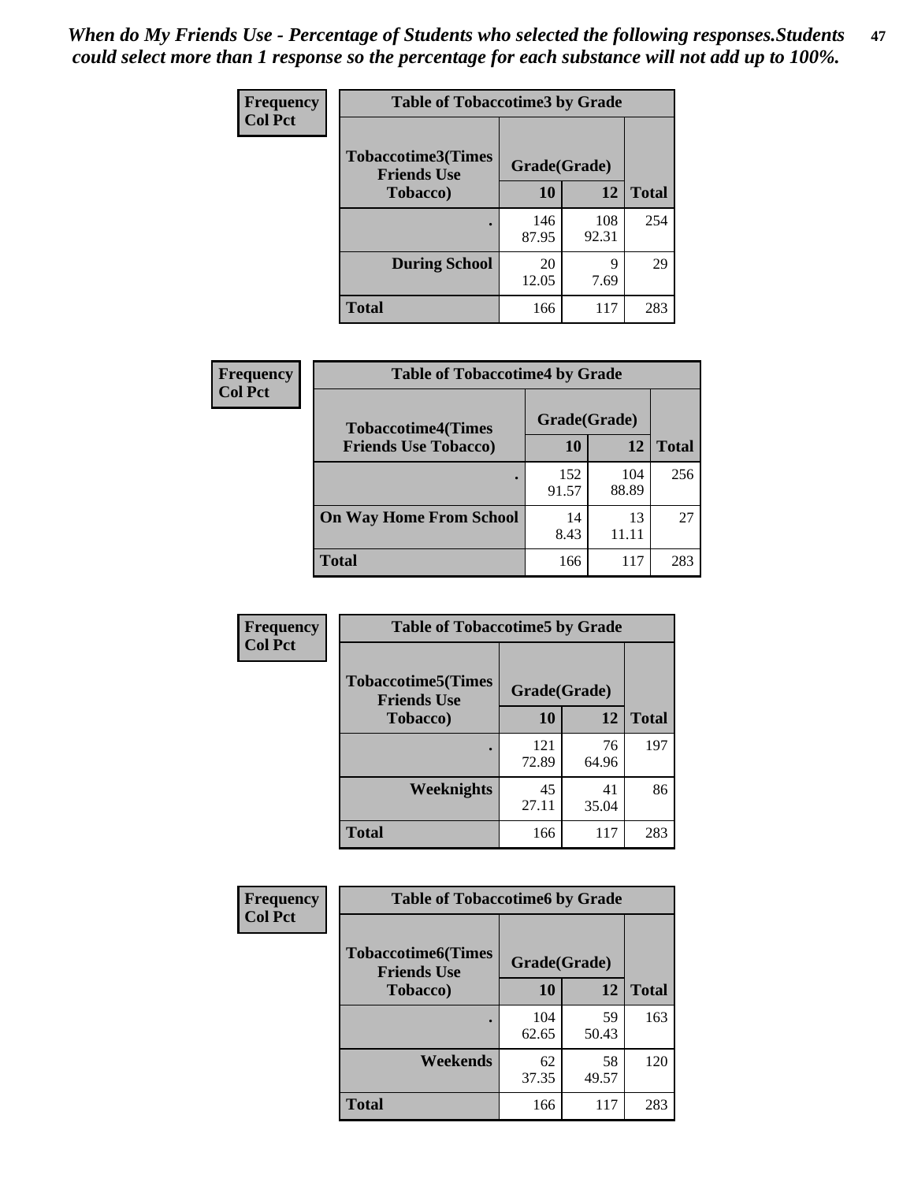*When do My Friends Use - Percentage of Students who selected the following responses.Students could select more than 1 response so the percentage for each substance will not add up to 100%.*

**Frequency**
**Col Pct**

**Table of Tobaccotime3 by Grade**

| Tobaccotime3(Times Friends Use Tobacco) | Grade(Grade) | | Total |
|---|---|---|---|
| | 10 | 12 | |
| . | 146<br>87.95 | 108<br>92.31 | 254 |
| During School | 20<br>12.05 | 9<br>7.69 | 29 |
| Total | 166 | 117 | 283 |

**Frequency**
**Col Pct**

**Table of Tobaccotime4 by Grade**

| Tobaccotime4(Times Friends Use Tobacco) | Grade(Grade) | | Total |
|---|---|---|---|
| | 10 | 12 | |
| . | 152<br>91.57 | 104<br>88.89 | 256 |
| On Way Home From School | 14<br>8.43 | 13<br>11.11 | 27 |
| Total | 166 | 117 | 283 |

**Frequency**
**Col Pct**

**Table of Tobaccotime5 by Grade**

| Tobaccotime5(Times Friends Use Tobacco) | Grade(Grade) | | Total |
|---|---|---|---|
| | 10 | 12 | |
| . | 121<br>72.89 | 76<br>64.96 | 197 |
| Weeknights | 45<br>27.11 | 41<br>35.04 | 86 |
| Total | 166 | 117 | 283 |

**Frequency**
**Col Pct**

**Table of Tobaccotime6 by Grade**

| Tobaccotime6(Times Friends Use Tobacco) | Grade(Grade) | | Total |
|---|---|---|---|
| | 10 | 12 | |
| . | 104<br>62.65 | 59<br>50.43 | 163 |
| Weekends | 62<br>37.35 | 58<br>49.57 | 120 |
| Total | 166 | 117 | 283 |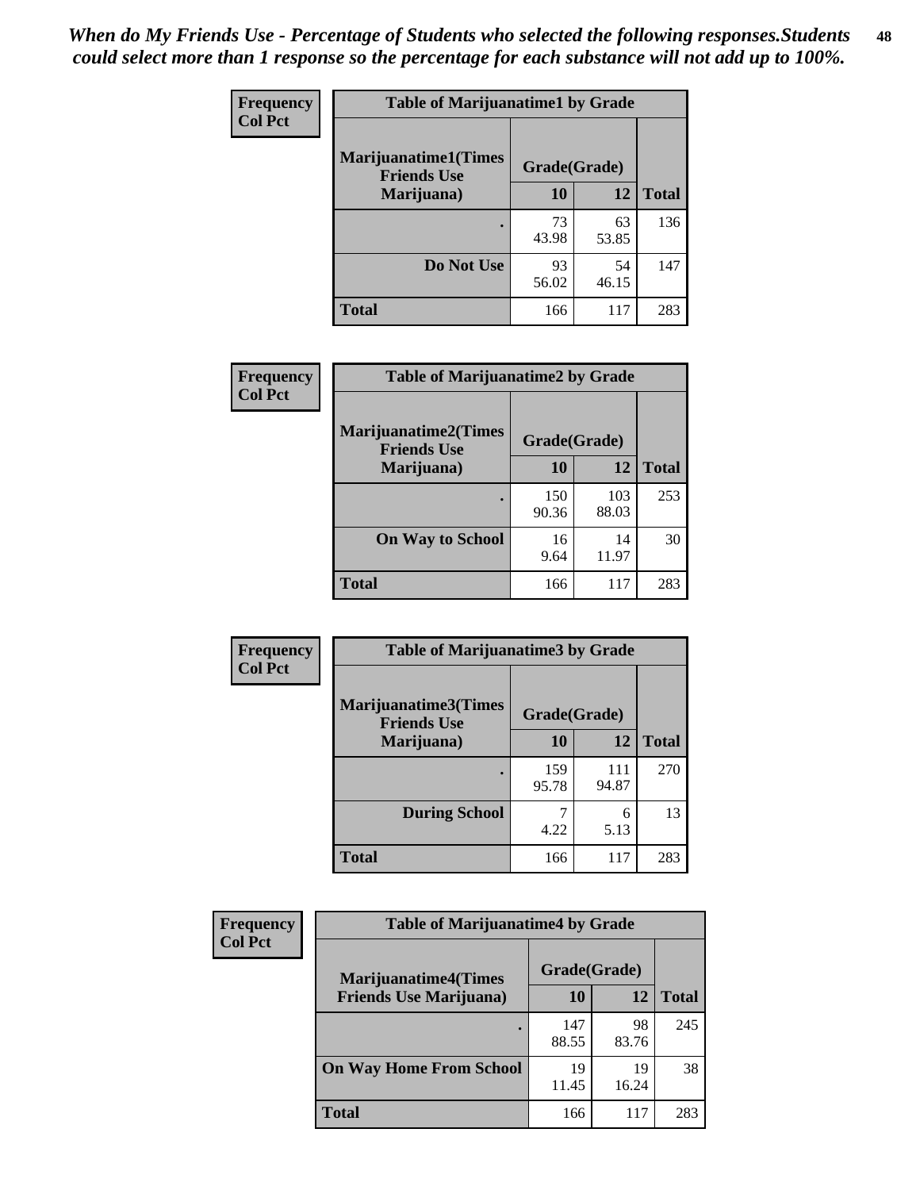*When do My Friends Use - Percentage of Students who selected the following responses.Students could select more than 1 response so the percentage for each substance will not add up to 100%.*

**Frequency**
**Col Pct**

| Table of Marijuanatime1 by Grade | | | |
|---|---|---|---|
| **Marijuanatime1(Times Friends Use Marijuana)** | **Grade(Grade)** | | |
| | **10** | **12** | **Total** |
| **.** | 73<br>43.98 | 63<br>53.85 | 136 |
| **Do Not Use** | 93<br>56.02 | 54<br>46.15 | 147 |
| **Total** | 166 | 117 | 283 |

**Frequency**
**Col Pct**

| Table of Marijuanatime2 by Grade | | | |
|---|---|---|---|
| **Marijuanatime2(Times Friends Use Marijuana)** | **Grade(Grade)** | | |
| | **10** | **12** | **Total** |
| **.** | 150<br>90.36 | 103<br>88.03 | 253 |
| **On Way to School** | 16<br>9.64 | 14<br>11.97 | 30 |
| **Total** | 166 | 117 | 283 |

**Frequency**
**Col Pct**

| Table of Marijuanatime3 by Grade | | | |
|---|---|---|---|
| **Marijuanatime3(Times Friends Use Marijuana)** | **Grade(Grade)** | | |
| | **10** | **12** | **Total** |
| **.** | 159<br>95.78 | 111<br>94.87 | 270 |
| **During School** | 7<br>4.22 | 6<br>5.13 | 13 |
| **Total** | 166 | 117 | 283 |

**Frequency**
**Col Pct**

| Table of Marijuanatime4 by Grade | | | |
|---|---|---|---|
| **Marijuanatime4(Times Friends Use Marijuana)** | **Grade(Grade)** | | |
| | **10** | **12** | **Total** |
| **.** | 147<br>88.55 | 98<br>83.76 | 245 |
| **On Way Home From School** | 19<br>11.45 | 19<br>16.24 | 38 |
| **Total** | 166 | 117 | 283 |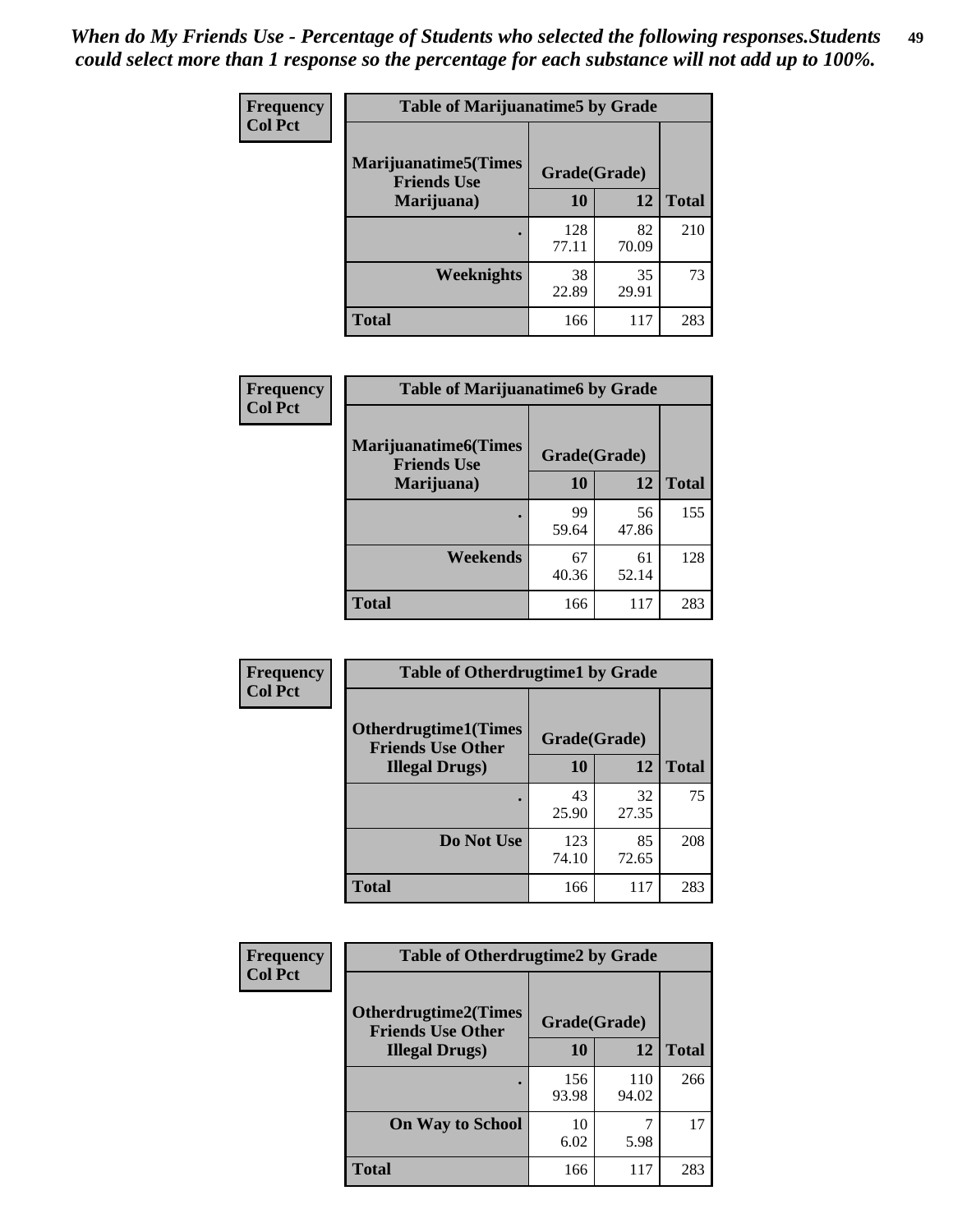*When do My Friends Use - Percentage of Students who selected the following responses.Students could select more than 1 response so the percentage for each substance will not add up to 100%.*

**Frequency**
**Col Pct**

| Table of Marijuanatime5 by Grade | | | |
|---|---|---|---|
| **Marijuanatime5(Times Friends Use Marijuana)** | **Grade(Grade)** | | **Total** |
| | **10** | **12** | |
| **.** | 128<br>77.11 | 82<br>70.09 | 210 |
| **Weeknights** | 38<br>22.89 | 35<br>29.91 | 73 |
| **Total** | 166 | 117 | 283 |

**Frequency**
**Col Pct**

| Table of Marijuanatime6 by Grade | | | |
|---|---|---|---|
| **Marijuanatime6(Times Friends Use Marijuana)** | **Grade(Grade)** | | **Total** |
| | **10** | **12** | |
| **.** | 99<br>59.64 | 56<br>47.86 | 155 |
| **Weekends** | 67<br>40.36 | 61<br>52.14 | 128 |
| **Total** | 166 | 117 | 283 |

**Frequency**
**Col Pct**

| Table of Otherdrugtime1 by Grade | | | |
|---|---|---|---|
| **Otherdrugtime1(Times Friends Use Other Illegal Drugs)** | **Grade(Grade)** | | **Total** |
| | **10** | **12** | |
| **.** | 43<br>25.90 | 32<br>27.35 | 75 |
| **Do Not Use** | 123<br>74.10 | 85<br>72.65 | 208 |
| **Total** | 166 | 117 | 283 |

**Frequency**
**Col Pct**

| Table of Otherdrugtime2 by Grade | | | |
|---|---|---|---|
| **Otherdrugtime2(Times Friends Use Other Illegal Drugs)** | **Grade(Grade)** | | **Total** |
| | **10** | **12** | |
| **.** | 156<br>93.98 | 110<br>94.02 | 266 |
| **On Way to School** | 10<br>6.02 | 7<br>5.98 | 17 |
| **Total** | 166 | 117 | 283 |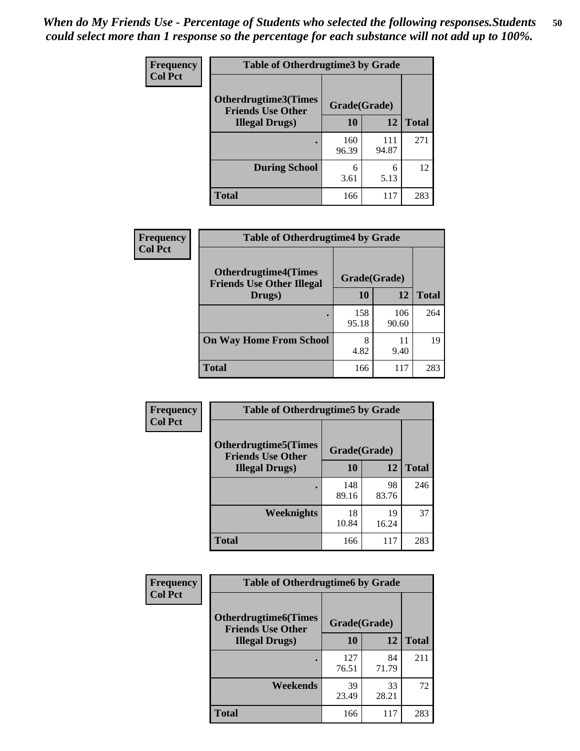*When do My Friends Use - Percentage of Students who selected the following responses.Students could select more than 1 response so the percentage for each substance will not add up to 100%.*

**Frequency**
**Col Pct**

| Table of Otherdrugtime3 by Grade | | | |
|---|---|---|---|
| **Otherdrugtime3(Times Friends Use Other Illegal Drugs)** | **Grade(Grade)** | | |
| | **10** | **12** | **Total** |
| **.** | 160<br>96.39 | 111<br>94.87 | 271 |
| **During School** | 6<br>3.61 | 6<br>5.13 | 12 |
| **Total** | 166 | 117 | 283 |

**Frequency**
**Col Pct**

| Table of Otherdrugtime4 by Grade | | | |
|---|---|---|---|
| **Otherdrugtime4(Times Friends Use Other Illegal Drugs)** | **Grade(Grade)** | | |
| | **10** | **12** | **Total** |
| **.** | 158<br>95.18 | 106<br>90.60 | 264 |
| **On Way Home From School** | 8<br>4.82 | 11<br>9.40 | 19 |
| **Total** | 166 | 117 | 283 |

**Frequency**
**Col Pct**

| Table of Otherdrugtime5 by Grade | | | |
|---|---|---|---|
| **Otherdrugtime5(Times Friends Use Other Illegal Drugs)** | **Grade(Grade)** | | |
| | **10** | **12** | **Total** |
| **.** | 148<br>89.16 | 98<br>83.76 | 246 |
| **Weeknights** | 18<br>10.84 | 19<br>16.24 | 37 |
| **Total** | 166 | 117 | 283 |

**Frequency**
**Col Pct**

| Table of Otherdrugtime6 by Grade | | | |
|---|---|---|---|
| **Otherdrugtime6(Times Friends Use Other Illegal Drugs)** | **Grade(Grade)** | | |
| | **10** | **12** | **Total** |
| **.** | 127<br>76.51 | 84<br>71.79 | 211 |
| **Weekends** | 39<br>23.49 | 33<br>28.21 | 72 |
| **Total** | 166 | 117 | 283 |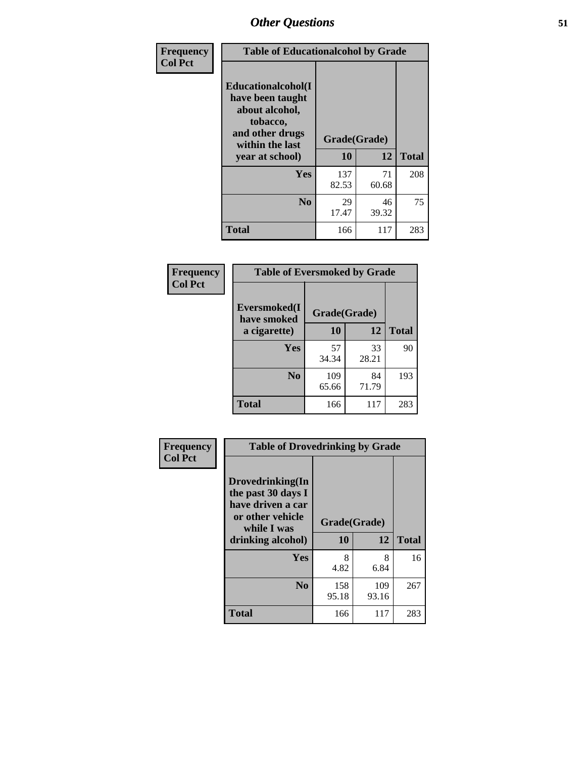| Frequency<br>Col Pct | Table of Educationalcohol by Grade | | |
|---|---|---|---|
| Educationalcohol(I have been taught about alcohol, tobacco, and other drugs within the last year at school) | Grade(Grade) | | |
| | 10 | 12 | Total |
| Yes | 137<br>82.53 | 71<br>60.68 | 208 |
| No | 29<br>17.47 | 46<br>39.32 | 75 |
| Total | 166 | 117 | 283 |

| Frequency<br>Col Pct | Table of Eversmoked by Grade | | |
|---|---|---|---|
| Eversmoked(I have smoked a cigarette) | Grade(Grade) | | |
| | 10 | 12 | Total |
| Yes | 57<br>34.34 | 33<br>28.21 | 90 |
| No | 109<br>65.66 | 84<br>71.79 | 193 |
| Total | 166 | 117 | 283 |

| Frequency<br>Col Pct | Table of Drovedrinking by Grade | | |
|---|---|---|---|
| Drovedrinking(In the past 30 days I have driven a car or other vehicle while I was drinking alcohol) | Grade(Grade) | | |
| | 10 | 12 | Total |
| Yes | 8<br>4.82 | 8<br>6.84 | 16 |
| No | 158<br>95.18 | 109<br>93.16 | 267 |
| Total | 166 | 117 | 283 |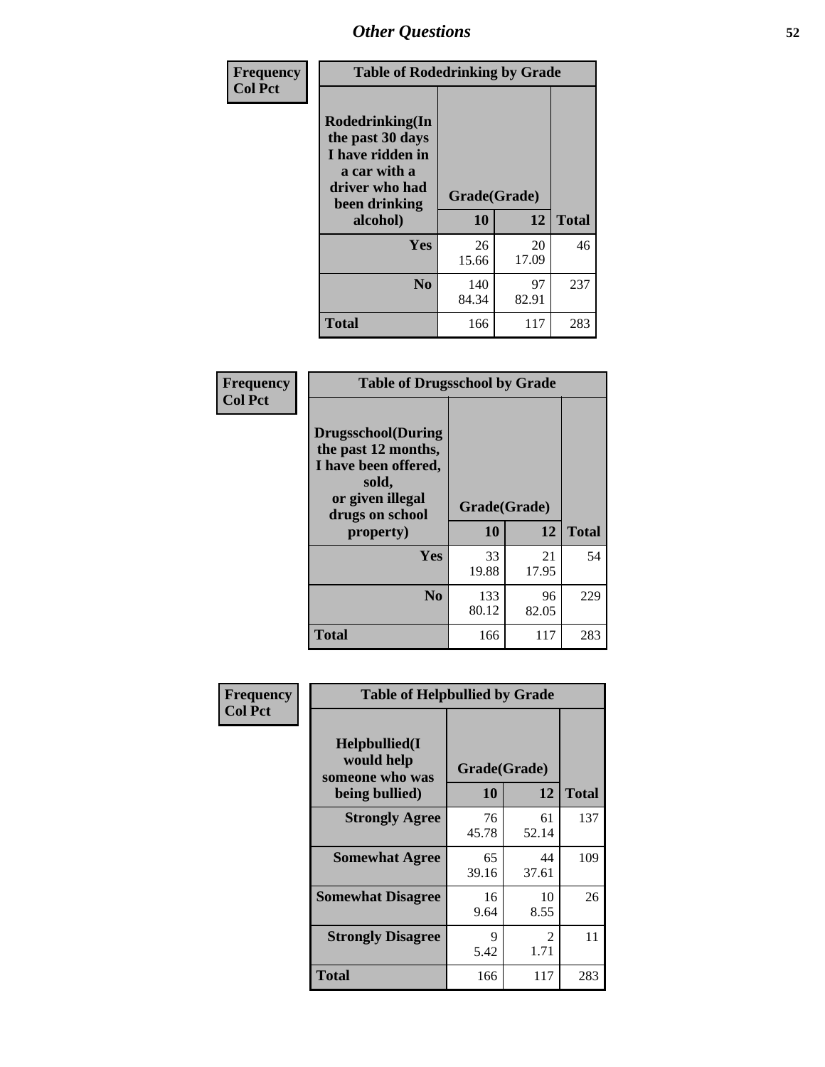# Other Questions

**Frequency**
**Col Pct**

| Table of Rodedrinking by Grade | | | |
|---|---|---|---|
| **Rodedrinking(In the past 30 days I have ridden in a car with a driver who had been drinking alcohol)** | **Grade(Grade)** | | |
| | **10** | **12** | **Total** |
| **Yes** | 26<br>15.66 | 20<br>17.09 | 46 |
| **No** | 140<br>84.34 | 97<br>82.91 | 237 |
| **Total** | 166 | 117 | 283 |

**Frequency**
**Col Pct**

| Table of Drugsschool by Grade | | | |
|---|---|---|---|
| **Drugsschool(During the past 12 months, I have been offered, sold, or given illegal drugs on school property)** | **Grade(Grade)** | | |
| | **10** | **12** | **Total** |
| **Yes** | 33<br>19.88 | 21<br>17.95 | 54 |
| **No** | 133<br>80.12 | 96<br>82.05 | 229 |
| **Total** | 166 | 117 | 283 |

**Frequency**
**Col Pct**

| Table of Helpbullied by Grade | | | |
|---|---|---|---|
| **Helpbullied(I would help someone who was being bullied)** | **Grade(Grade)** | | |
| | **10** | **12** | **Total** |
| **Strongly Agree** | 76<br>45.78 | 61<br>52.14 | 137 |
| **Somewhat Agree** | 65<br>39.16 | 44<br>37.61 | 109 |
| **Somewhat Disagree** | 16<br>9.64 | 10<br>8.55 | 26 |
| **Strongly Disagree** | 9<br>5.42 | 2<br>1.71 | 11 |
| **Total** | 166 | 117 | 283 |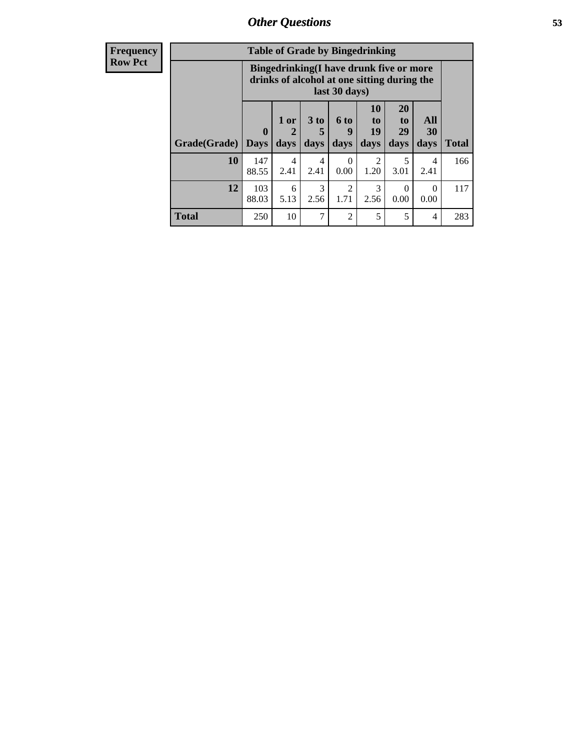## Other Questions

| Frequency<br>Row Pct | | | | | | | | |
|---|---|---|---|---|---|---|---|---|
| **Table of Grade by Bingedrinking** | | | | | | | | |
| | **Bingedrinking(I have drunk five or more drinks of alcohol at one sitting during the last 30 days)** | | | | | | | |
| **Grade(Grade)** | **0 Days** | **1 or 2 days** | **3 to 5 days** | **6 to 9 days** | **10 to 19 days** | **20 to 29 days** | **All 30 days** | **Total** |
| **10** | 147<br>88.55 | 4<br>2.41 | 4<br>2.41 | 0<br>0.00 | 2<br>1.20 | 5<br>3.01 | 4<br>2.41 | 166 |
| **12** | 103<br>88.03 | 6<br>5.13 | 3<br>2.56 | 2<br>1.71 | 3<br>2.56 | 0<br>0.00 | 0<br>0.00 | 117 |
| **Total** | 250 | 10 | 7 | 2 | 5 | 5 | 4 | 283 |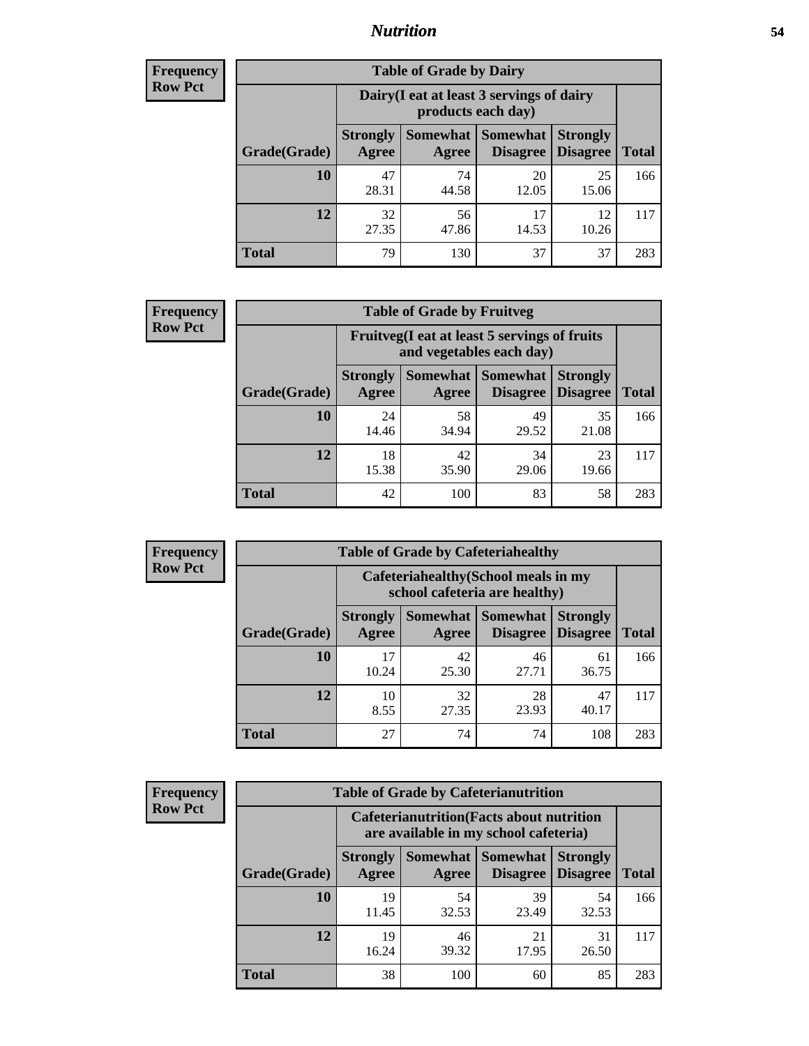**Frequency Row Pct**

| Table of Grade by Dairy | | | | | |
|---|---|---|---|---|---|
| | Dairy(I eat at least 3 servings of dairy products each day) | | | | |
| Grade(Grade) | Strongly Agree | Somewhat Agree | Somewhat Disagree | Strongly Disagree | Total |
| 10 | 47<br>28.31 | 74<br>44.58 | 20<br>12.05 | 25<br>15.06 | 166 |
| 12 | 32<br>27.35 | 56<br>47.86 | 17<br>14.53 | 12<br>10.26 | 117 |
| Total | 79 | 130 | 37 | 37 | 283 |

**Frequency Row Pct**

| Table of Grade by Fruitveg | | | | | |
|---|---|---|---|---|---|
| | Fruitveg(I eat at least 5 servings of fruits and vegetables each day) | | | | |
| Grade(Grade) | Strongly Agree | Somewhat Agree | Somewhat Disagree | Strongly Disagree | Total |
| 10 | 24<br>14.46 | 58<br>34.94 | 49<br>29.52 | 35<br>21.08 | 166 |
| 12 | 18<br>15.38 | 42<br>35.90 | 34<br>29.06 | 23<br>19.66 | 117 |
| Total | 42 | 100 | 83 | 58 | 283 |

**Frequency Row Pct**

| Table of Grade by Cafeteriahealthy | | | | | |
|---|---|---|---|---|---|
| | Cafeteriahealthy(School meals in my school cafeteria are healthy) | | | | |
| Grade(Grade) | Strongly Agree | Somewhat Agree | Somewhat Disagree | Strongly Disagree | Total |
| 10 | 17<br>10.24 | 42<br>25.30 | 46<br>27.71 | 61<br>36.75 | 166 |
| 12 | 10<br>8.55 | 32<br>27.35 | 28<br>23.93 | 47<br>40.17 | 117 |
| Total | 27 | 74 | 74 | 108 | 283 |

**Frequency Row Pct**

| Table of Grade by Cafeterianutrition | | | | | |
|---|---|---|---|---|---|
| | Cafeterianutrition(Facts about nutrition are available in my school cafeteria) | | | | |
| Grade(Grade) | Strongly Agree | Somewhat Agree | Somewhat Disagree | Strongly Disagree | Total |
| 10 | 19<br>11.45 | 54<br>32.53 | 39<br>23.49 | 54<br>32.53 | 166 |
| 12 | 19<br>16.24 | 46<br>39.32 | 21<br>17.95 | 31<br>26.50 | 117 |
| Total | 38 | 100 | 60 | 85 | 283 |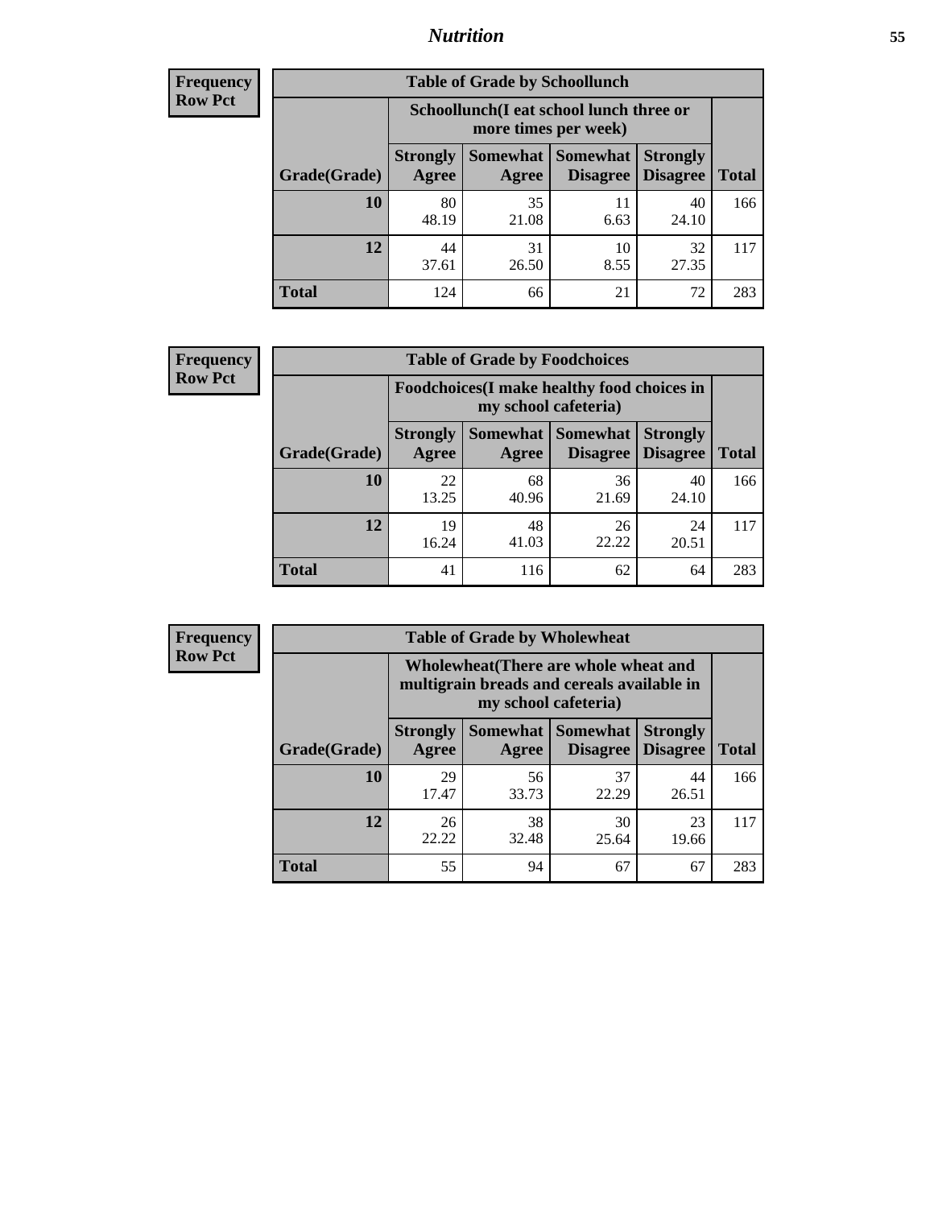**Frequency**
**Row Pct**

| Table of Grade by Schoollunch | | | | | |
|---|---|---|---|---|---|
| | Schoollunch(I eat school lunch three or more times per week) | | | | |
| Grade(Grade) | Strongly Agree | Somewhat Agree | Somewhat Disagree | Strongly Disagree | Total |
| **10** | 80<br>48.19 | 35<br>21.08 | 11<br>6.63 | 40<br>24.10 | 166 |
| **12** | 44<br>37.61 | 31<br>26.50 | 10<br>8.55 | 32<br>27.35 | 117 |
| **Total** | 124 | 66 | 21 | 72 | 283 |

**Frequency**
**Row Pct**

| Table of Grade by Foodchoices | | | | | |
|---|---|---|---|---|---|
| | Foodchoices(I make healthy food choices in my school cafeteria) | | | | |
| Grade(Grade) | Strongly Agree | Somewhat Agree | Somewhat Disagree | Strongly Disagree | Total |
| **10** | 22<br>13.25 | 68<br>40.96 | 36<br>21.69 | 40<br>24.10 | 166 |
| **12** | 19<br>16.24 | 48<br>41.03 | 26<br>22.22 | 24<br>20.51 | 117 |
| **Total** | 41 | 116 | 62 | 64 | 283 |

**Frequency**
**Row Pct**

| Table of Grade by Wholewheat | | | | | |
|---|---|---|---|---|---|
| | Wholewheat(There are whole wheat and multigrain breads and cereals available in my school cafeteria) | | | | |
| Grade(Grade) | Strongly Agree | Somewhat Agree | Somewhat Disagree | Strongly Disagree | Total |
| **10** | 29<br>17.47 | 56<br>33.73 | 37<br>22.29 | 44<br>26.51 | 166 |
| **12** | 26<br>22.22 | 38<br>32.48 | 30<br>25.64 | 23<br>19.66 | 117 |
| **Total** | 55 | 94 | 67 | 67 | 283 |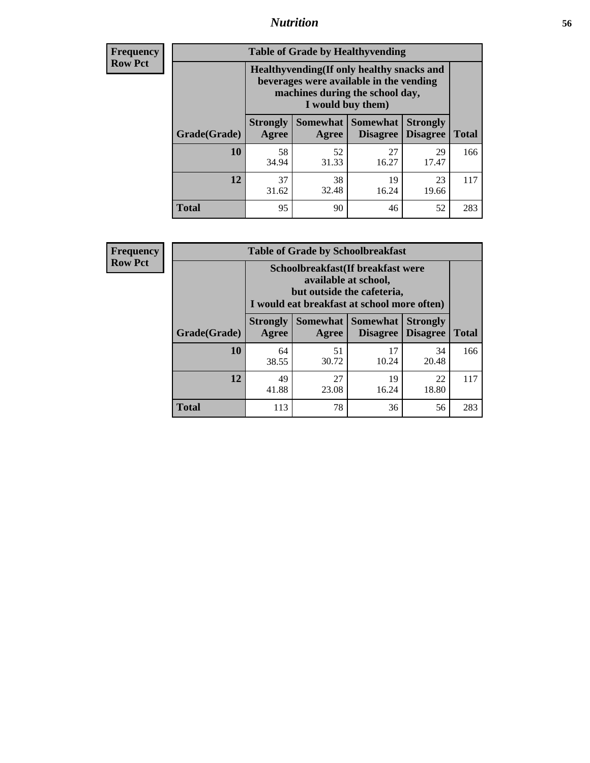**Frequency**
**Row Pct**

**Table of Grade by Healthyvending**

| Grade(Grade) | Healthyvending(If only healthy snacks and beverages were available in the vending machines during the school day, I would buy them) | | | | Total |
|---|---|---|---|---|---|
| | Strongly Agree | Somewhat Agree | Somewhat Disagree | Strongly Disagree | |
| **10** | 58<br>34.94 | 52<br>31.33 | 27<br>16.27 | 29<br>17.47 | 166 |
| **12** | 37<br>31.62 | 38<br>32.48 | 19<br>16.24 | 23<br>19.66 | 117 |
| **Total** | 95 | 90 | 46 | 52 | 283 |

**Frequency**
**Row Pct**

**Table of Grade by Schoolbreakfast**

| Grade(Grade) | Schoolbreakfast(If breakfast were available at school, but outside the cafeteria, I would eat breakfast at school more often) | | | | Total |
|---|---|---|---|---|---|
| | Strongly Agree | Somewhat Agree | Somewhat Disagree | Strongly Disagree | |
| **10** | 64<br>38.55 | 51<br>30.72 | 17<br>10.24 | 34<br>20.48 | 166 |
| **12** | 49<br>41.88 | 27<br>23.08 | 19<br>16.24 | 22<br>18.80 | 117 |
| **Total** | 113 | 78 | 36 | 56 | 283 |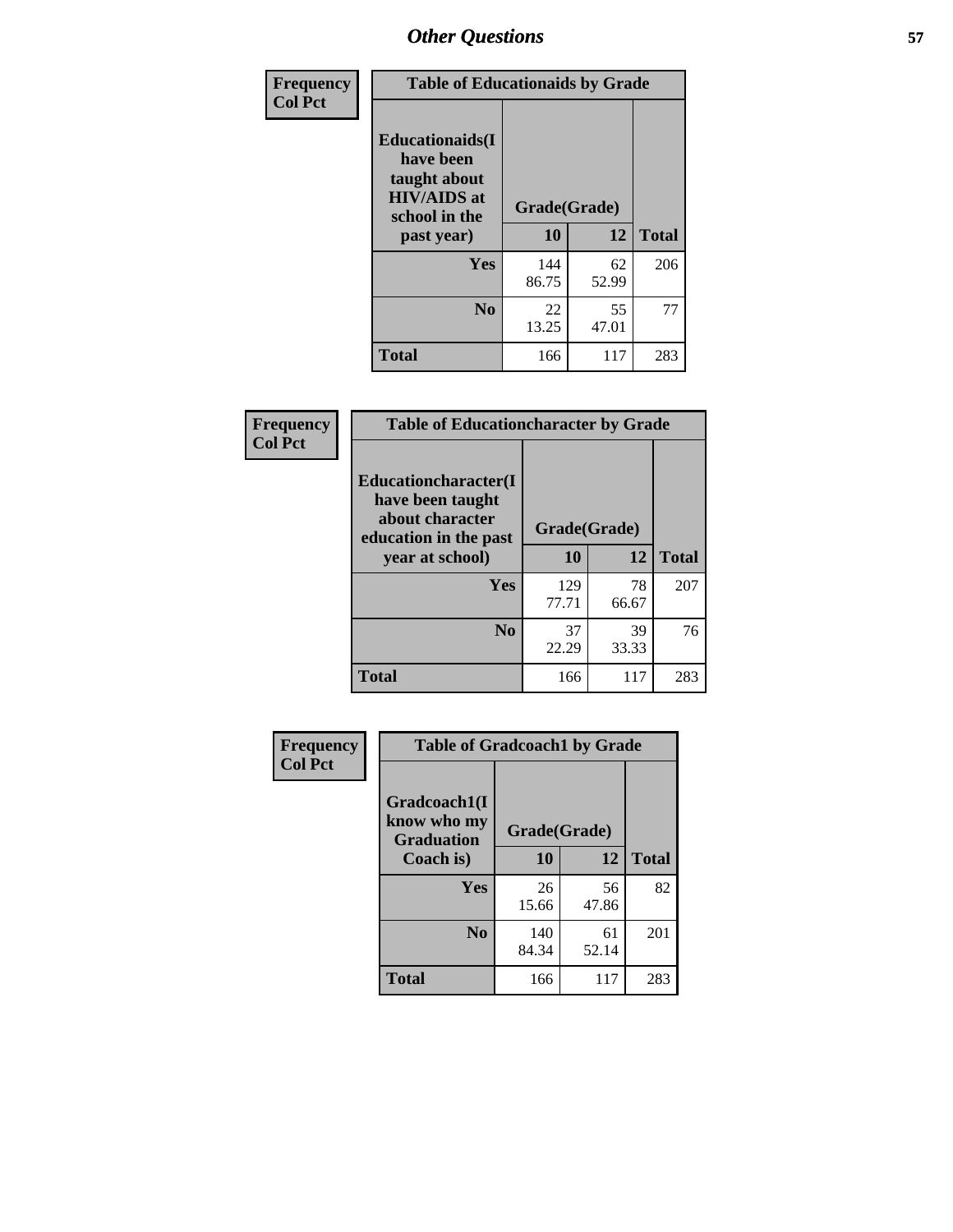## Other Questions

| Frequency Col Pct | Table of Educationaids by Grade | | |
|---|---|---|---|
| Educationaids(I have been taught about HIV/AIDS at school in the past year) | Grade(Grade) | | |
| | 10 | 12 | Total |
| Yes | 144<br>86.75 | 62<br>52.99 | 206 |
| No | 22<br>13.25 | 55<br>47.01 | 77 |
| Total | 166 | 117 | 283 |

| Frequency Col Pct | Table of Educationcharacter by Grade | | |
|---|---|---|---|
| Educationcharacter(I have been taught about character education in the past year at school) | Grade(Grade) | | |
| | 10 | 12 | Total |
| Yes | 129<br>77.71 | 78<br>66.67 | 207 |
| No | 37<br>22.29 | 39<br>33.33 | 76 |
| Total | 166 | 117 | 283 |

| Frequency Col Pct | Table of Gradcoach1 by Grade | | |
|---|---|---|---|
| Gradcoach1(I know who my Graduation Coach is) | Grade(Grade) | | |
| | 10 | 12 | Total |
| Yes | 26<br>15.66 | 56<br>47.86 | 82 |
| No | 140<br>84.34 | 61<br>52.14 | 201 |
| Total | 166 | 117 | 283 |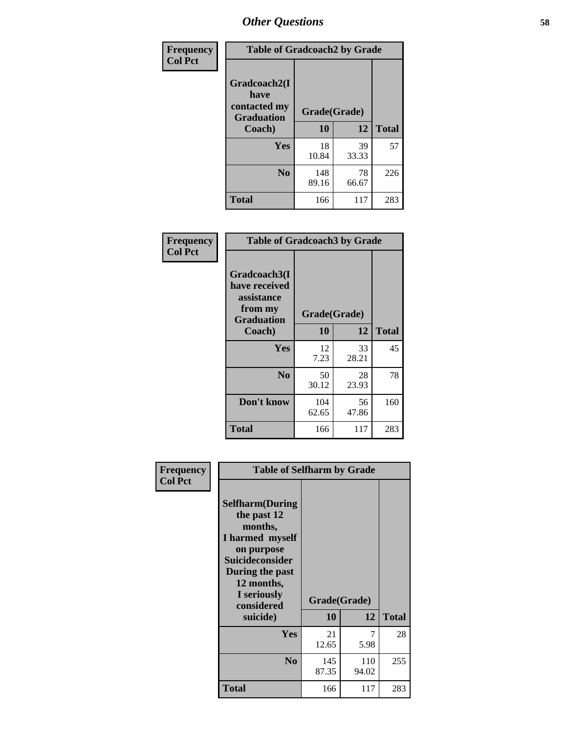# Other Questions

**Frequency**
**Col Pct**

| Table of Gradcoach2 by Grade | | | |
|---|---|---|---|
| **Gradcoach2(I have contacted my Graduation Coach)** | **Grade(Grade)** | | |
| | **10** | **12** | **Total** |
| **Yes** | 18<br>10.84 | 39<br>33.33 | 57 |
| **No** | 148<br>89.16 | 78<br>66.67 | 226 |
| **Total** | 166 | 117 | 283 |

**Frequency**
**Col Pct**

| Table of Gradcoach3 by Grade | | | |
|---|---|---|---|
| **Gradcoach3(I have received assistance from my Graduation Coach)** | **Grade(Grade)** | | |
| | **10** | **12** | **Total** |
| **Yes** | 12<br>7.23 | 33<br>28.21 | 45 |
| **No** | 50<br>30.12 | 28<br>23.93 | 78 |
| **Don't know** | 104<br>62.65 | 56<br>47.86 | 160 |
| **Total** | 166 | 117 | 283 |

**Frequency**
**Col Pct**

| Table of Selfharm by Grade | | | |
|---|---|---|---|
| **Selfharm(During the past 12 months, I harmed myself on purpose Suicideconsider During the past 12 months, I seriously considered suicide)** | **Grade(Grade)** | | |
| | **10** | **12** | **Total** |
| **Yes** | 21<br>12.65 | 7<br>5.98 | 28 |
| **No** | 145<br>87.35 | 110<br>94.02 | 255 |
| **Total** | 166 | 117 | 283 |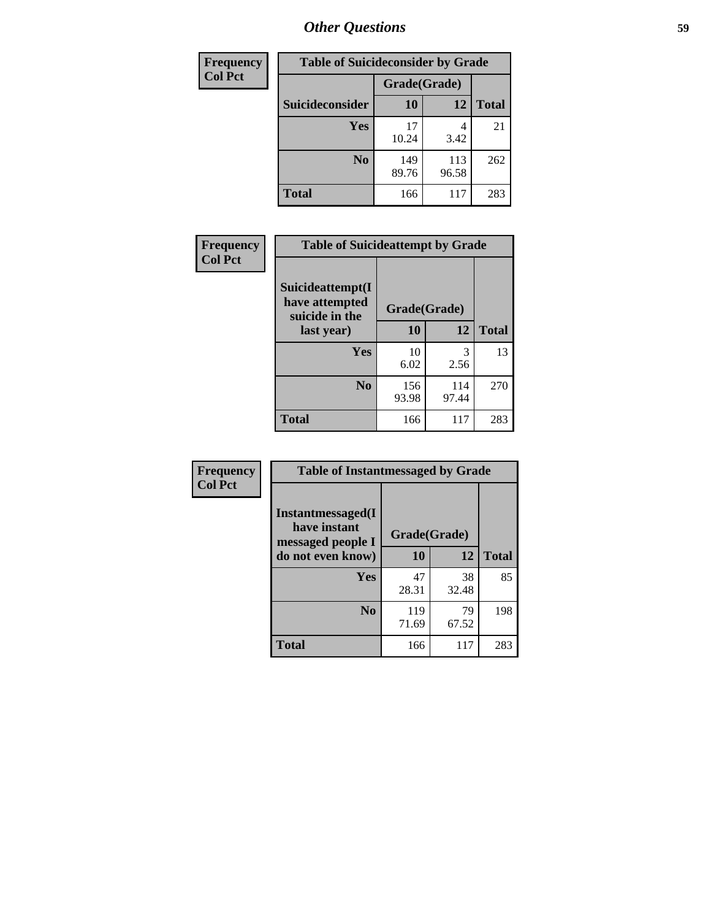| Frequency<br>Col Pct |
|---|

| Table of Suicideconsider by Grade | | | |
|---|---|---|---|
| | Grade(Grade) | | |
| Suicideconsider | 10 | 12 | Total |
| Yes | 17<br>10.24 | 4<br>3.42 | 21 |
| No | 149<br>89.76 | 113<br>96.58 | 262 |
| Total | 166 | 117 | 283 |

| Frequency<br>Col Pct |
|---|

| Table of Suicideattempt by Grade | | | |
|---|---|---|---|
| Suicideattempt(I have attempted suicide in the last year) | Grade(Grade) | | |
| | 10 | 12 | Total |
| Yes | 10<br>6.02 | 3<br>2.56 | 13 |
| No | 156<br>93.98 | 114<br>97.44 | 270 |
| Total | 166 | 117 | 283 |

| Frequency<br>Col Pct |
|---|

| Table of Instantmessaged by Grade | | | |
|---|---|---|---|
| Instantmessaged(I have instant messaged people I do not even know) | Grade(Grade) | | |
| | 10 | 12 | Total |
| Yes | 47<br>28.31 | 38<br>32.48 | 85 |
| No | 119<br>71.69 | 79<br>67.52 | 198 |
| Total | 166 | 117 | 283 |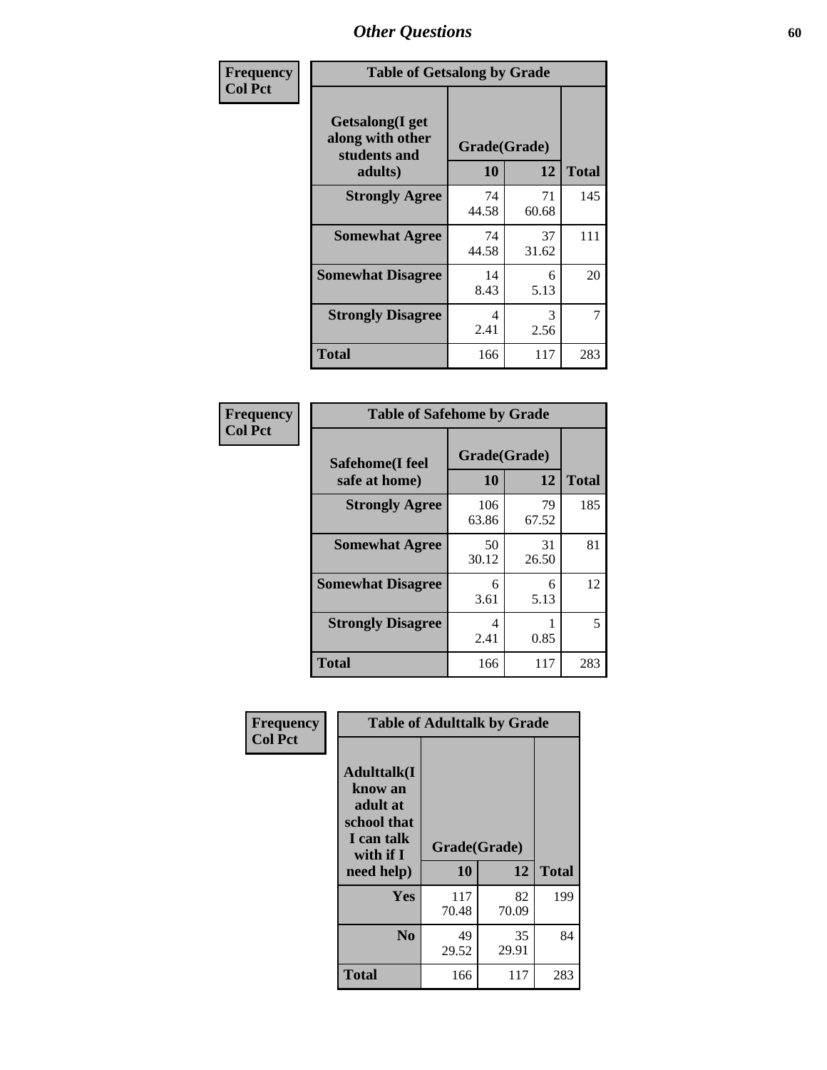# Other Questions

Frequency
Col Pct

**Table of Getsalong by Grade**

| Getsalong(I get along with other students and adults) | Grade(Grade) | | Total |
|---|---|---|---|
| | 10 | 12 | |
| Strongly Agree | 74<br>44.58 | 71<br>60.68 | 145 |
| Somewhat Agree | 74<br>44.58 | 37<br>31.62 | 111 |
| Somewhat Disagree | 14<br>8.43 | 6<br>5.13 | 20 |
| Strongly Disagree | 4<br>2.41 | 3<br>2.56 | 7 |
| Total | 166 | 117 | 283 |

Frequency
Col Pct

**Table of Safehome by Grade**

| Safehome(I feel safe at home) | Grade(Grade) | | Total |
|---|---|---|---|
| | 10 | 12 | |
| Strongly Agree | 106<br>63.86 | 79<br>67.52 | 185 |
| Somewhat Agree | 50<br>30.12 | 31<br>26.50 | 81 |
| Somewhat Disagree | 6<br>3.61 | 6<br>5.13 | 12 |
| Strongly Disagree | 4<br>2.41 | 1<br>0.85 | 5 |
| Total | 166 | 117 | 283 |

Frequency
Col Pct

**Table of Adulttalk by Grade**

| Adulttalk(I know an adult at school that I can talk with if I need help) | Grade(Grade) | | Total |
|---|---|---|---|
| | 10 | 12 | |
| Yes | 117<br>70.48 | 82<br>70.09 | 199 |
| No | 49<br>29.52 | 35<br>29.91 | 84 |
| Total | 166 | 117 | 283 |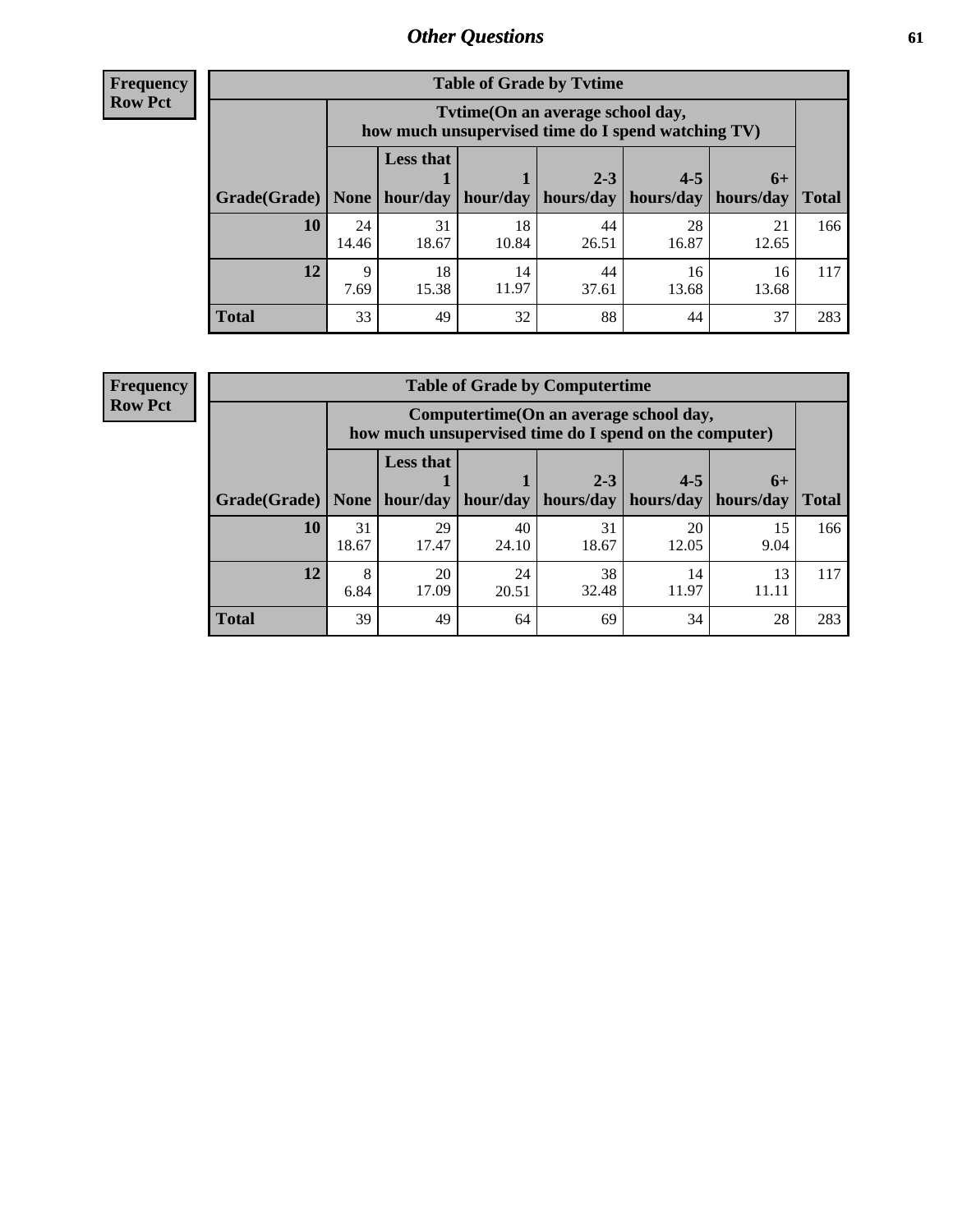## Other Questions

**Frequency**
**Row Pct**

| Table of Grade by Tvtime | | | | | | | |
|---|---|---|---|---|---|---|---|
| | Tvtime(On an average school day, how much unsupervised time do I spend watching TV) | | | | | | |
| Grade(Grade) | None | Less that 1 hour/day | 1 hour/day | 2-3 hours/day | 4-5 hours/day | 6+ hours/day | Total |
| **10** | 24<br>14.46 | 31<br>18.67 | 18<br>10.84 | 44<br>26.51 | 28<br>16.87 | 21<br>12.65 | 166 |
| **12** | 9<br>7.69 | 18<br>15.38 | 14<br>11.97 | 44<br>37.61 | 16<br>13.68 | 16<br>13.68 | 117 |
| **Total** | 33 | 49 | 32 | 88 | 44 | 37 | 283 |

**Frequency**
**Row Pct**

| Table of Grade by Computertime | | | | | | | |
|---|---|---|---|---|---|---|---|
| | Computertime(On an average school day, how much unsupervised time do I spend on the computer) | | | | | | |
| Grade(Grade) | None | Less that 1 hour/day | 1 hour/day | 2-3 hours/day | 4-5 hours/day | 6+ hours/day | Total |
| **10** | 31<br>18.67 | 29<br>17.47 | 40<br>24.10 | 31<br>18.67 | 20<br>12.05 | 15<br>9.04 | 166 |
| **12** | 8<br>6.84 | 20<br>17.09 | 24<br>20.51 | 38<br>32.48 | 14<br>11.97 | 13<br>11.11 | 117 |
| **Total** | 39 | 49 | 64 | 69 | 34 | 28 | 283 |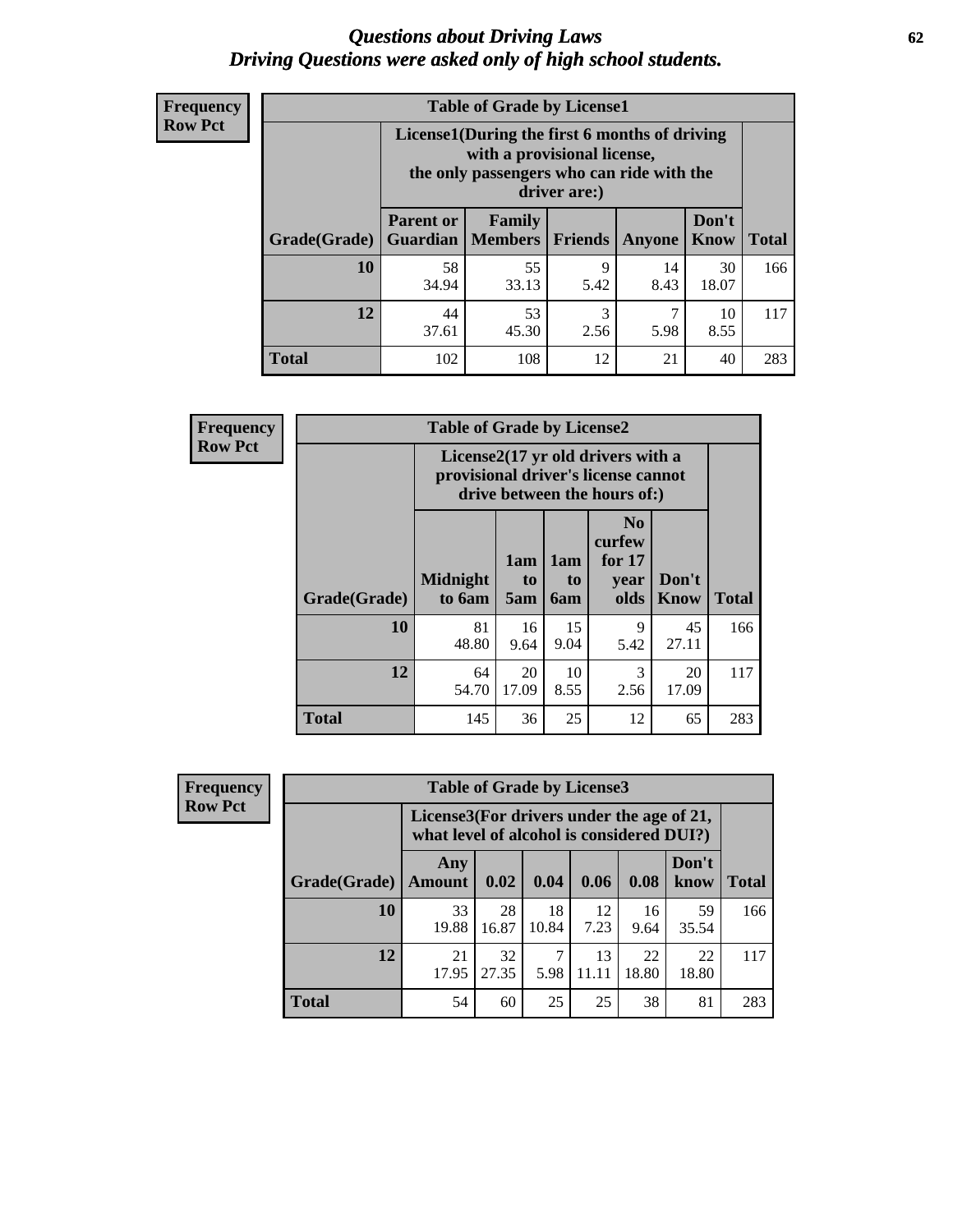# *Questions about Driving Laws*
# *Driving Questions were asked only of high school students.*

**Frequency**
**Row Pct**

| Table of Grade by License1 | | | | | | |
|---|---|---|---|---|---|---|
| | License1(During the first 6 months of driving with a provisional license, the only passengers who can ride with the driver are:) | | | | | |
| Grade(Grade) | Parent or Guardian | Family Members | Friends | Anyone | Don't Know | Total |
| **10** | 58<br>34.94 | 55<br>33.13 | 9<br>5.42 | 14<br>8.43 | 30<br>18.07 | 166 |
| **12** | 44<br>37.61 | 53<br>45.30 | 3<br>2.56 | 7<br>5.98 | 10<br>8.55 | 117 |
| **Total** | 102 | 108 | 12 | 21 | 40 | 283 |

**Frequency**
**Row Pct**

| Table of Grade by License2 | | | | | | |
|---|---|---|---|---|---|---|
| | License2(17 yr old drivers with a provisional driver's license cannot drive between the hours of:) | | | | | |
| Grade(Grade) | Midnight to 6am | 1am to 5am | 1am to 6am | No curfew for 17 year olds | Don't Know | Total |
| **10** | 81<br>48.80 | 16<br>9.64 | 15<br>9.04 | 9<br>5.42 | 45<br>27.11 | 166 |
| **12** | 64<br>54.70 | 20<br>17.09 | 10<br>8.55 | 3<br>2.56 | 20<br>17.09 | 117 |
| **Total** | 145 | 36 | 25 | 12 | 65 | 283 |

**Frequency**
**Row Pct**

| Table of Grade by License3 | | | | | | | |
|---|---|---|---|---|---|---|---|
| | License3(For drivers under the age of 21, what level of alcohol is considered DUI?) | | | | | | |
| Grade(Grade) | Any Amount | 0.02 | 0.04 | 0.06 | 0.08 | Don't know | Total |
| **10** | 33<br>19.88 | 28<br>16.87 | 18<br>10.84 | 12<br>7.23 | 16<br>9.64 | 59<br>35.54 | 166 |
| **12** | 21<br>17.95 | 32<br>27.35 | 7<br>5.98 | 13<br>11.11 | 22<br>18.80 | 22<br>18.80 | 117 |
| **Total** | 54 | 60 | 25 | 25 | 38 | 81 | 283 |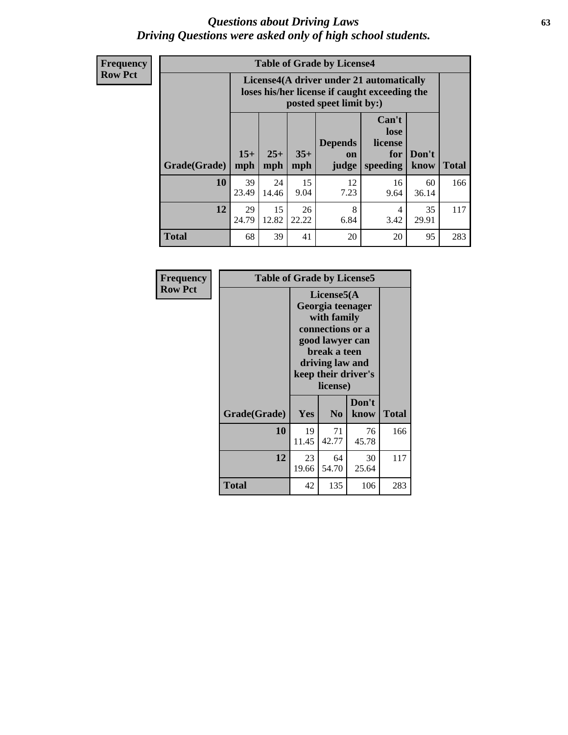# *Questions about Driving Laws*
# *Driving Questions were asked only of high school students.*

**Frequency**
**Row Pct**

**Table of Grade by License4**

| Grade(Grade) | License4(A driver under 21 automatically loses his/her license if caught exceeding the posted speet limit by:) | | | | | | Total |
|---|---|---|---|---|---|---|---|
| | 15+ mph | 25+ mph | 35+ mph | Depends on judge | Can't lose license for speeding | Don't know | |
| **10** | 39<br>23.49 | 24<br>14.46 | 15<br>9.04 | 12<br>7.23 | 16<br>9.64 | 60<br>36.14 | 166 |
| **12** | 29<br>24.79 | 15<br>12.82 | 26<br>22.22 | 8<br>6.84 | 4<br>3.42 | 35<br>29.91 | 117 |
| **Total** | 68 | 39 | 41 | 20 | 20 | 95 | 283 |

**Frequency**
**Row Pct**

**Table of Grade by License5**

| Grade(Grade) | License5(A Georgia teenager with family connections or a good lawyer can break a teen driving law and keep their driver's license) | | | Total |
|---|---|---|---|---|
| | Yes | No | Don't know | |
| **10** | 19<br>11.45 | 71<br>42.77 | 76<br>45.78 | 166 |
| **12** | 23<br>19.66 | 64<br>54.70 | 30<br>25.64 | 117 |
| **Total** | 42 | 135 | 106 | 283 |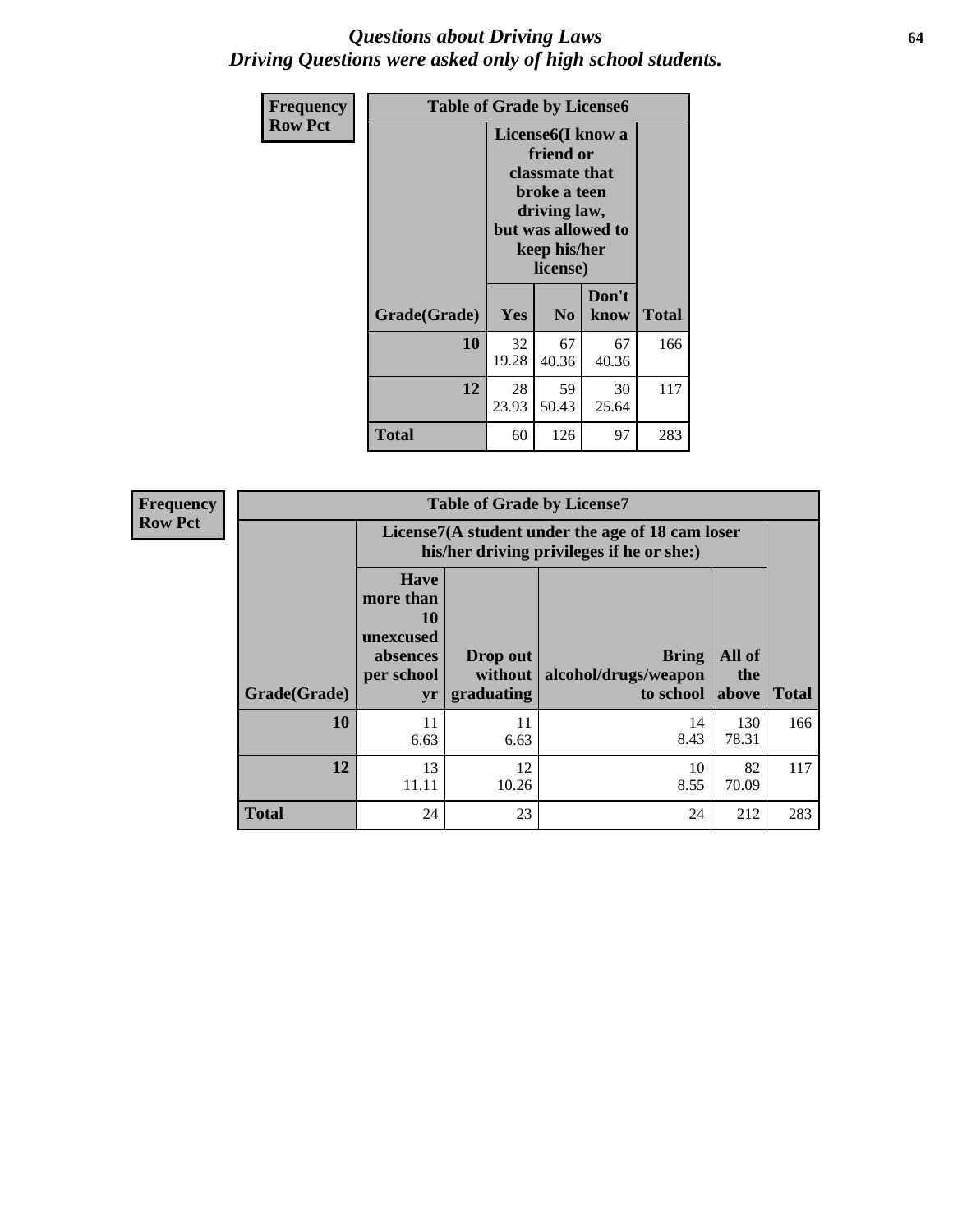# *Questions about Driving Laws*
## *Driving Questions were asked only of high school students.*

| Frequency<br>Row Pct | Table of Grade by License6 | | | |
|---|---|---|---|---|
| | License6(I know a friend or classmate that broke a teen driving law, but was allowed to keep his/her license) | | | |
| **Grade(Grade)** | **Yes** | **No** | **Don't know** | **Total** |
| **10** | 32<br>19.28 | 67<br>40.36 | 67<br>40.36 | 166 |
| **12** | 28<br>23.93 | 59<br>50.43 | 30<br>25.64 | 117 |
| **Total** | 60 | 126 | 97 | 283 |

| Frequency<br>Row Pct | Table of Grade by License7 | | | | |
|---|---|---|---|---|---|
| | License7(A student under the age of 18 cam loser his/her driving privileges if he or she:) | | | | |
| **Grade(Grade)** | **Have more than 10 unexcused absences per school yr** | **Drop out without graduating** | **Bring alcohol/drugs/weapon to school** | **All of the above** | **Total** |
| **10** | 11<br>6.63 | 11<br>6.63 | 14<br>8.43 | 130<br>78.31 | 166 |
| **12** | 13<br>11.11 | 12<br>10.26 | 10<br>8.55 | 82<br>70.09 | 117 |
| **Total** | 24 | 23 | 24 | 212 | 283 |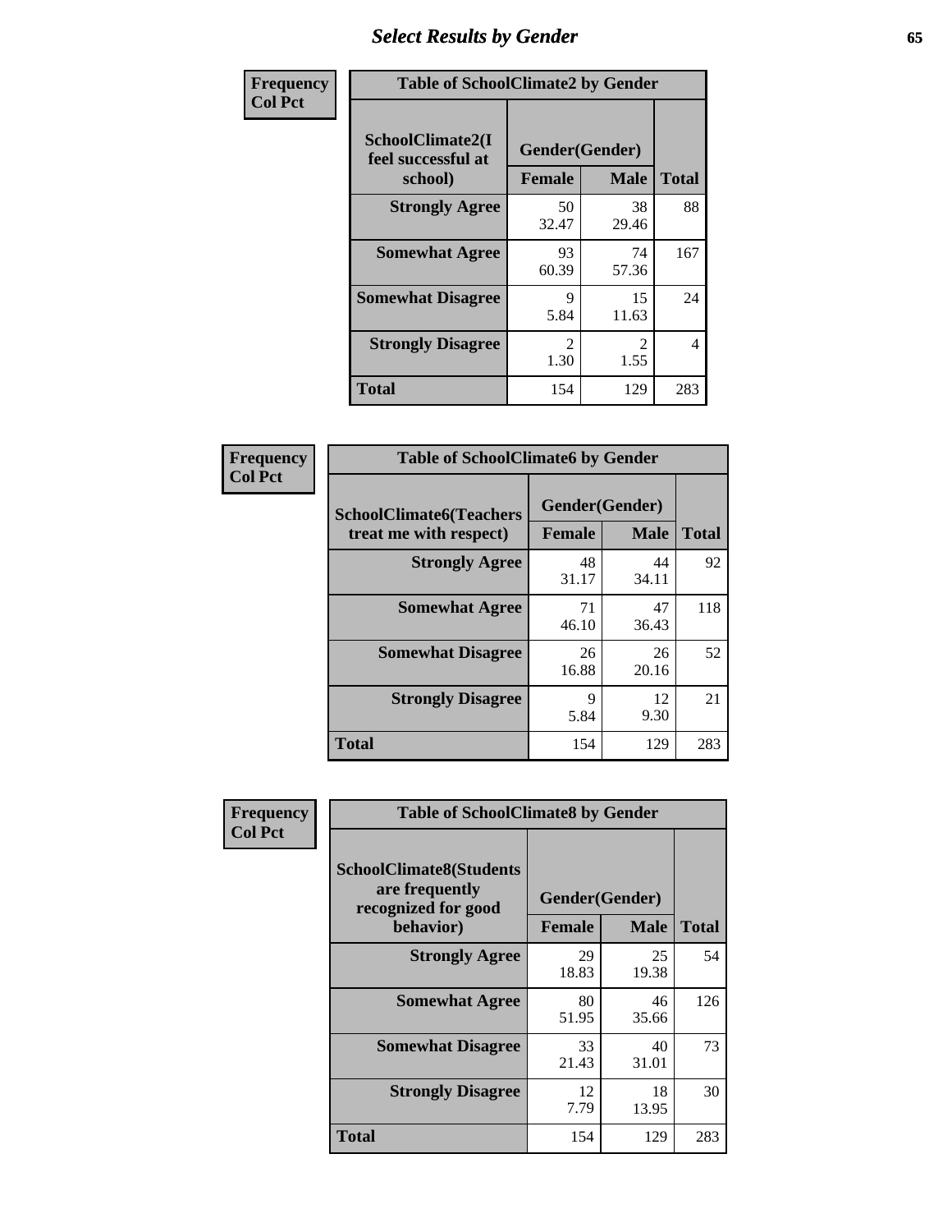# Select Results by Gender

**Frequency**
**Col Pct**

**Table of SchoolClimate2 by Gender**

| SchoolClimate2(I feel successful at school) | Gender(Gender) | | Total |
|---|---|---|---|
| | Female | Male | |
| Strongly Agree | 50<br>32.47 | 38<br>29.46 | 88 |
| Somewhat Agree | 93<br>60.39 | 74<br>57.36 | 167 |
| Somewhat Disagree | 9<br>5.84 | 15<br>11.63 | 24 |
| Strongly Disagree | 2<br>1.30 | 2<br>1.55 | 4 |
| Total | 154 | 129 | 283 |

**Frequency**
**Col Pct**

**Table of SchoolClimate6 by Gender**

| SchoolClimate6(Teachers treat me with respect) | Gender(Gender) | | Total |
|---|---|---|---|
| | Female | Male | |
| Strongly Agree | 48<br>31.17 | 44<br>34.11 | 92 |
| Somewhat Agree | 71<br>46.10 | 47<br>36.43 | 118 |
| Somewhat Disagree | 26<br>16.88 | 26<br>20.16 | 52 |
| Strongly Disagree | 9<br>5.84 | 12<br>9.30 | 21 |
| Total | 154 | 129 | 283 |

**Frequency**
**Col Pct**

**Table of SchoolClimate8 by Gender**

| SchoolClimate8(Students are frequently recognized for good behavior) | Gender(Gender) | | Total |
|---|---|---|---|
| | Female | Male | |
| Strongly Agree | 29<br>18.83 | 25<br>19.38 | 54 |
| Somewhat Agree | 80<br>51.95 | 46<br>35.66 | 126 |
| Somewhat Disagree | 33<br>21.43 | 40<br>31.01 | 73 |
| Strongly Disagree | 12<br>7.79 | 18<br>13.95 | 30 |
| Total | 154 | 129 | 283 |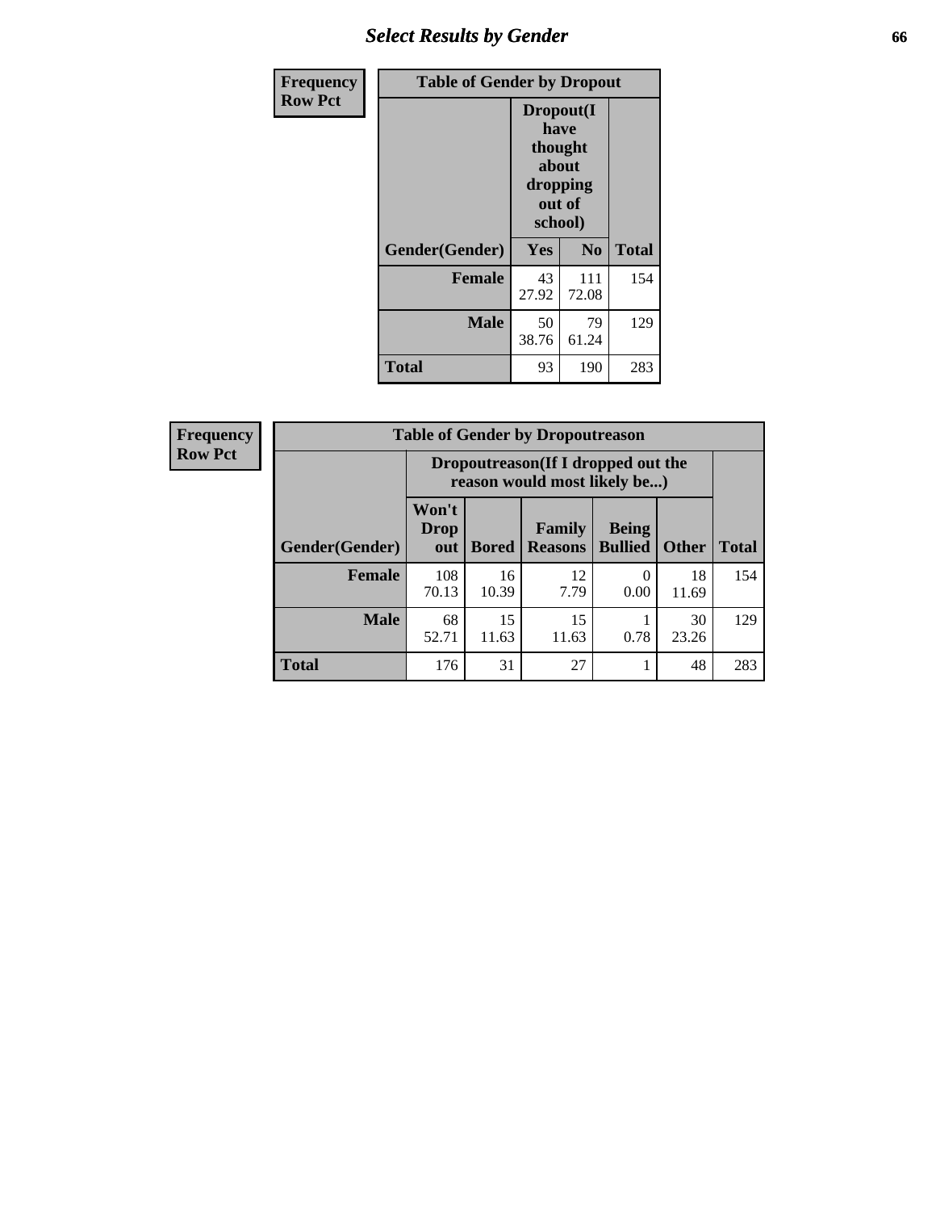| Frequency Row Pct | Table of Gender by Dropout | | |
|---|---|---|---|
| | Dropout(I have thought about dropping out of school) | | |
| Gender(Gender) | Yes | No | Total |
| Female | 43 27.92 | 111 72.08 | 154 |
| Male | 50 38.76 | 79 61.24 | 129 |
| Total | 93 | 190 | 283 |

| Frequency Row Pct | Table of Gender by Dropoutreason | | | | | |
|---|---|---|---|---|---|---|
| | Dropoutreason(If I dropped out the reason would most likely be...) | | | | | |
| Gender(Gender) | Won't Drop out | Bored | Family Reasons | Being Bullied | Other | Total |
| Female | 108 70.13 | 16 10.39 | 12 7.79 | 0 0.00 | 18 11.69 | 154 |
| Male | 68 52.71 | 15 11.63 | 15 11.63 | 1 0.78 | 30 23.26 | 129 |
| Total | 176 | 31 | 27 | 1 | 48 | 283 |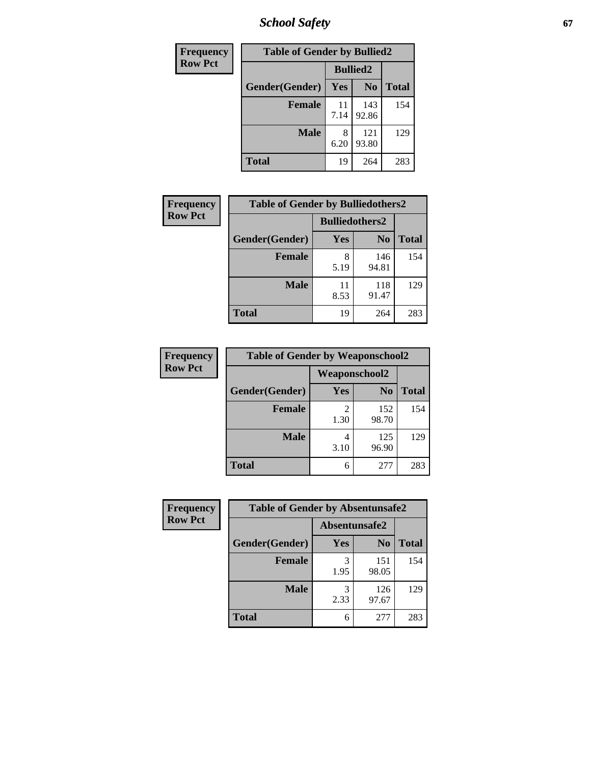| Frequency<br>Row Pct |
|---|

| Table of Gender by Bullied2 | | | |
|---|---|---|---|
| | Bullied2 | | |
| Gender(Gender) | Yes | No | Total |
| Female | 11<br>7.14 | 143<br>92.86 | 154 |
| Male | 8<br>6.20 | 121<br>93.80 | 129 |
| Total | 19 | 264 | 283 |

| Frequency<br>Row Pct |
|---|

| Table of Gender by Bulliedothers2 | | | |
|---|---|---|---|
| | Bulliedothers2 | | |
| Gender(Gender) | Yes | No | Total |
| Female | 8<br>5.19 | 146<br>94.81 | 154 |
| Male | 11<br>8.53 | 118<br>91.47 | 129 |
| Total | 19 | 264 | 283 |

| Frequency<br>Row Pct |
|---|

| Table of Gender by Weaponschool2 | | | |
|---|---|---|---|
| | Weaponschool2 | | |
| Gender(Gender) | Yes | No | Total |
| Female | 2<br>1.30 | 152<br>98.70 | 154 |
| Male | 4<br>3.10 | 125<br>96.90 | 129 |
| Total | 6 | 277 | 283 |

| Frequency<br>Row Pct |
|---|

| Table of Gender by Absentunsafe2 | | | |
|---|---|---|---|
| | Absentunsafe2 | | |
| Gender(Gender) | Yes | No | Total |
| Female | 3<br>1.95 | 151<br>98.05 | 154 |
| Male | 3<br>2.33 | 126<br>97.67 | 129 |
| Total | 6 | 277 | 283 |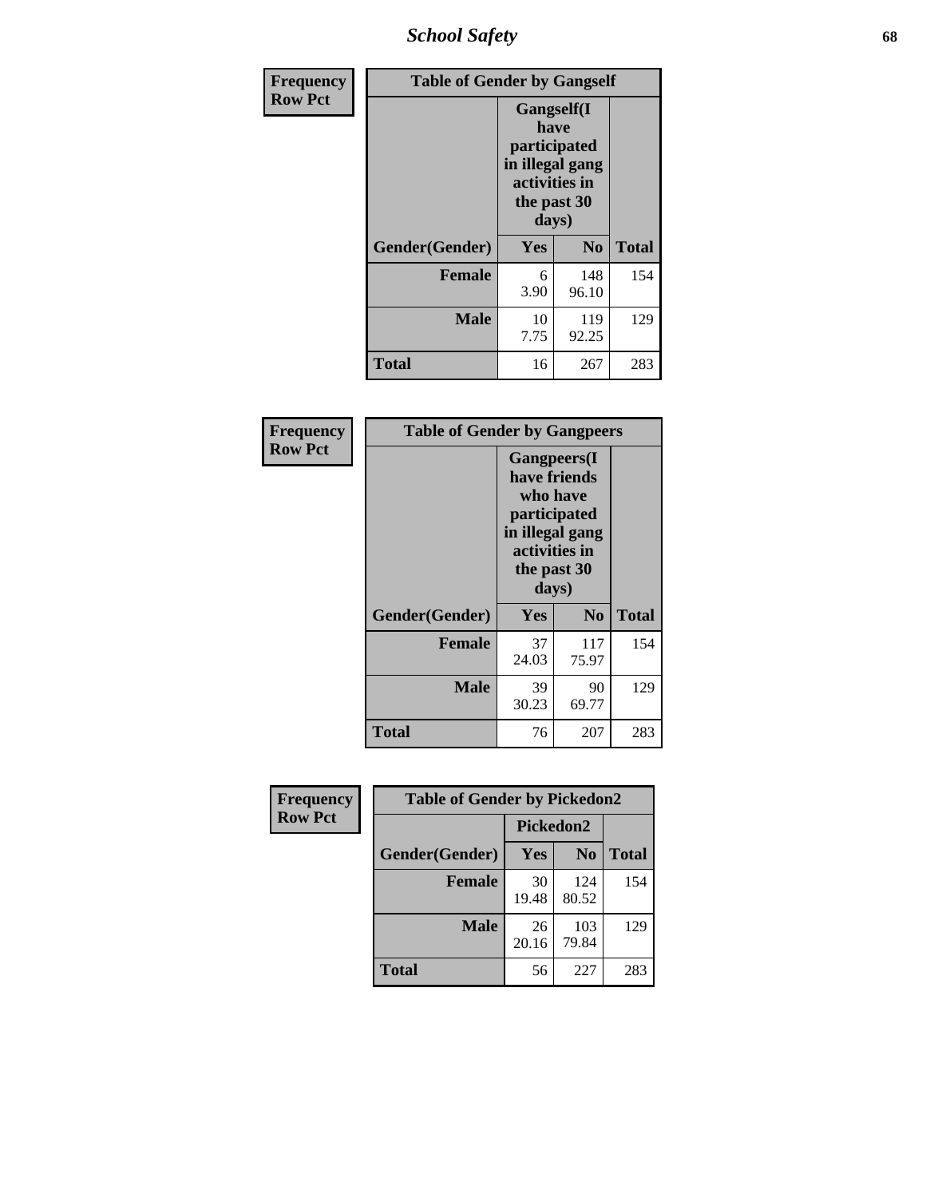| Frequency |
| --- |
| Row Pct |

**Table of Gender by Gangself**

| | Gangself(I have participated in illegal gang activities in the past 30 days) | | |
| --- | --- | --- | --- |
| Gender(Gender) | Yes | No | Total |
| Female | 6<br>3.90 | 148<br>96.10 | 154 |
| Male | 10<br>7.75 | 119<br>92.25 | 129 |
| Total | 16 | 267 | 283 |

| Frequency |
| --- |
| Row Pct |

**Table of Gender by Gangpeers**

| | Gangpeers(I have friends who have participated in illegal gang activities in the past 30 days) | | |
| --- | --- | --- | --- |
| Gender(Gender) | Yes | No | Total |
| Female | 37<br>24.03 | 117<br>75.97 | 154 |
| Male | 39<br>30.23 | 90<br>69.77 | 129 |
| Total | 76 | 207 | 283 |

| Frequency |
| --- |
| Row Pct |

**Table of Gender by Pickedon2**

| | Pickedon2 | | |
| --- | --- | --- | --- |
| Gender(Gender) | Yes | No | Total |
| Female | 30<br>19.48 | 124<br>80.52 | 154 |
| Male | 26<br>20.16 | 103<br>79.84 | 129 |
| Total | 56 | 227 | 283 |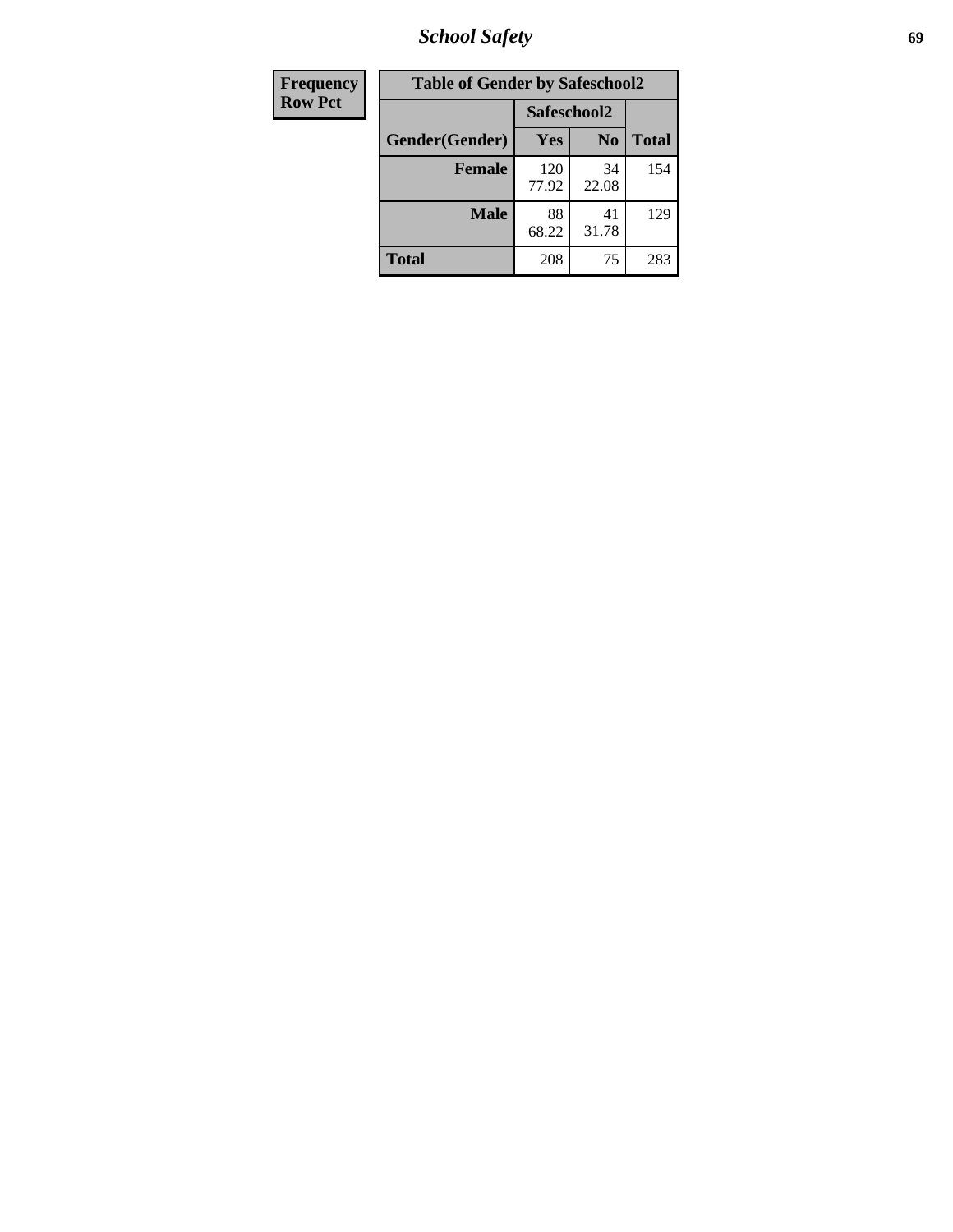| Frequency<br>Row Pct | Table of Gender by Safeschool2 | | | |
|---|---|---|---|---|
| | | Safeschool2 | | |
| | Gender(Gender) | Yes | No | Total |
| | **Female** | 120<br>77.92 | 34<br>22.08 | 154 |
| | **Male** | 88<br>68.22 | 41<br>31.78 | 129 |
| | **Total** | 208 | 75 | 283 |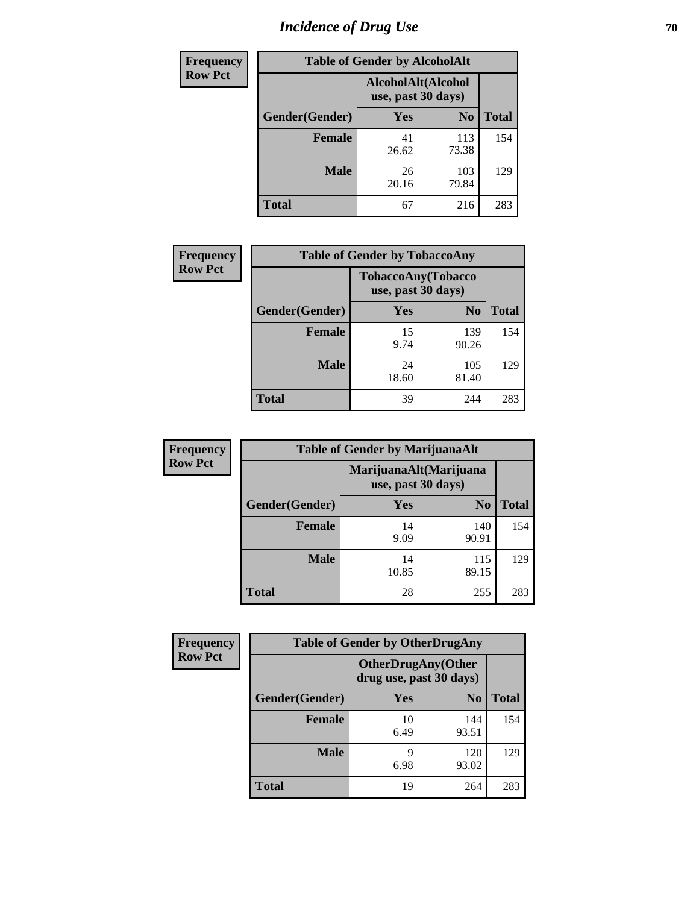# Incidence of Drug Use

| Frequency Row Pct | Table of Gender by AlcoholAlt | | |
|---|---|---|---|
| | AlcoholAlt(Alcohol use, past 30 days) | | |
| Gender(Gender) | Yes | No | Total |
| Female | 41<br>26.62 | 113<br>73.38 | 154 |
| Male | 26<br>20.16 | 103<br>79.84 | 129 |
| Total | 67 | 216 | 283 |

| Frequency Row Pct | Table of Gender by TobaccoAny | | |
|---|---|---|---|
| | TobaccoAny(Tobacco use, past 30 days) | | |
| Gender(Gender) | Yes | No | Total |
| Female | 15<br>9.74 | 139<br>90.26 | 154 |
| Male | 24<br>18.60 | 105<br>81.40 | 129 |
| Total | 39 | 244 | 283 |

| Frequency Row Pct | Table of Gender by MarijuanaAlt | | |
|---|---|---|---|
| | MarijuanaAlt(Marijuana use, past 30 days) | | |
| Gender(Gender) | Yes | No | Total |
| Female | 14<br>9.09 | 140<br>90.91 | 154 |
| Male | 14<br>10.85 | 115<br>89.15 | 129 |
| Total | 28 | 255 | 283 |

| Frequency Row Pct | Table of Gender by OtherDrugAny | | |
|---|---|---|---|
| | OtherDrugAny(Other drug use, past 30 days) | | |
| Gender(Gender) | Yes | No | Total |
| Female | 10<br>6.49 | 144<br>93.51 | 154 |
| Male | 9<br>6.98 | 120<br>93.02 | 129 |
| Total | 19 | 264 | 283 |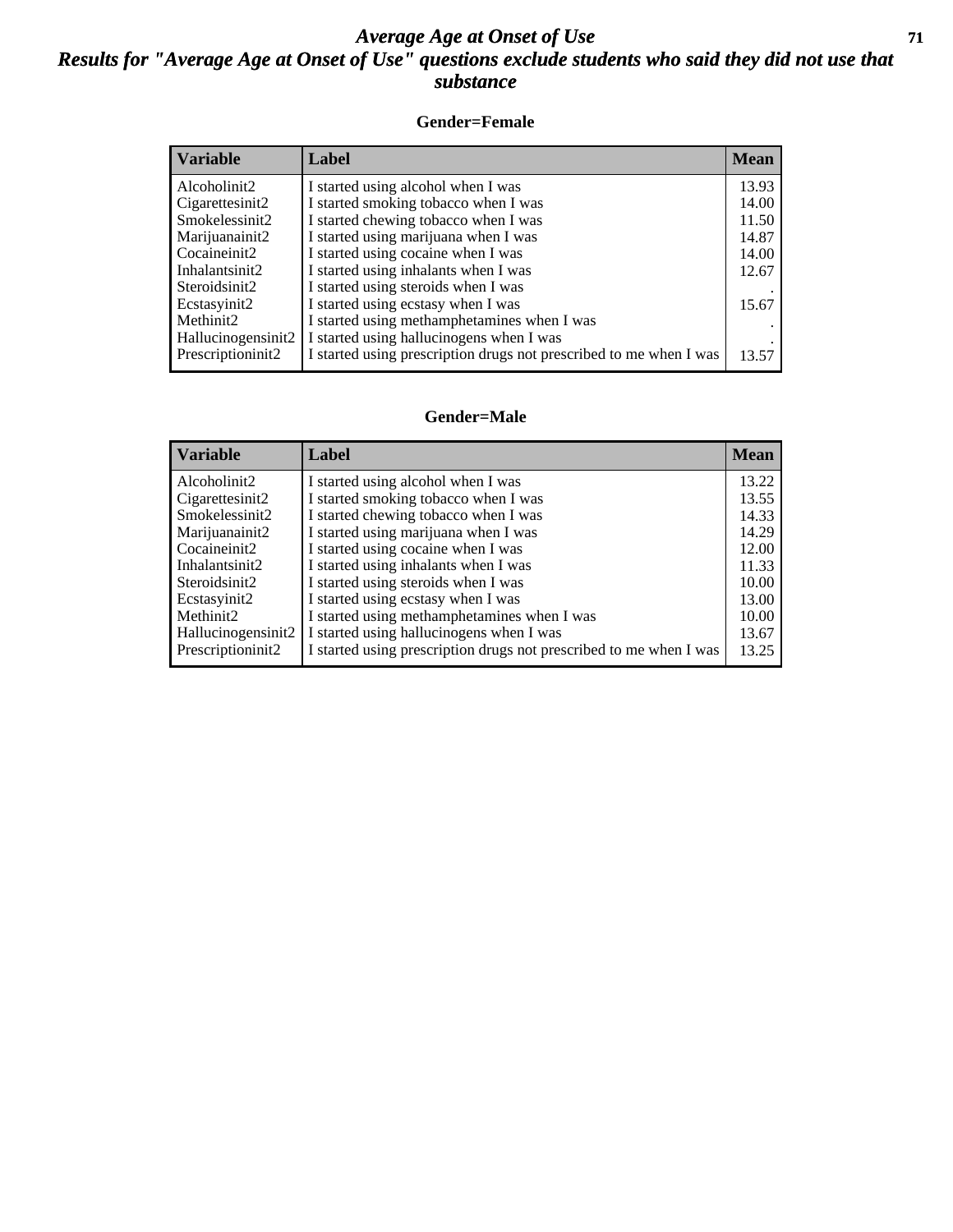# Average Age at Onset of Use

## Results for "Average Age at Onset of Use" questions exclude students who said they did not use that substance

### Gender=Female

| Variable | Label | Mean |
|---|---|---|
| Alcoholinit2 | I started using alcohol when I was | 13.93 |
| Cigarettesinit2 | I started smoking tobacco when I was | 14.00 |
| Smokelessinit2 | I started chewing tobacco when I was | 11.50 |
| Marijuanainit2 | I started using marijuana when I was | 14.87 |
| Cocaineinit2 | I started using cocaine when I was | 14.00 |
| Inhalantsinit2 | I started using inhalants when I was | 12.67 |
| Steroidsinit2 | I started using steroids when I was | . |
| Ecstasyinit2 | I started using ecstasy when I was | 15.67 |
| Methinit2 | I started using methamphetamines when I was | . |
| Hallucinogensinit2 | I started using hallucinogens when I was | . |
| Prescriptioninit2 | I started using prescription drugs not prescribed to me when I was | 13.57 |

### Gender=Male

| Variable | Label | Mean |
|---|---|---|
| Alcoholinit2 | I started using alcohol when I was | 13.22 |
| Cigarettesinit2 | I started smoking tobacco when I was | 13.55 |
| Smokelessinit2 | I started chewing tobacco when I was | 14.33 |
| Marijuanainit2 | I started using marijuana when I was | 14.29 |
| Cocaineinit2 | I started using cocaine when I was | 12.00 |
| Inhalantsinit2 | I started using inhalants when I was | 11.33 |
| Steroidsinit2 | I started using steroids when I was | 10.00 |
| Ecstasyinit2 | I started using ecstasy when I was | 13.00 |
| Methinit2 | I started using methamphetamines when I was | 10.00 |
| Hallucinogensinit2 | I started using hallucinogens when I was | 13.67 |
| Prescriptioninit2 | I started using prescription drugs not prescribed to me when I was | 13.25 |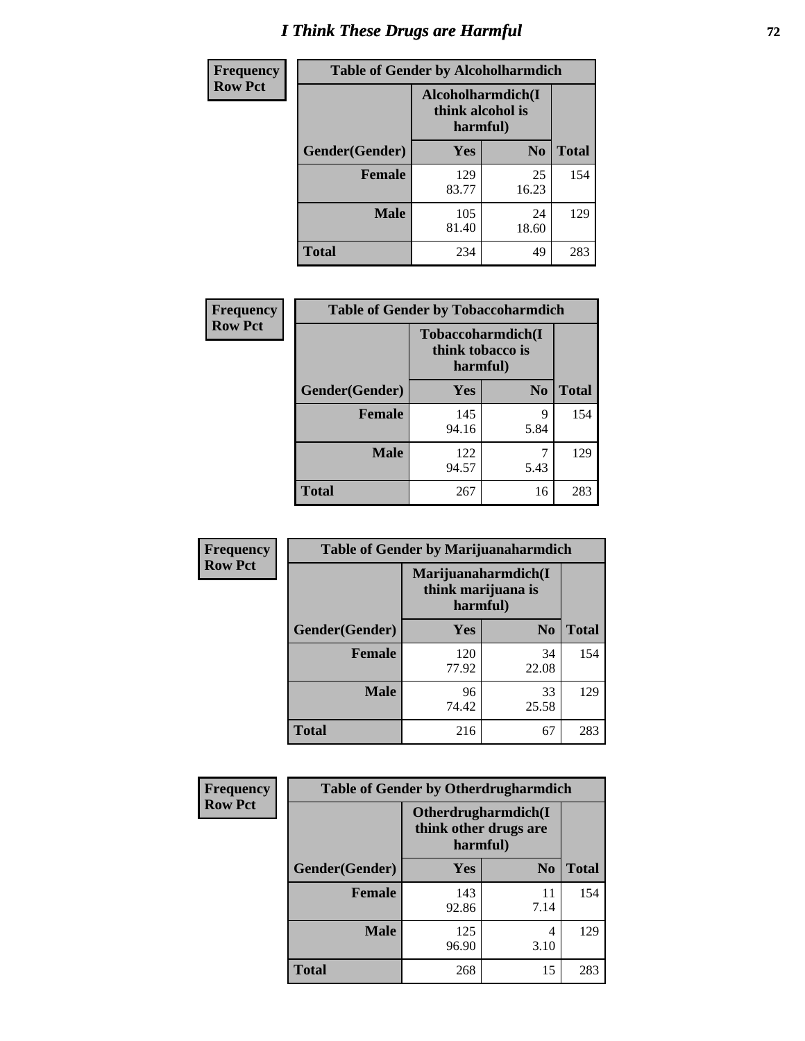# I Think These Drugs are Harmful

| Frequency Row Pct | Table of Gender by Alcoholharmdich | | |
|---|---|---|---|
| | Alcoholharmdich(I think alcohol is harmful) | | |
| Gender(Gender) | Yes | No | Total |
| Female | 129<br>83.77 | 25<br>16.23 | 154 |
| Male | 105<br>81.40 | 24<br>18.60 | 129 |
| Total | 234 | 49 | 283 |

| Frequency Row Pct | Table of Gender by Tobaccoharmdich | | |
|---|---|---|---|
| | Tobaccoharmdich(I think tobacco is harmful) | | |
| Gender(Gender) | Yes | No | Total |
| Female | 145<br>94.16 | 9<br>5.84 | 154 |
| Male | 122<br>94.57 | 7<br>5.43 | 129 |
| Total | 267 | 16 | 283 |

| Frequency Row Pct | Table of Gender by Marijuanaharmdich | | |
|---|---|---|---|
| | Marijuanaharmdich(I think marijuana is harmful) | | |
| Gender(Gender) | Yes | No | Total |
| Female | 120<br>77.92 | 34<br>22.08 | 154 |
| Male | 96<br>74.42 | 33<br>25.58 | 129 |
| Total | 216 | 67 | 283 |

| Frequency Row Pct | Table of Gender by Otherdrugharmdich | | |
|---|---|---|---|
| | Otherdrugharmdich(I think other drugs are harmful) | | |
| Gender(Gender) | Yes | No | Total |
| Female | 143<br>92.86 | 11<br>7.14 | 154 |
| Male | 125<br>96.90 | 4<br>3.10 | 129 |
| Total | 268 | 15 | 283 |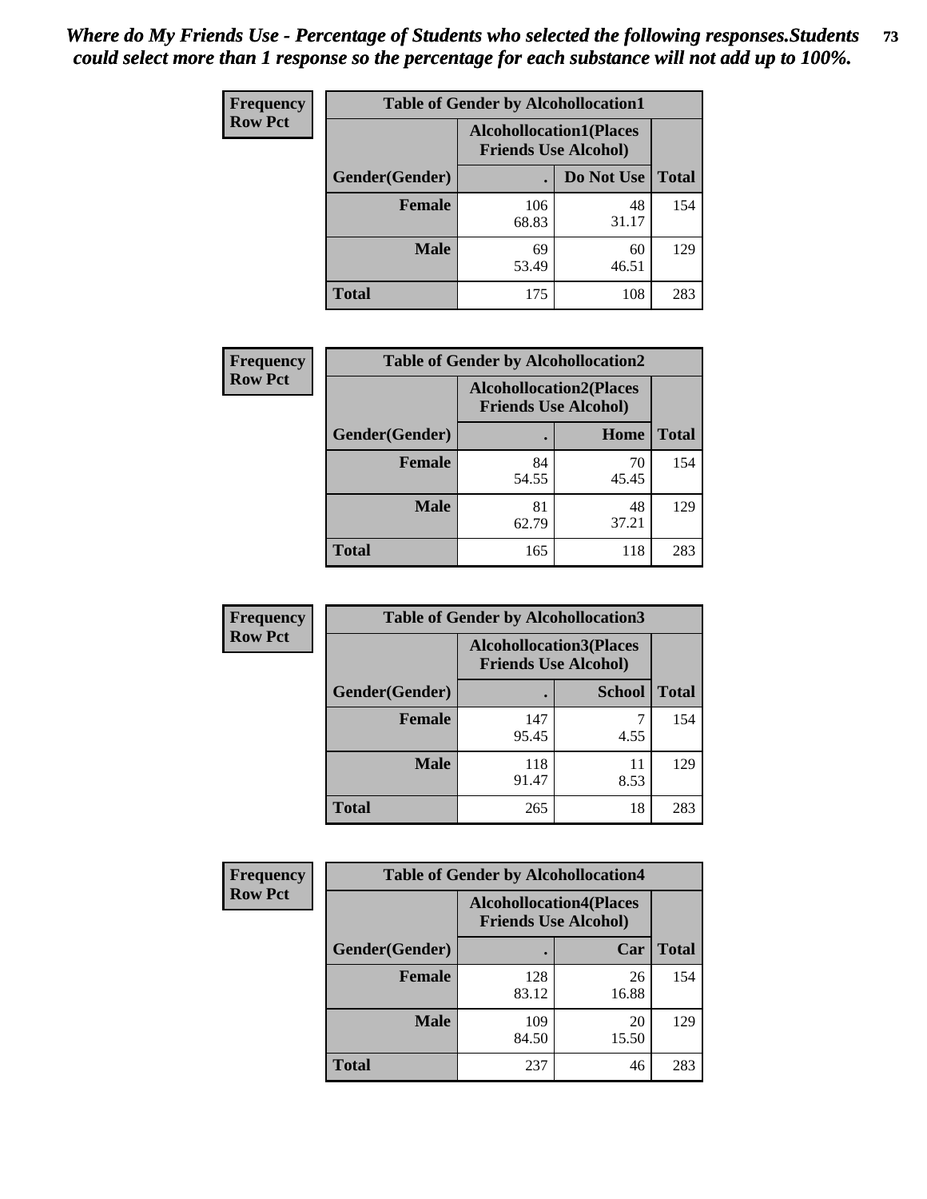*Where do My Friends Use - Percentage of Students who selected the following responses.Students could select more than 1 response so the percentage for each substance will not add up to 100%.*

**Frequency**
**Row Pct**

| Table of Gender by Alcohollocation1 | | | |
|---|---|---|---|
| | Alcohollocation1(Places Friends Use Alcohol) | | |
| Gender(Gender) | . | Do Not Use | Total |
| **Female** | 106<br>68.83 | 48<br>31.17 | 154 |
| **Male** | 69<br>53.49 | 60<br>46.51 | 129 |
| **Total** | 175 | 108 | 283 |

**Frequency**
**Row Pct**

| Table of Gender by Alcohollocation2 | | | |
|---|---|---|---|
| | Alcohollocation2(Places Friends Use Alcohol) | | |
| Gender(Gender) | . | Home | Total |
| **Female** | 84<br>54.55 | 70<br>45.45 | 154 |
| **Male** | 81<br>62.79 | 48<br>37.21 | 129 |
| **Total** | 165 | 118 | 283 |

**Frequency**
**Row Pct**

| Table of Gender by Alcohollocation3 | | | |
|---|---|---|---|
| | Alcohollocation3(Places Friends Use Alcohol) | | |
| Gender(Gender) | . | School | Total |
| **Female** | 147<br>95.45 | 7<br>4.55 | 154 |
| **Male** | 118<br>91.47 | 11<br>8.53 | 129 |
| **Total** | 265 | 18 | 283 |

**Frequency**
**Row Pct**

| Table of Gender by Alcohollocation4 | | | |
|---|---|---|---|
| | Alcohollocation4(Places Friends Use Alcohol) | | |
| Gender(Gender) | . | Car | Total |
| **Female** | 128<br>83.12 | 26<br>16.88 | 154 |
| **Male** | 109<br>84.50 | 20<br>15.50 | 129 |
| **Total** | 237 | 46 | 283 |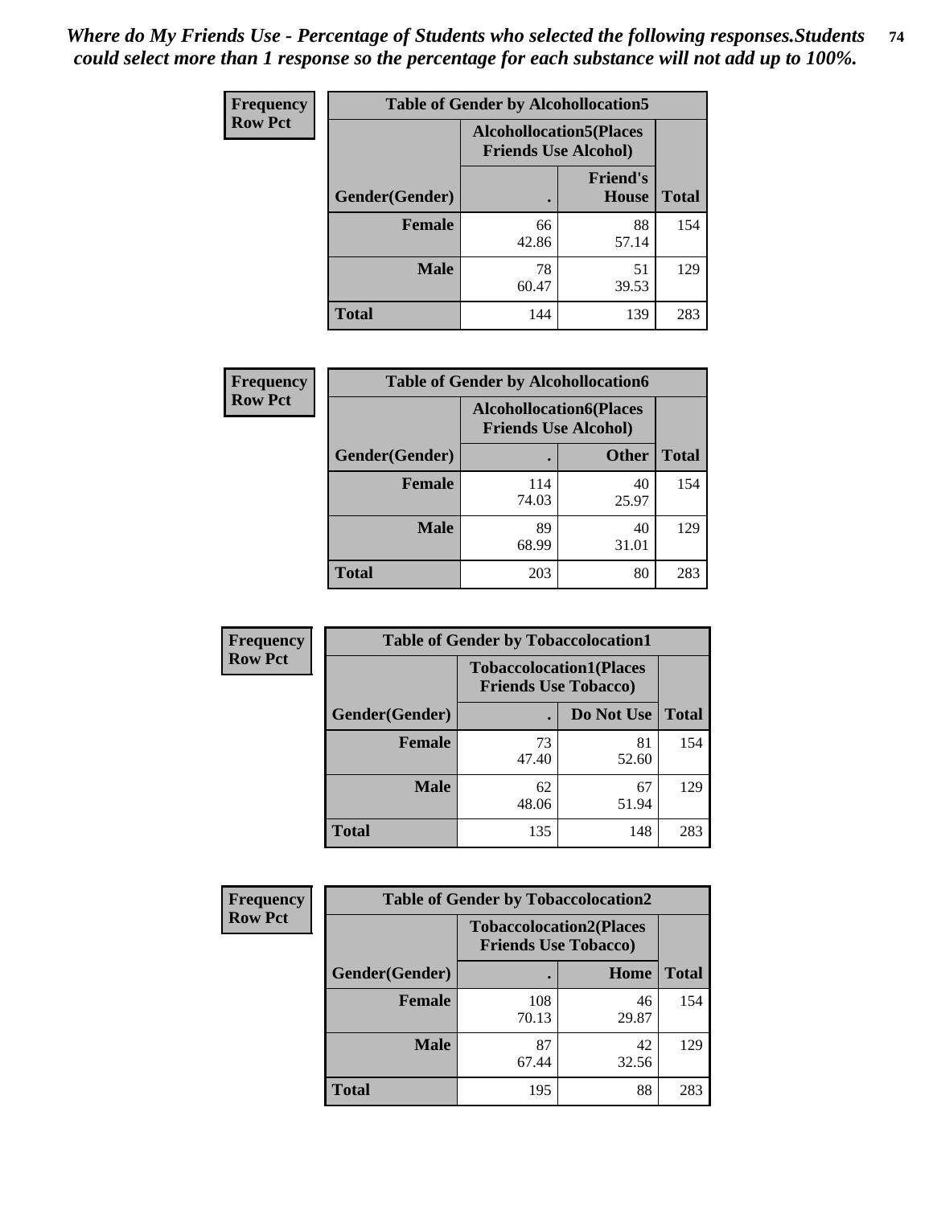*Where do My Friends Use - Percentage of Students who selected the following responses.Students could select more than 1 response so the percentage for each substance will not add up to 100%.*

**Frequency**
**Row Pct**

| Table of Gender by Alcohollocation5 | | | |
|---|---|---|---|
| | Alcohollocation5(Places Friends Use Alcohol) | | |
| Gender(Gender) | . | Friend's House | Total |
| **Female** | 66<br>42.86 | 88<br>57.14 | 154 |
| **Male** | 78<br>60.47 | 51<br>39.53 | 129 |
| **Total** | 144 | 139 | 283 |

**Frequency**
**Row Pct**

| Table of Gender by Alcohollocation6 | | | |
|---|---|---|---|
| | Alcohollocation6(Places Friends Use Alcohol) | | |
| Gender(Gender) | . | Other | Total |
| **Female** | 114<br>74.03 | 40<br>25.97 | 154 |
| **Male** | 89<br>68.99 | 40<br>31.01 | 129 |
| **Total** | 203 | 80 | 283 |

**Frequency**
**Row Pct**

| Table of Gender by Tobaccolocation1 | | | |
|---|---|---|---|
| | Tobaccolocation1(Places Friends Use Tobacco) | | |
| Gender(Gender) | . | Do Not Use | Total |
| **Female** | 73<br>47.40 | 81<br>52.60 | 154 |
| **Male** | 62<br>48.06 | 67<br>51.94 | 129 |
| **Total** | 135 | 148 | 283 |

**Frequency**
**Row Pct**

| Table of Gender by Tobaccolocation2 | | | |
|---|---|---|---|
| | Tobaccolocation2(Places Friends Use Tobacco) | | |
| Gender(Gender) | . | Home | Total |
| **Female** | 108<br>70.13 | 46<br>29.87 | 154 |
| **Male** | 87<br>67.44 | 42<br>32.56 | 129 |
| **Total** | 195 | 88 | 283 |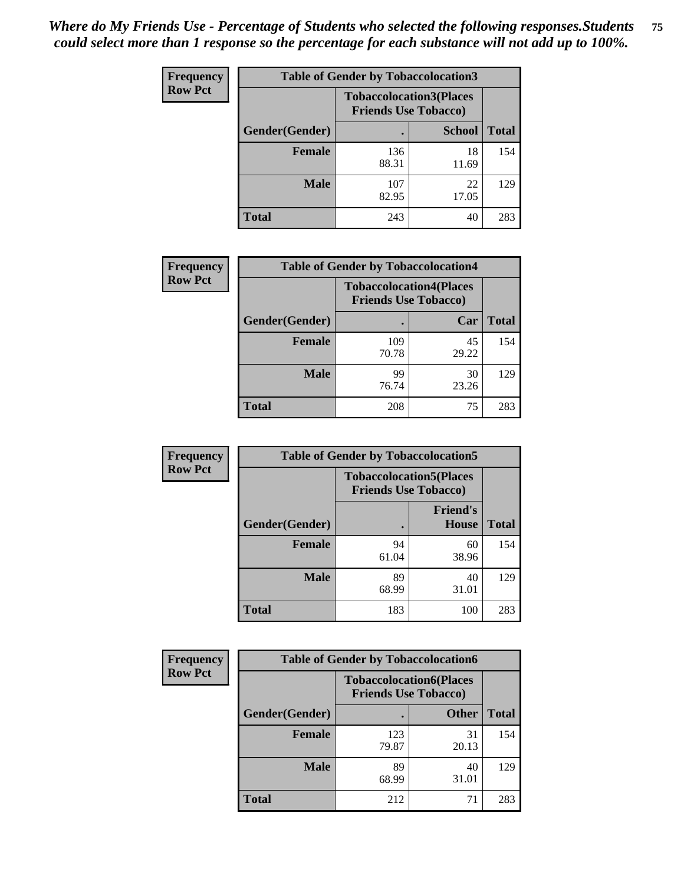*Where do My Friends Use - Percentage of Students who selected the following responses.Students could select more than 1 response so the percentage for each substance will not add up to 100%.*

**Frequency Row Pct**

| Table of Gender by Tobaccolocation3 | | | |
|---|---|---|---|
| | Tobaccolocation3(Places Friends Use Tobacco) | | |
| Gender(Gender) | . | School | Total |
| Female | 136<br>88.31 | 18<br>11.69 | 154 |
| Male | 107<br>82.95 | 22<br>17.05 | 129 |
| Total | 243 | 40 | 283 |

**Frequency Row Pct**

| Table of Gender by Tobaccolocation4 | | | |
|---|---|---|---|
| | Tobaccolocation4(Places Friends Use Tobacco) | | |
| Gender(Gender) | . | Car | Total |
| Female | 109<br>70.78 | 45<br>29.22 | 154 |
| Male | 99<br>76.74 | 30<br>23.26 | 129 |
| Total | 208 | 75 | 283 |

**Frequency Row Pct**

| Table of Gender by Tobaccolocation5 | | | |
|---|---|---|---|
| | Tobaccolocation5(Places Friends Use Tobacco) | | |
| Gender(Gender) | . | Friend's House | Total |
| Female | 94<br>61.04 | 60<br>38.96 | 154 |
| Male | 89<br>68.99 | 40<br>31.01 | 129 |
| Total | 183 | 100 | 283 |

**Frequency Row Pct**

| Table of Gender by Tobaccolocation6 | | | |
|---|---|---|---|
| | Tobaccolocation6(Places Friends Use Tobacco) | | |
| Gender(Gender) | . | Other | Total |
| Female | 123<br>79.87 | 31<br>20.13 | 154 |
| Male | 89<br>68.99 | 40<br>31.01 | 129 |
| Total | 212 | 71 | 283 |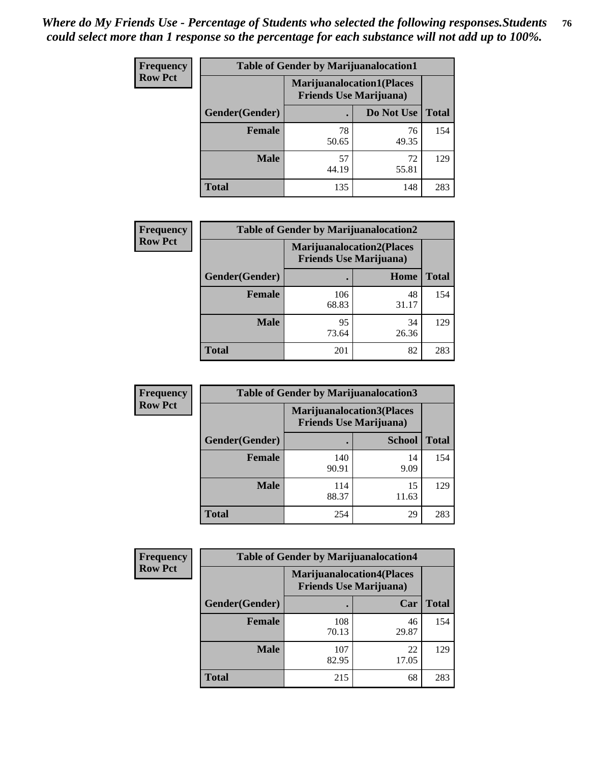*Where do My Friends Use - Percentage of Students who selected the following responses.Students could select more than 1 response so the percentage for each substance will not add up to 100%.*

| Frequency Row Pct | Table of Gender by Marijuanalocation1 | | |
|---|---|---|---|
| | Marijuanalocation1(Places Friends Use Marijuana) | | |
| Gender(Gender) | . | Do Not Use | Total |
| Female | 78 50.65 | 76 49.35 | 154 |
| Male | 57 44.19 | 72 55.81 | 129 |
| Total | 135 | 148 | 283 |

| Frequency Row Pct | Table of Gender by Marijuanalocation2 | | |
|---|---|---|---|
| | Marijuanalocation2(Places Friends Use Marijuana) | | |
| Gender(Gender) | . | Home | Total |
| Female | 106 68.83 | 48 31.17 | 154 |
| Male | 95 73.64 | 34 26.36 | 129 |
| Total | 201 | 82 | 283 |

| Frequency Row Pct | Table of Gender by Marijuanalocation3 | | |
|---|---|---|---|
| | Marijuanalocation3(Places Friends Use Marijuana) | | |
| Gender(Gender) | . | School | Total |
| Female | 140 90.91 | 14 9.09 | 154 |
| Male | 114 88.37 | 15 11.63 | 129 |
| Total | 254 | 29 | 283 |

| Frequency Row Pct | Table of Gender by Marijuanalocation4 | | |
|---|---|---|---|
| | Marijuanalocation4(Places Friends Use Marijuana) | | |
| Gender(Gender) | . | Car | Total |
| Female | 108 70.13 | 46 29.87 | 154 |
| Male | 107 82.95 | 22 17.05 | 129 |
| Total | 215 | 68 | 283 |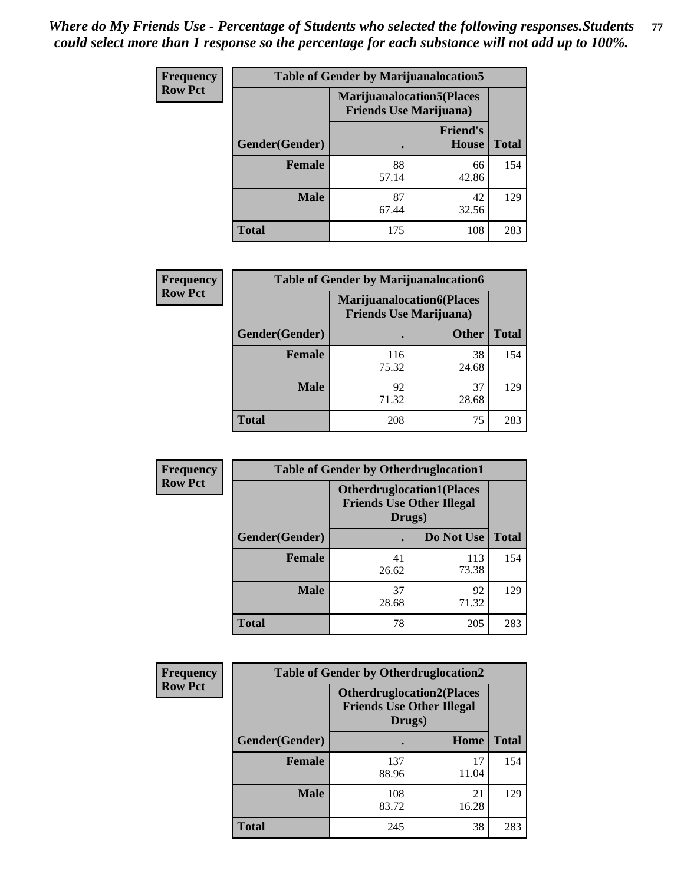*Where do My Friends Use - Percentage of Students who selected the following responses.Students could select more than 1 response so the percentage for each substance will not add up to 100%.*

**Frequency Row Pct**

| Table of Gender by Marijuanalocation5 | | | |
|---|---|---|---|
| | Marijuanalocation5(Places Friends Use Marijuana) | | |
| Gender(Gender) | . | Friend's House | Total |
| **Female** | 88<br>57.14 | 66<br>42.86 | 154 |
| **Male** | 87<br>67.44 | 42<br>32.56 | 129 |
| **Total** | 175 | 108 | 283 |

**Frequency Row Pct**

| Table of Gender by Marijuanalocation6 | | | |
|---|---|---|---|
| | Marijuanalocation6(Places Friends Use Marijuana) | | |
| Gender(Gender) | . | Other | Total |
| **Female** | 116<br>75.32 | 38<br>24.68 | 154 |
| **Male** | 92<br>71.32 | 37<br>28.68 | 129 |
| **Total** | 208 | 75 | 283 |

**Frequency Row Pct**

| Table of Gender by Otherdruglocation1 | | | |
|---|---|---|---|
| | Otherdruglocation1(Places Friends Use Other Illegal Drugs) | | |
| Gender(Gender) | . | Do Not Use | Total |
| **Female** | 41<br>26.62 | 113<br>73.38 | 154 |
| **Male** | 37<br>28.68 | 92<br>71.32 | 129 |
| **Total** | 78 | 205 | 283 |

**Frequency Row Pct**

| Table of Gender by Otherdruglocation2 | | | |
|---|---|---|---|
| | Otherdruglocation2(Places Friends Use Other Illegal Drugs) | | |
| Gender(Gender) | . | Home | Total |
| **Female** | 137<br>88.96 | 17<br>11.04 | 154 |
| **Male** | 108<br>83.72 | 21<br>16.28 | 129 |
| **Total** | 245 | 38 | 283 |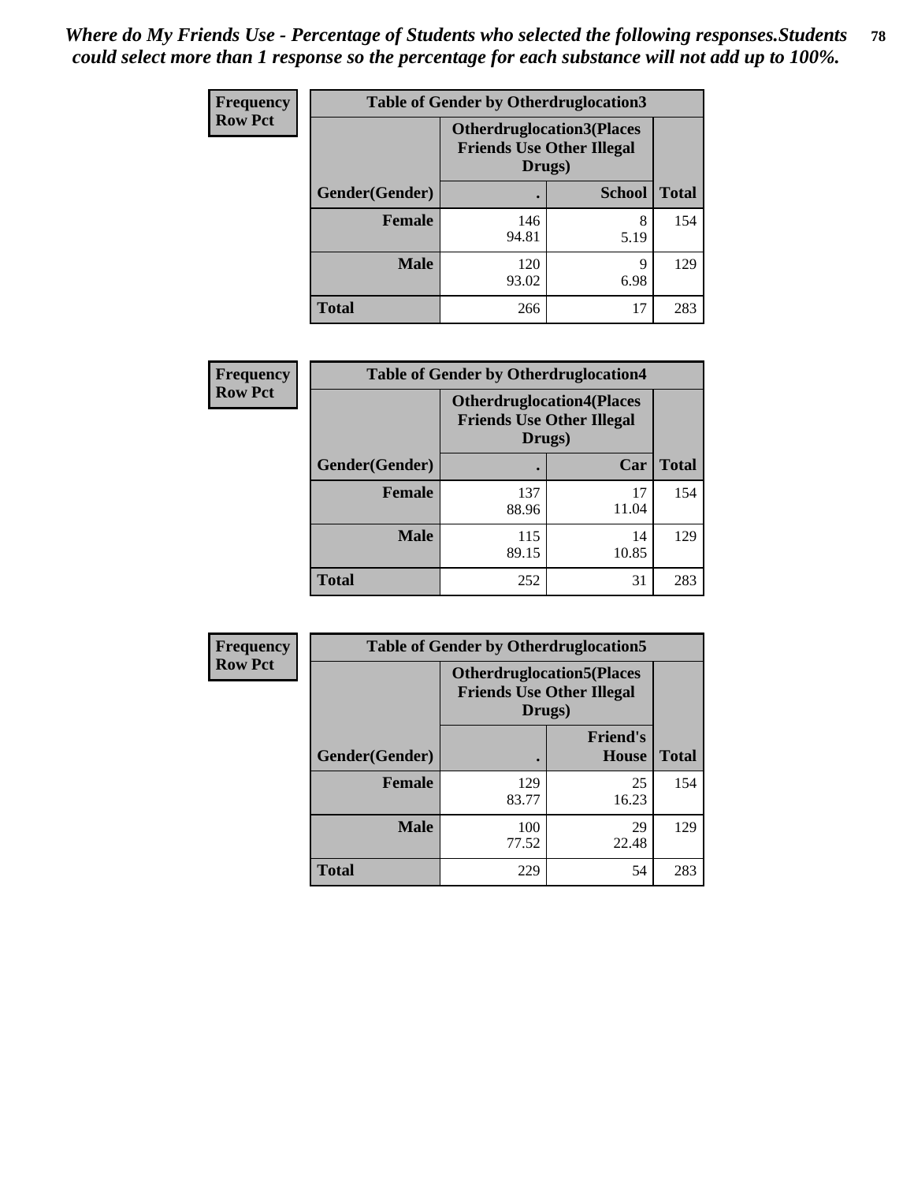*Where do My Friends Use - Percentage of Students who selected the following responses.Students could select more than 1 response so the percentage for each substance will not add up to 100%.*

**Frequency**
**Row Pct**

| Table of Gender by Otherdruglocation3 | | | |
|---|---|---|---|
| | Otherdruglocation3(Places Friends Use Other Illegal Drugs) | | |
| Gender(Gender) | . | School | Total |
| Female | 146<br>94.81 | 8<br>5.19 | 154 |
| Male | 120<br>93.02 | 9<br>6.98 | 129 |
| Total | 266 | 17 | 283 |

**Frequency**
**Row Pct**

| Table of Gender by Otherdruglocation4 | | | |
|---|---|---|---|
| | Otherdruglocation4(Places Friends Use Other Illegal Drugs) | | |
| Gender(Gender) | . | Car | Total |
| Female | 137<br>88.96 | 17<br>11.04 | 154 |
| Male | 115<br>89.15 | 14<br>10.85 | 129 |
| Total | 252 | 31 | 283 |

**Frequency**
**Row Pct**

| Table of Gender by Otherdruglocation5 | | | |
|---|---|---|---|
| | Otherdruglocation5(Places Friends Use Other Illegal Drugs) | | |
| Gender(Gender) | . | Friend's House | Total |
| Female | 129<br>83.77 | 25<br>16.23 | 154 |
| Male | 100<br>77.52 | 29<br>22.48 | 129 |
| Total | 229 | 54 | 283 |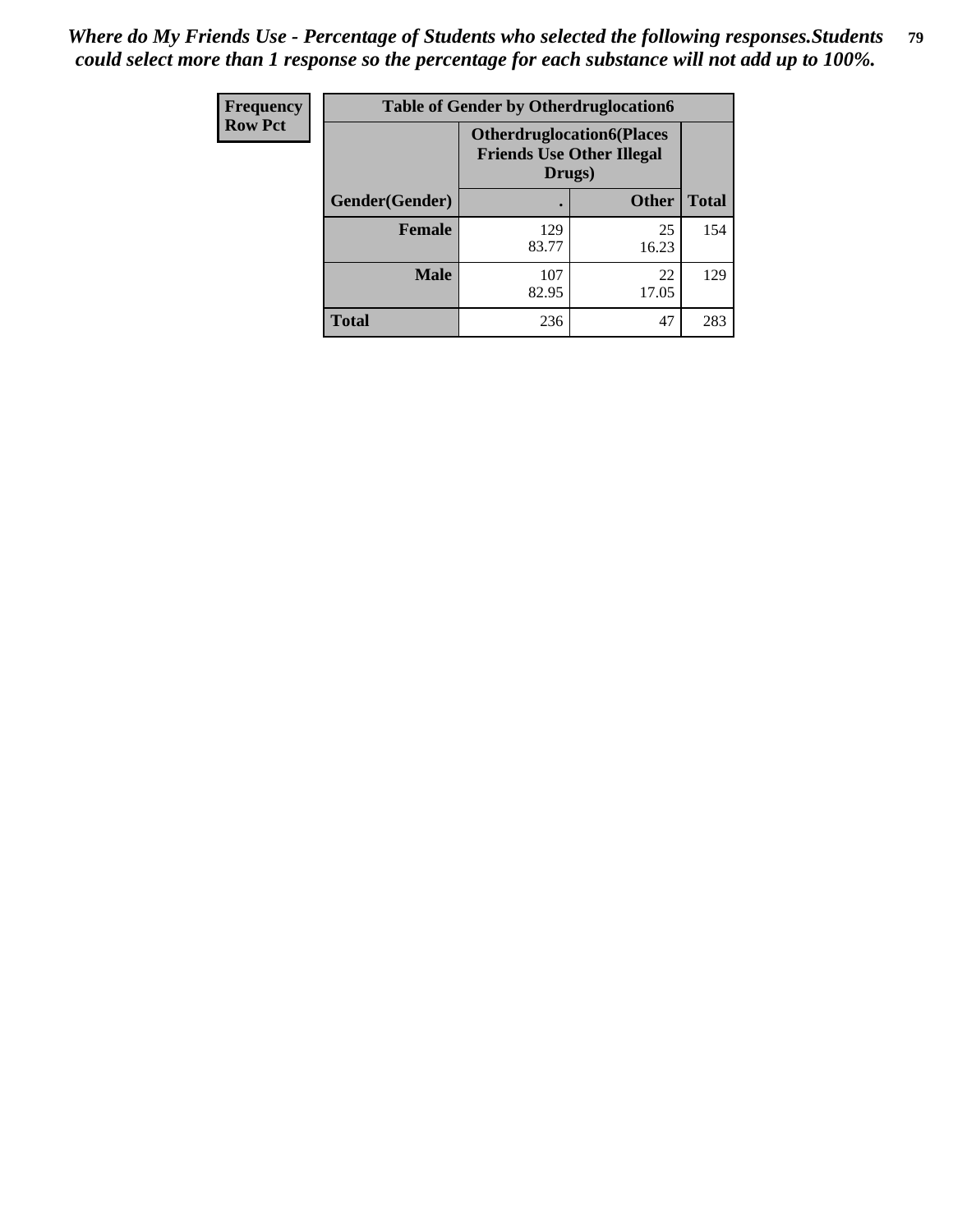*Where do My Friends Use - Percentage of Students who selected the following responses.Students could select more than 1 response so the percentage for each substance will not add up to 100%.*

| Frequency<br>Row Pct | Table of Gender by Otherdruglocation6 | | |
|---|---|---|---|
| | **Otherdruglocation6(Places Friends Use Other Illegal Drugs)** | | |
| **Gender(Gender)** | **.** | **Other** | **Total** |
| **Female** | 129<br>83.77 | 25<br>16.23 | 154 |
| **Male** | 107<br>82.95 | 22<br>17.05 | 129 |
| **Total** | 236 | 47 | 283 |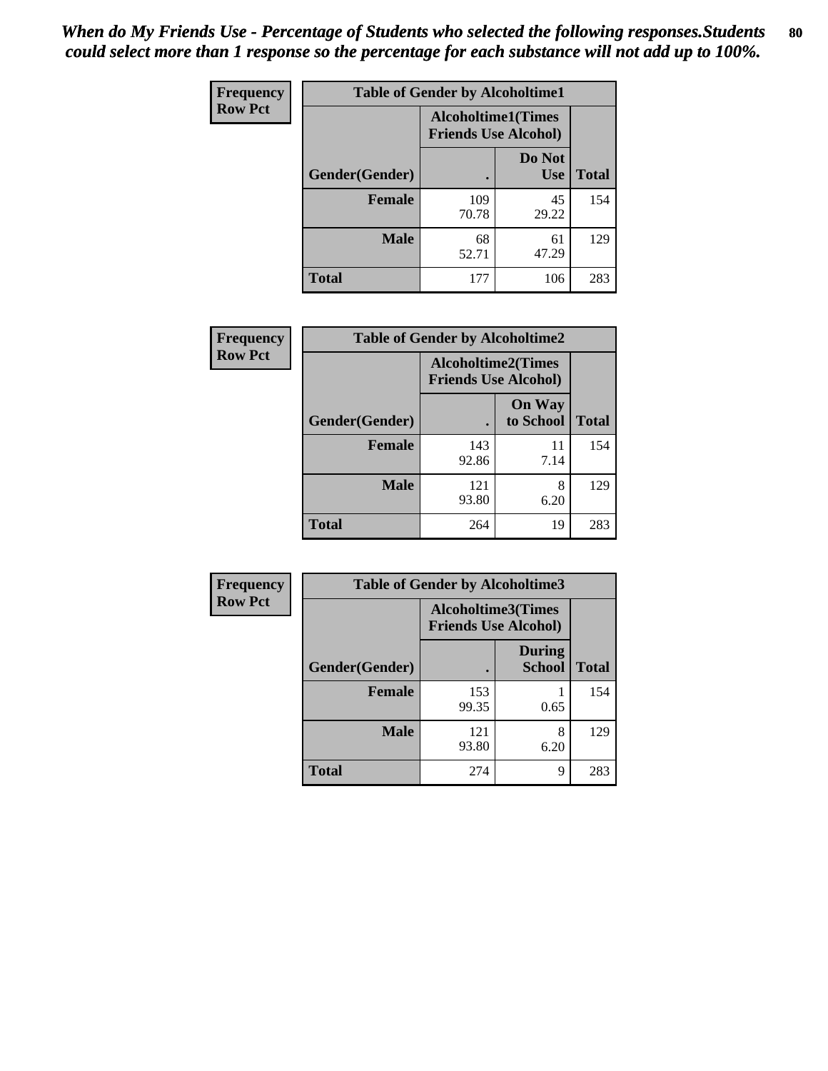*When do My Friends Use - Percentage of Students who selected the following responses.Students could select more than 1 response so the percentage for each substance will not add up to 100%.*

**Frequency**
**Row Pct**

| Table of Gender by Alcoholtime1 | | | |
|---|---|---|---|
| | Alcoholtime1(Times Friends Use Alcohol) | | |
| Gender(Gender) | . | Do Not Use | Total |
| **Female** | 109<br>70.78 | 45<br>29.22 | 154 |
| **Male** | 68<br>52.71 | 61<br>47.29 | 129 |
| **Total** | 177 | 106 | 283 |

**Frequency**
**Row Pct**

| Table of Gender by Alcoholtime2 | | | |
|---|---|---|---|
| | Alcoholtime2(Times Friends Use Alcohol) | | |
| Gender(Gender) | . | On Way to School | Total |
| **Female** | 143<br>92.86 | 11<br>7.14 | 154 |
| **Male** | 121<br>93.80 | 8<br>6.20 | 129 |
| **Total** | 264 | 19 | 283 |

**Frequency**
**Row Pct**

| Table of Gender by Alcoholtime3 | | | |
|---|---|---|---|
| | Alcoholtime3(Times Friends Use Alcohol) | | |
| Gender(Gender) | . | During School | Total |
| **Female** | 153<br>99.35 | 1<br>0.65 | 154 |
| **Male** | 121<br>93.80 | 8<br>6.20 | 129 |
| **Total** | 274 | 9 | 283 |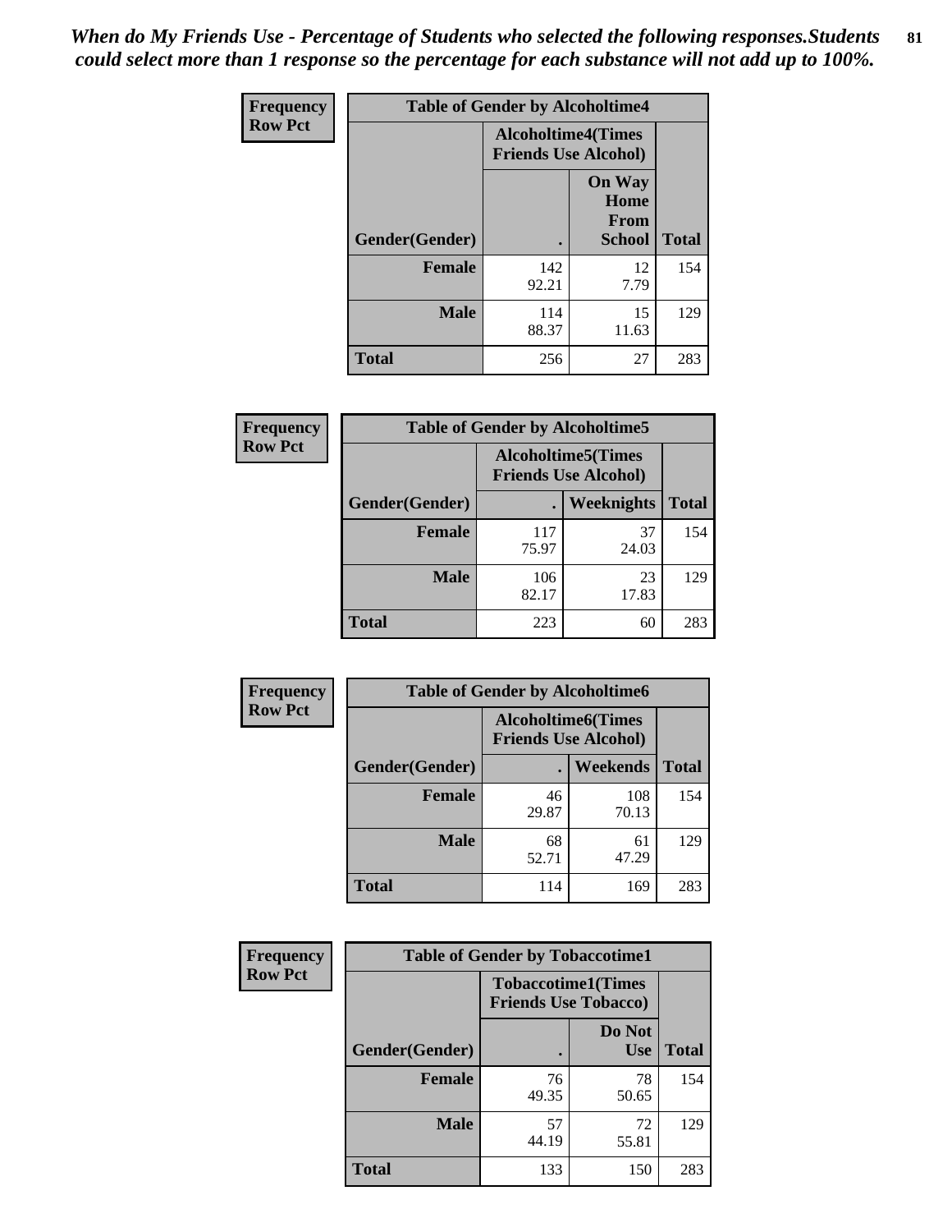*When do My Friends Use - Percentage of Students who selected the following responses.Students could select more than 1 response so the percentage for each substance will not add up to 100%.*

**Frequency**
**Row Pct**

| Table of Gender by Alcoholtime4 | | | |
|---|---|---|---|
| | Alcoholtime4(Times Friends Use Alcohol) | | |
| Gender(Gender) | . | On Way Home From School | Total |
| **Female** | 142<br>92.21 | 12<br>7.79 | 154 |
| **Male** | 114<br>88.37 | 15<br>11.63 | 129 |
| **Total** | 256 | 27 | 283 |

**Frequency**
**Row Pct**

| Table of Gender by Alcoholtime5 | | | |
|---|---|---|---|
| | Alcoholtime5(Times Friends Use Alcohol) | | |
| Gender(Gender) | . | Weeknights | Total |
| **Female** | 117<br>75.97 | 37<br>24.03 | 154 |
| **Male** | 106<br>82.17 | 23<br>17.83 | 129 |
| **Total** | 223 | 60 | 283 |

**Frequency**
**Row Pct**

| Table of Gender by Alcoholtime6 | | | |
|---|---|---|---|
| | Alcoholtime6(Times Friends Use Alcohol) | | |
| Gender(Gender) | . | Weekends | Total |
| **Female** | 46<br>29.87 | 108<br>70.13 | 154 |
| **Male** | 68<br>52.71 | 61<br>47.29 | 129 |
| **Total** | 114 | 169 | 283 |

**Frequency**
**Row Pct**

| Table of Gender by Tobaccotime1 | | | |
|---|---|---|---|
| | Tobaccotime1(Times Friends Use Tobacco) | | |
| Gender(Gender) | . | Do Not Use | Total |
| **Female** | 76<br>49.35 | 78<br>50.65 | 154 |
| **Male** | 57<br>44.19 | 72<br>55.81 | 129 |
| **Total** | 133 | 150 | 283 |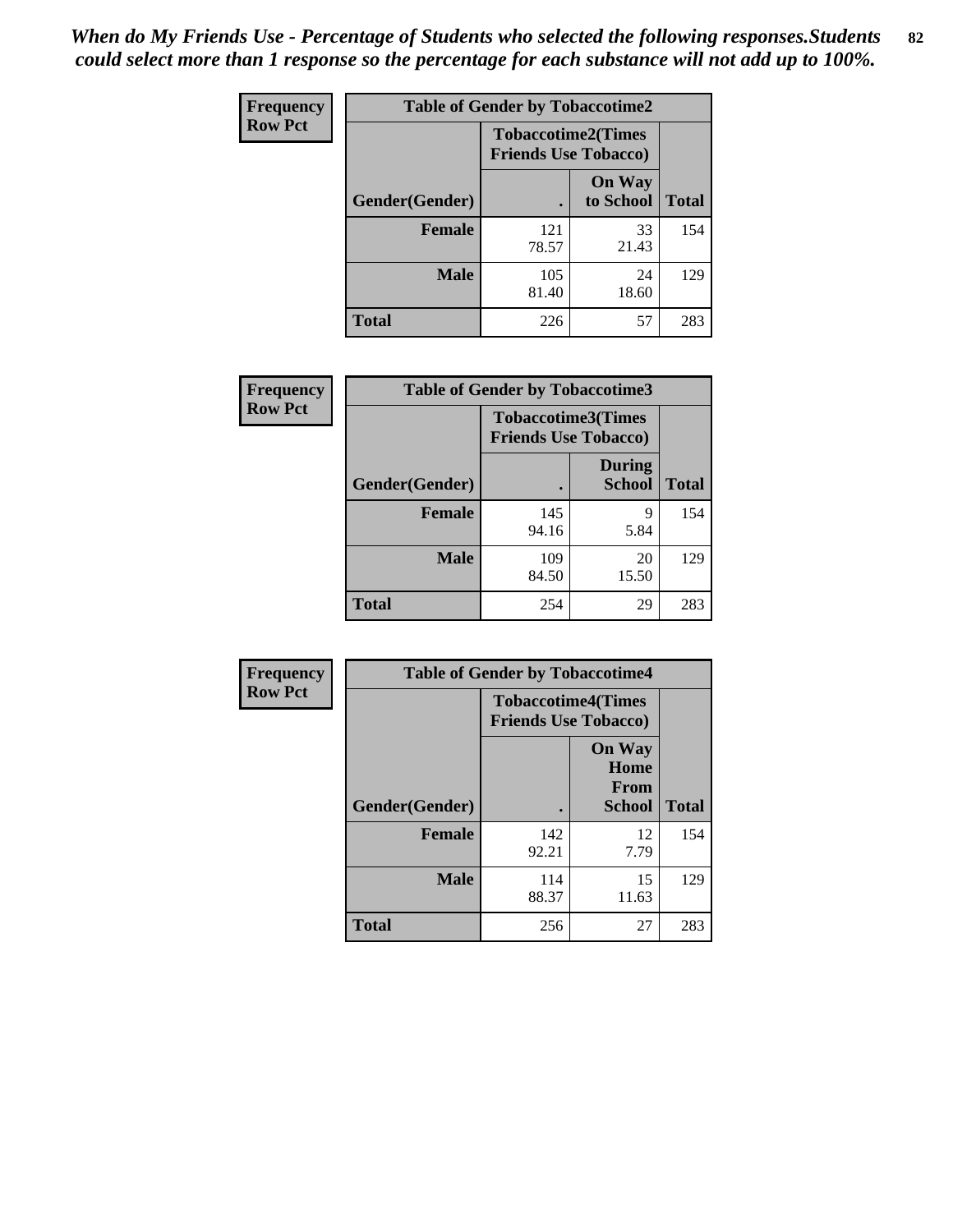*When do My Friends Use - Percentage of Students who selected the following responses.Students could select more than 1 response so the percentage for each substance will not add up to 100%.*

**Frequency**
**Row Pct**

| Table of Gender by Tobaccotime2 | | | |
|---|---|---|---|
| | Tobaccotime2(Times Friends Use Tobacco) | | |
| Gender(Gender) | . | On Way to School | Total |
| **Female** | 121<br>78.57 | 33<br>21.43 | 154 |
| **Male** | 105<br>81.40 | 24<br>18.60 | 129 |
| **Total** | 226 | 57 | 283 |

**Frequency**
**Row Pct**

| Table of Gender by Tobaccotime3 | | | |
|---|---|---|---|
| | Tobaccotime3(Times Friends Use Tobacco) | | |
| Gender(Gender) | . | During School | Total |
| **Female** | 145<br>94.16 | 9<br>5.84 | 154 |
| **Male** | 109<br>84.50 | 20<br>15.50 | 129 |
| **Total** | 254 | 29 | 283 |

**Frequency**
**Row Pct**

| Table of Gender by Tobaccotime4 | | | |
|---|---|---|---|
| | Tobaccotime4(Times Friends Use Tobacco) | | |
| Gender(Gender) | . | On Way Home From School | Total |
| **Female** | 142<br>92.21 | 12<br>7.79 | 154 |
| **Male** | 114<br>88.37 | 15<br>11.63 | 129 |
| **Total** | 256 | 27 | 283 |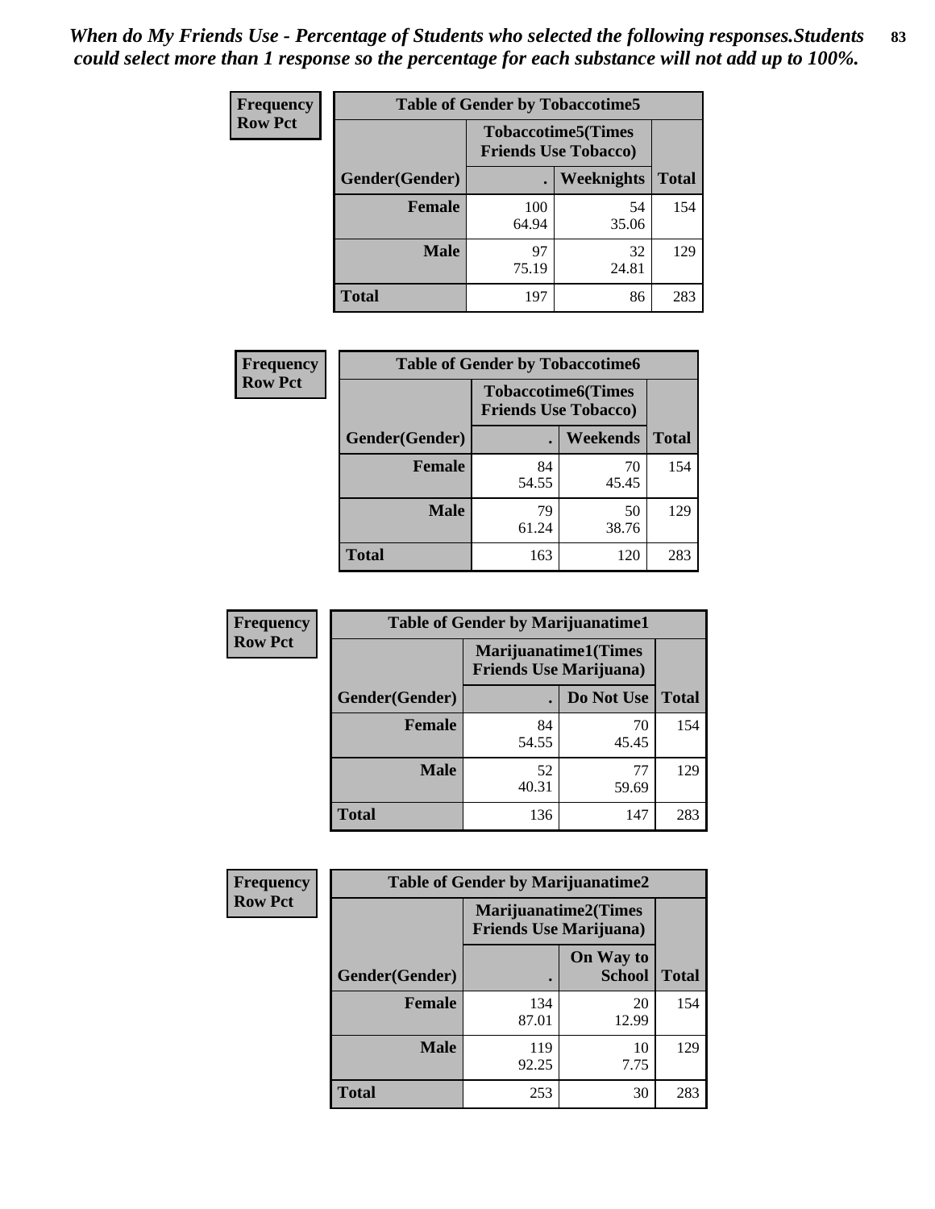*When do My Friends Use - Percentage of Students who selected the following responses.Students could select more than 1 response so the percentage for each substance will not add up to 100%.*

**Frequency**
**Row Pct**

| Table of Gender by Tobaccotime5 | | | |
|---|---|---|---|
| | Tobaccotime5(Times Friends Use Tobacco) | | |
| Gender(Gender) | . | Weeknights | Total |
| **Female** | 100<br>64.94 | 54<br>35.06 | 154 |
| **Male** | 97<br>75.19 | 32<br>24.81 | 129 |
| **Total** | 197 | 86 | 283 |

**Frequency**
**Row Pct**

| Table of Gender by Tobaccotime6 | | | |
|---|---|---|---|
| | Tobaccotime6(Times Friends Use Tobacco) | | |
| Gender(Gender) | . | Weekends | Total |
| **Female** | 84<br>54.55 | 70<br>45.45 | 154 |
| **Male** | 79<br>61.24 | 50<br>38.76 | 129 |
| **Total** | 163 | 120 | 283 |

**Frequency**
**Row Pct**

| Table of Gender by Marijuanatime1 | | | |
|---|---|---|---|
| | Marijuanatime1(Times Friends Use Marijuana) | | |
| Gender(Gender) | . | Do Not Use | Total |
| **Female** | 84<br>54.55 | 70<br>45.45 | 154 |
| **Male** | 52<br>40.31 | 77<br>59.69 | 129 |
| **Total** | 136 | 147 | 283 |

**Frequency**
**Row Pct**

| Table of Gender by Marijuanatime2 | | | |
|---|---|---|---|
| | Marijuanatime2(Times Friends Use Marijuana) | | |
| Gender(Gender) | . | On Way to School | Total |
| **Female** | 134<br>87.01 | 20<br>12.99 | 154 |
| **Male** | 119<br>92.25 | 10<br>7.75 | 129 |
| **Total** | 253 | 30 | 283 |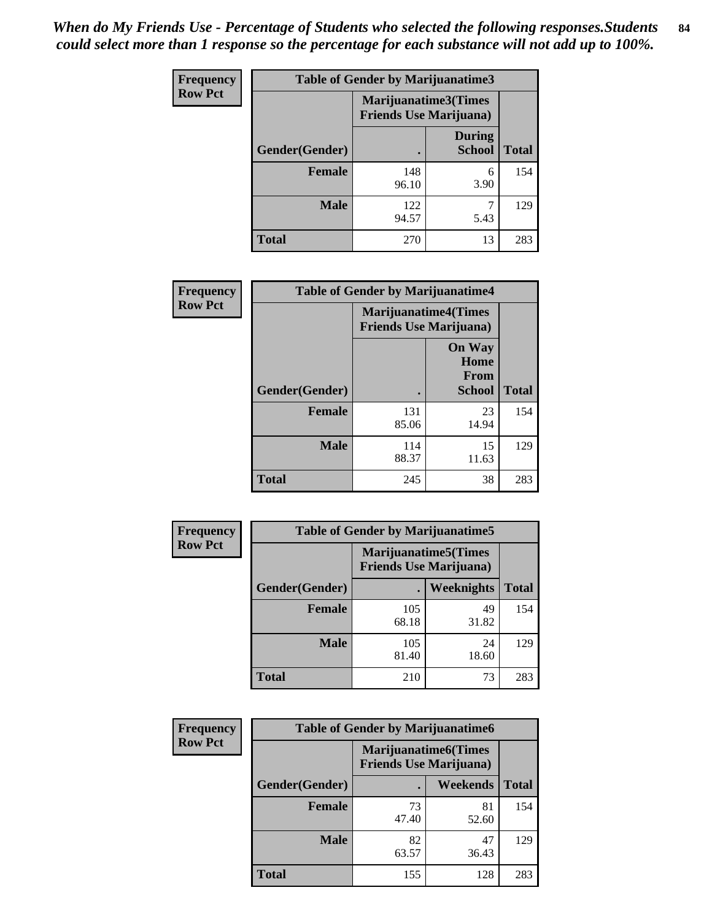*When do My Friends Use - Percentage of Students who selected the following responses.Students could select more than 1 response so the percentage for each substance will not add up to 100%.*

**Frequency**
**Row Pct**

| Table of Gender by Marijuanatime3 | | | |
|---|---|---|---|
| | Marijuanatime3(Times Friends Use Marijuana) | | |
| Gender(Gender) | . | During School | Total |
| **Female** | 148<br>96.10 | 6<br>3.90 | 154 |
| **Male** | 122<br>94.57 | 7<br>5.43 | 129 |
| **Total** | 270 | 13 | 283 |

**Frequency**
**Row Pct**

| Table of Gender by Marijuanatime4 | | | |
|---|---|---|---|
| | Marijuanatime4(Times Friends Use Marijuana) | | |
| Gender(Gender) | . | On Way Home From School | Total |
| **Female** | 131<br>85.06 | 23<br>14.94 | 154 |
| **Male** | 114<br>88.37 | 15<br>11.63 | 129 |
| **Total** | 245 | 38 | 283 |

**Frequency**
**Row Pct**

| Table of Gender by Marijuanatime5 | | | |
|---|---|---|---|
| | Marijuanatime5(Times Friends Use Marijuana) | | |
| Gender(Gender) | . | Weeknights | Total |
| **Female** | 105<br>68.18 | 49<br>31.82 | 154 |
| **Male** | 105<br>81.40 | 24<br>18.60 | 129 |
| **Total** | 210 | 73 | 283 |

**Frequency**
**Row Pct**

| Table of Gender by Marijuanatime6 | | | |
|---|---|---|---|
| | Marijuanatime6(Times Friends Use Marijuana) | | |
| Gender(Gender) | . | Weekends | Total |
| **Female** | 73<br>47.40 | 81<br>52.60 | 154 |
| **Male** | 82<br>63.57 | 47<br>36.43 | 129 |
| **Total** | 155 | 128 | 283 |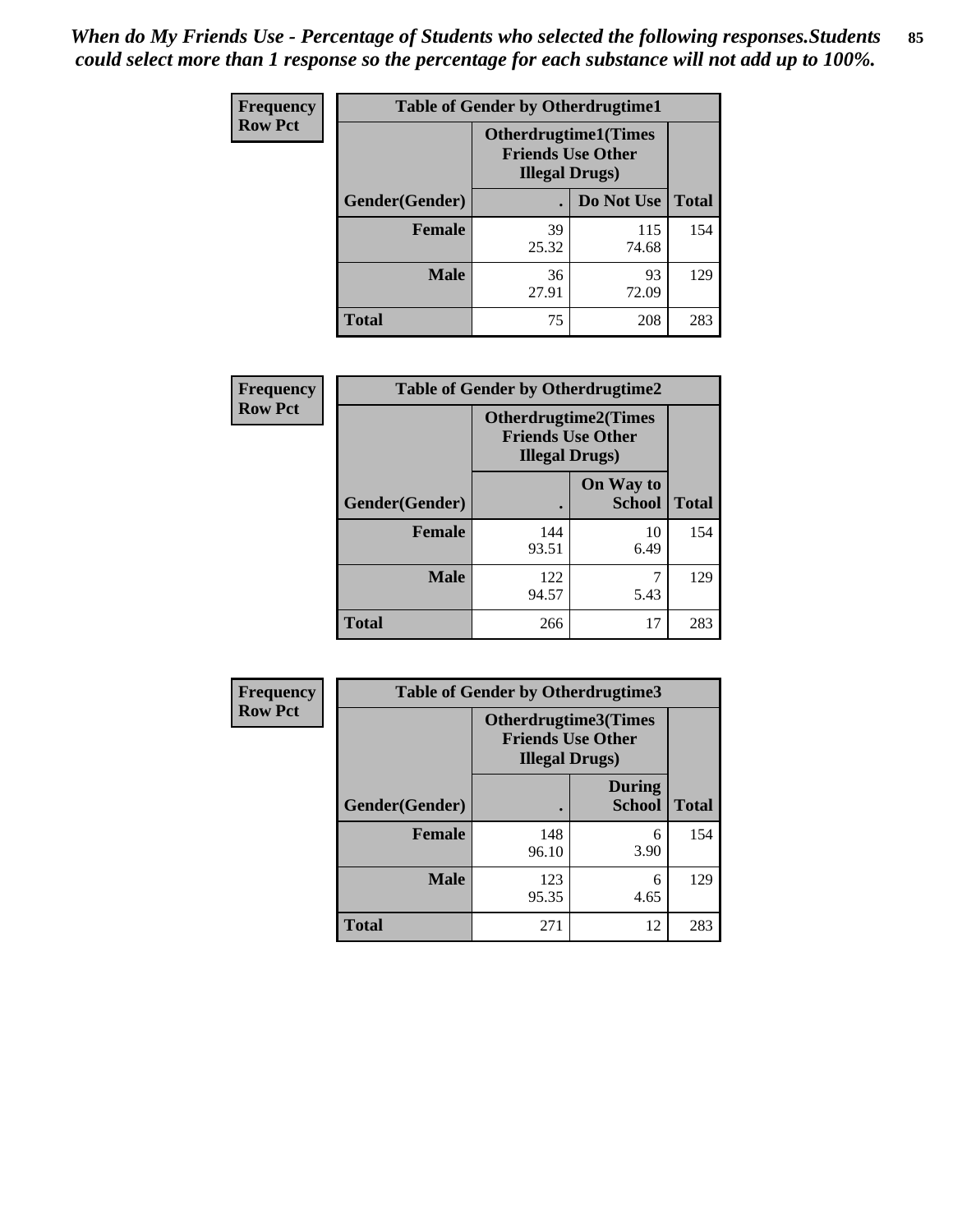*When do My Friends Use - Percentage of Students who selected the following responses.Students could select more than 1 response so the percentage for each substance will not add up to 100%.*

**Frequency**
**Row Pct**

| Table of Gender by Otherdrugtime1 | | | |
|---|---|---|---|
| | Otherdrugtime1(Times Friends Use Other Illegal Drugs) | | |
| Gender(Gender) | . | Do Not Use | Total |
| **Female** | 39<br>25.32 | 115<br>74.68 | 154 |
| **Male** | 36<br>27.91 | 93<br>72.09 | 129 |
| **Total** | 75 | 208 | 283 |

**Frequency**
**Row Pct**

| Table of Gender by Otherdrugtime2 | | | |
|---|---|---|---|
| | Otherdrugtime2(Times Friends Use Other Illegal Drugs) | | |
| Gender(Gender) | . | On Way to School | Total |
| **Female** | 144<br>93.51 | 10<br>6.49 | 154 |
| **Male** | 122<br>94.57 | 7<br>5.43 | 129 |
| **Total** | 266 | 17 | 283 |

**Frequency**
**Row Pct**

| Table of Gender by Otherdrugtime3 | | | |
|---|---|---|---|
| | Otherdrugtime3(Times Friends Use Other Illegal Drugs) | | |
| Gender(Gender) | . | During School | Total |
| **Female** | 148<br>96.10 | 6<br>3.90 | 154 |
| **Male** | 123<br>95.35 | 6<br>4.65 | 129 |
| **Total** | 271 | 12 | 283 |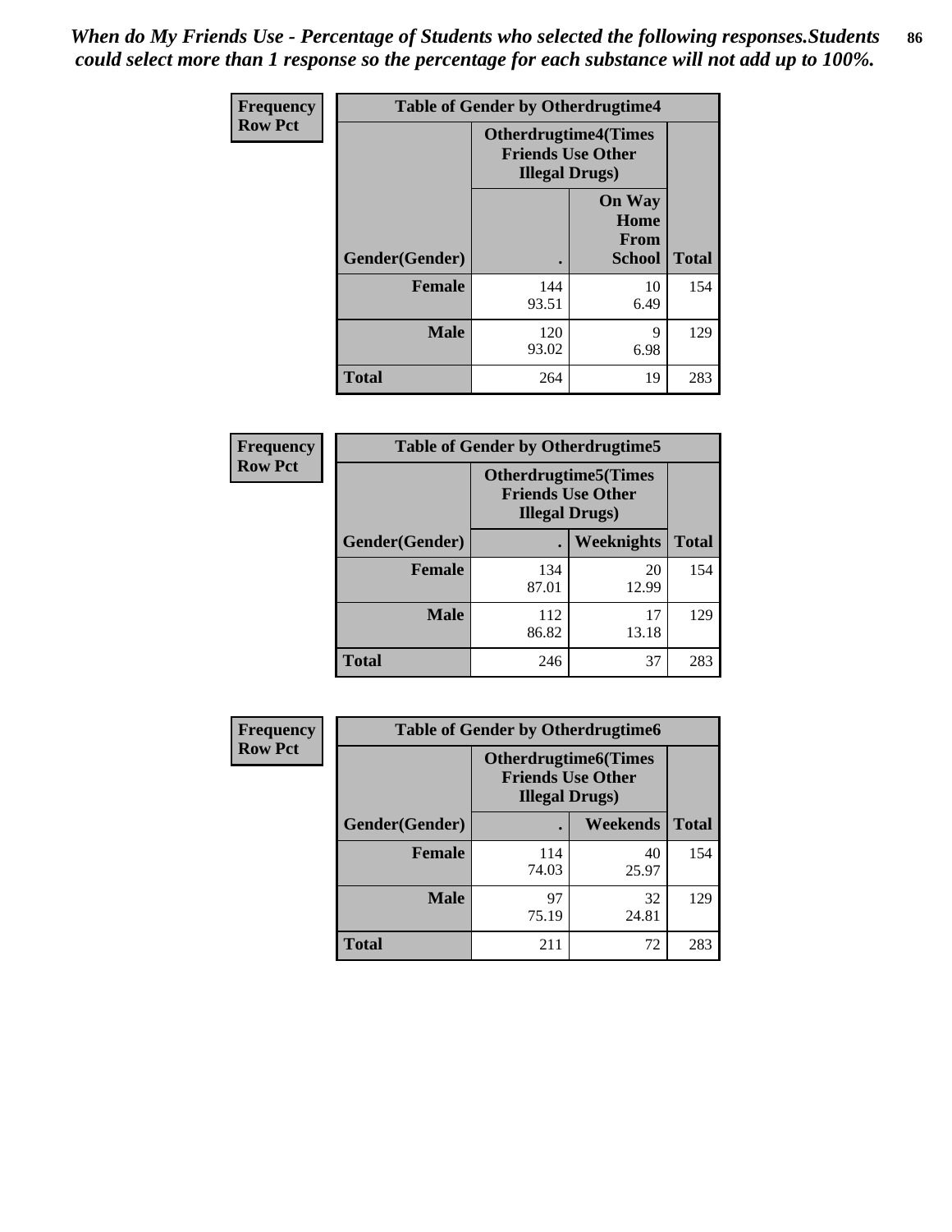*When do My Friends Use - Percentage of Students who selected the following responses.Students could select more than 1 response so the percentage for each substance will not add up to 100%.*

**Frequency**
**Row Pct**

| Table of Gender by Otherdrugtime4 | | | |
|---|---|---|---|
| | Otherdrugtime4(Times Friends Use Other Illegal Drugs) | | |
| Gender(Gender) | . | On Way Home From School | Total |
| **Female** | 144<br>93.51 | 10<br>6.49 | 154 |
| **Male** | 120<br>93.02 | 9<br>6.98 | 129 |
| **Total** | 264 | 19 | 283 |

**Frequency**
**Row Pct**

| Table of Gender by Otherdrugtime5 | | | |
|---|---|---|---|
| | Otherdrugtime5(Times Friends Use Other Illegal Drugs) | | |
| Gender(Gender) | . | Weeknights | Total |
| **Female** | 134<br>87.01 | 20<br>12.99 | 154 |
| **Male** | 112<br>86.82 | 17<br>13.18 | 129 |
| **Total** | 246 | 37 | 283 |

**Frequency**
**Row Pct**

| Table of Gender by Otherdrugtime6 | | | |
|---|---|---|---|
| | Otherdrugtime6(Times Friends Use Other Illegal Drugs) | | |
| Gender(Gender) | . | Weekends | Total |
| **Female** | 114<br>74.03 | 40<br>25.97 | 154 |
| **Male** | 97<br>75.19 | 32<br>24.81 | 129 |
| **Total** | 211 | 72 | 283 |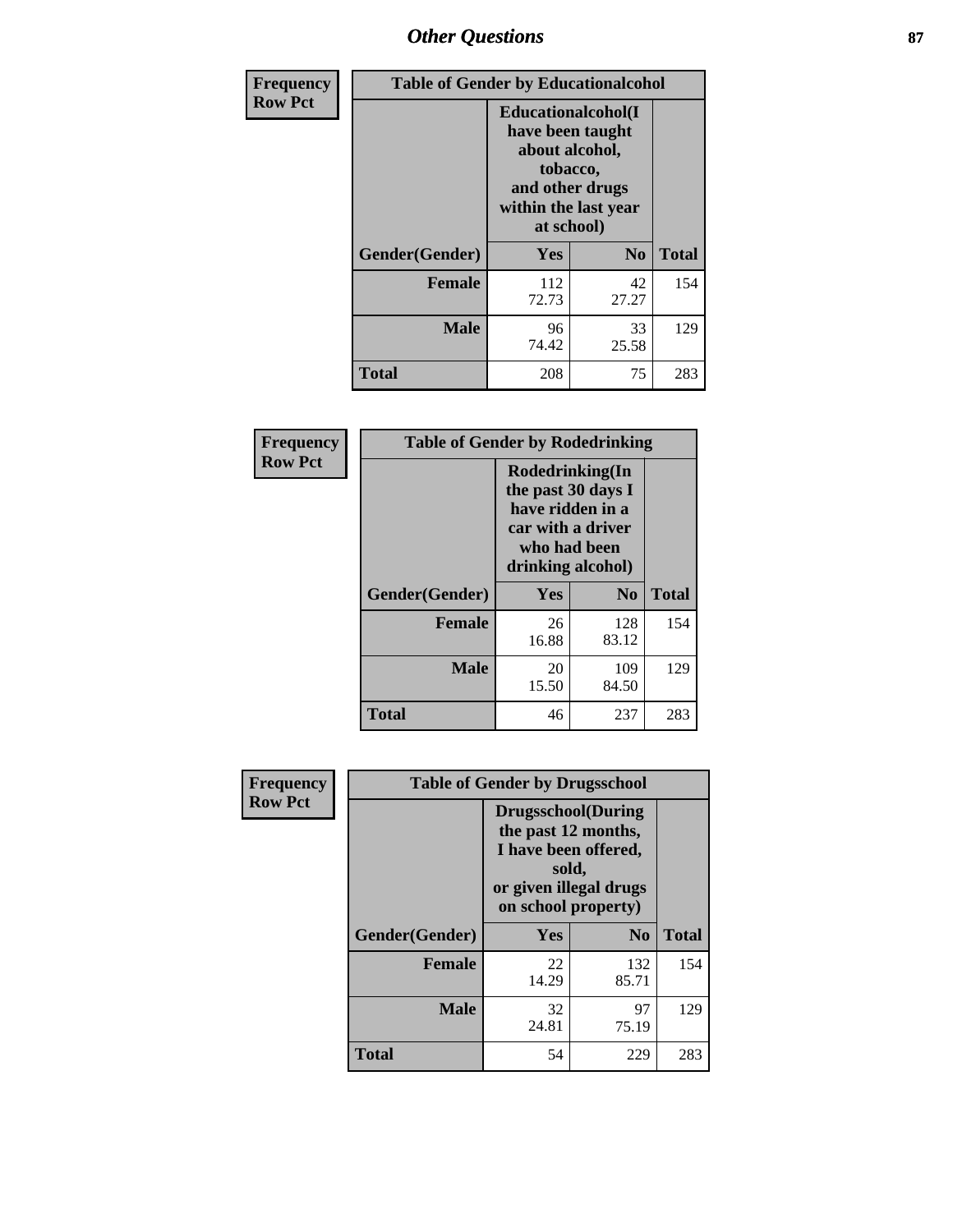**Frequency**
**Row Pct**

| Table of Gender by Educationalcohol | | | |
|---|---|---|---|
| | Educationalcohol(I have been taught about alcohol, tobacco, and other drugs within the last year at school) | | |
| Gender(Gender) | Yes | No | Total |
| Female | 112<br>72.73 | 42<br>27.27 | 154 |
| Male | 96<br>74.42 | 33<br>25.58 | 129 |
| Total | 208 | 75 | 283 |

**Frequency**
**Row Pct**

| Table of Gender by Rodedrinking | | | |
|---|---|---|---|
| | Rodedrinking(In the past 30 days I have ridden in a car with a driver who had been drinking alcohol) | | |
| Gender(Gender) | Yes | No | Total |
| Female | 26<br>16.88 | 128<br>83.12 | 154 |
| Male | 20<br>15.50 | 109<br>84.50 | 129 |
| Total | 46 | 237 | 283 |

**Frequency**
**Row Pct**

| Table of Gender by Drugsschool | | | |
|---|---|---|---|
| | Drugsschool(During the past 12 months, I have been offered, sold, or given illegal drugs on school property) | | |
| Gender(Gender) | Yes | No | Total |
| Female | 22<br>14.29 | 132<br>85.71 | 154 |
| Male | 32<br>24.81 | 97<br>75.19 | 129 |
| Total | 54 | 229 | 283 |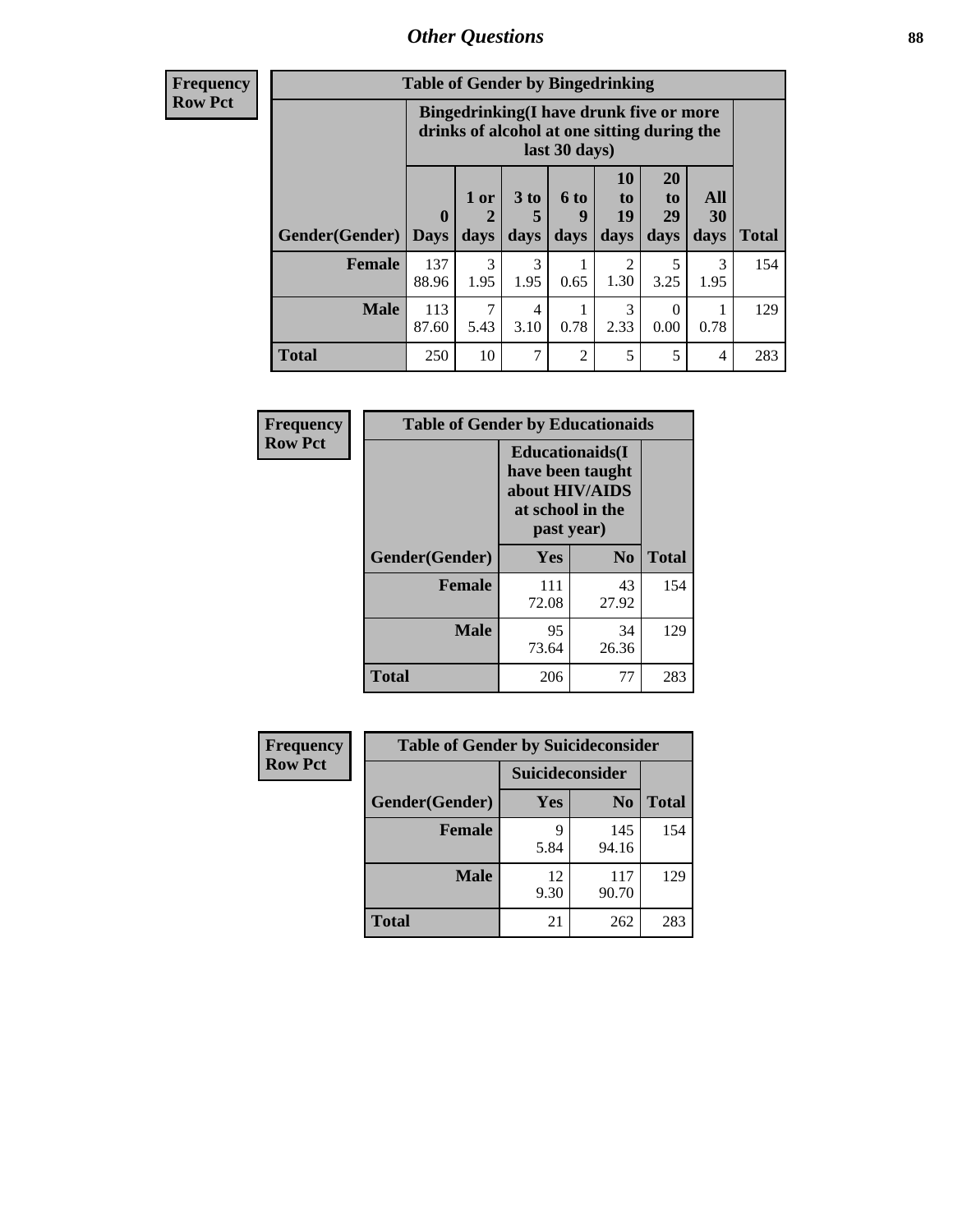# Other Questions

**Frequency**
**Row Pct**

| Table of Gender by Bingedrinking | | | | | | | | |
|---|---|---|---|---|---|---|---|---|
| | Bingedrinking(I have drunk five or more drinks of alcohol at one sitting during the last 30 days) | | | | | | | |
| Gender(Gender) | 0 Days | 1 or 2 days | 3 to 5 days | 6 to 9 days | 10 to 19 days | 20 to 29 days | All 30 days | Total |
| **Female** | 137<br>88.96 | 3<br>1.95 | 3<br>1.95 | 1<br>0.65 | 2<br>1.30 | 5<br>3.25 | 3<br>1.95 | 154 |
| **Male** | 113<br>87.60 | 7<br>5.43 | 4<br>3.10 | 1<br>0.78 | 3<br>2.33 | 0<br>0.00 | 1<br>0.78 | 129 |
| **Total** | 250 | 10 | 7 | 2 | 5 | 5 | 4 | 283 |

**Frequency**
**Row Pct**

| Table of Gender by Educationaids | | | |
|---|---|---|---|
| | Educationaids(I have been taught about HIV/AIDS at school in the past year) | | |
| Gender(Gender) | Yes | No | Total |
| **Female** | 111<br>72.08 | 43<br>27.92 | 154 |
| **Male** | 95<br>73.64 | 34<br>26.36 | 129 |
| **Total** | 206 | 77 | 283 |

**Frequency**
**Row Pct**

| Table of Gender by Suicideconsider | | | |
|---|---|---|---|
| | Suicideconsider | | |
| Gender(Gender) | Yes | No | Total |
| **Female** | 9<br>5.84 | 145<br>94.16 | 154 |
| **Male** | 12<br>9.30 | 117<br>90.70 | 129 |
| **Total** | 21 | 262 | 283 |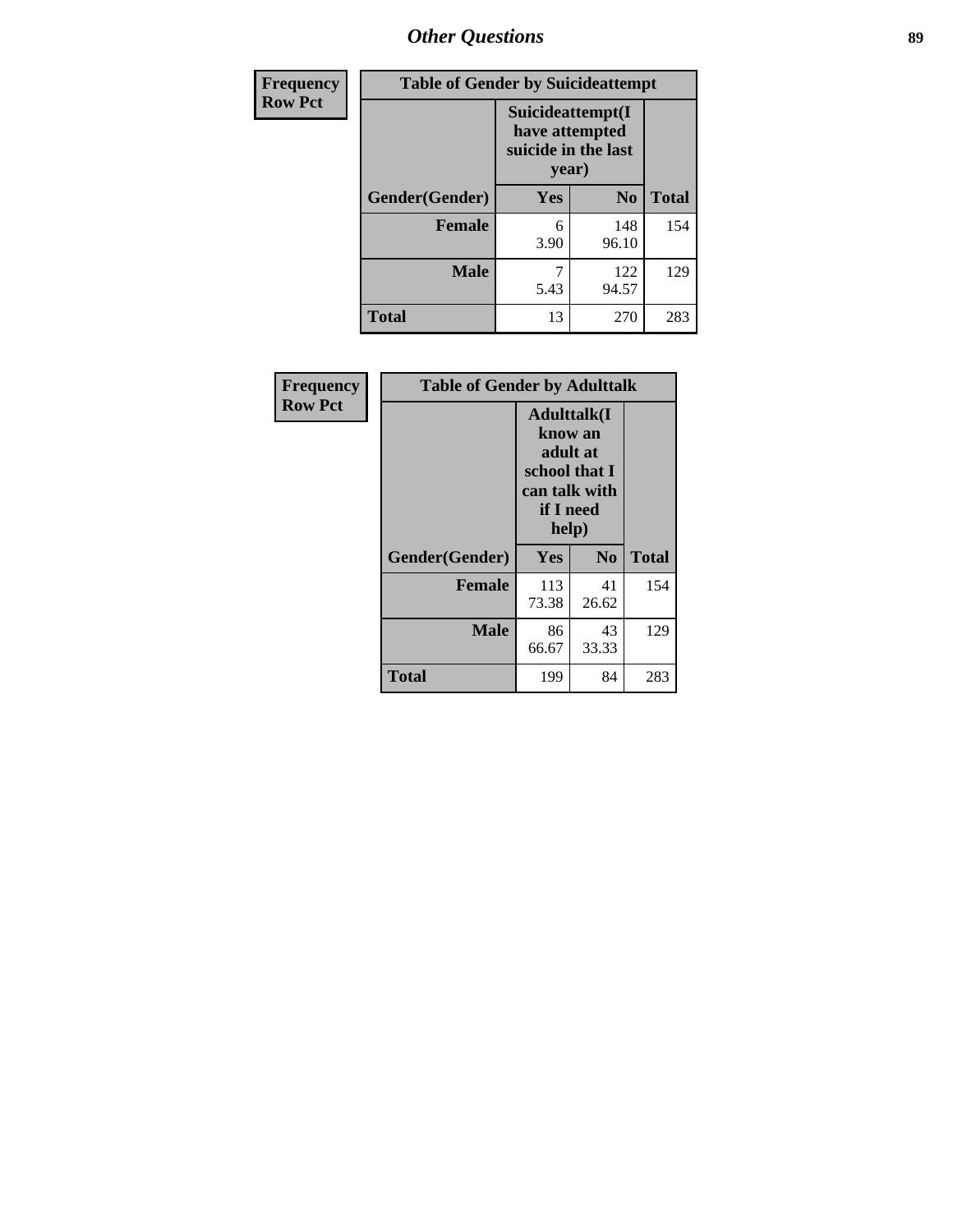## Other Questions

| Frequency Row Pct | Table of Gender by Suicideattempt | | |
|---|---|---|---|
| | Suicideattempt(I have attempted suicide in the last year) | | |
| Gender(Gender) | Yes | No | Total |
| Female | 6<br>3.90 | 148<br>96.10 | 154 |
| Male | 7<br>5.43 | 122<br>94.57 | 129 |
| Total | 13 | 270 | 283 |

| Frequency Row Pct | Table of Gender by Adulttalk | | |
|---|---|---|---|
| | Adulttalk(I know an adult at school that I can talk with if I need help) | | |
| Gender(Gender) | Yes | No | Total |
| Female | 113<br>73.38 | 41<br>26.62 | 154 |
| Male | 86<br>66.67 | 43<br>33.33 | 129 |
| Total | 199 | 84 | 283 |